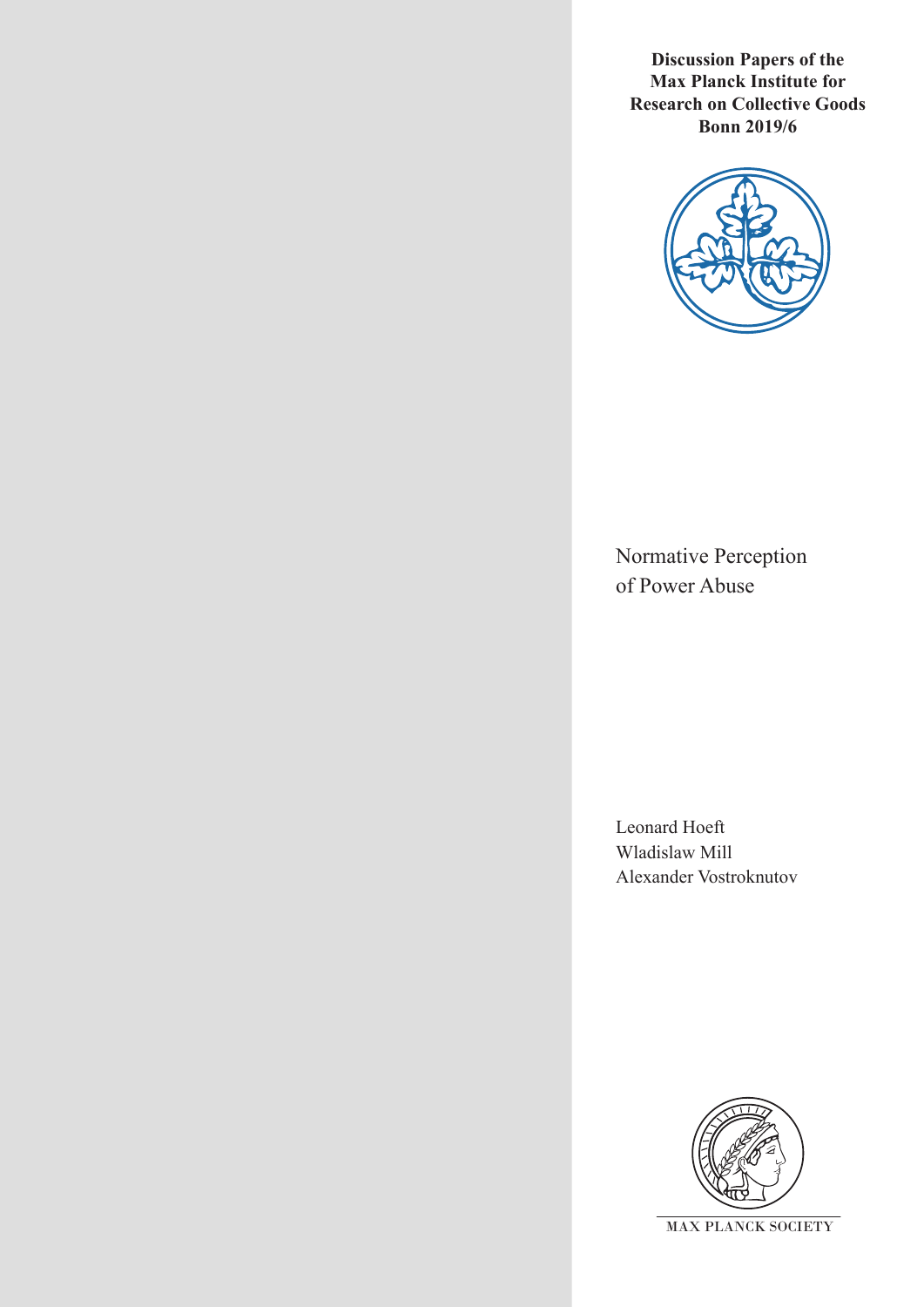**Discussion Papers of the Max Planck Institute for Research on Collective Goods Bonn 2019/6**

# Normative Perception of Power Abuse

Leonard Hoeft
Wladislaw Mill
Alexander Vostroknutov

MAX PLANCK SOCIETY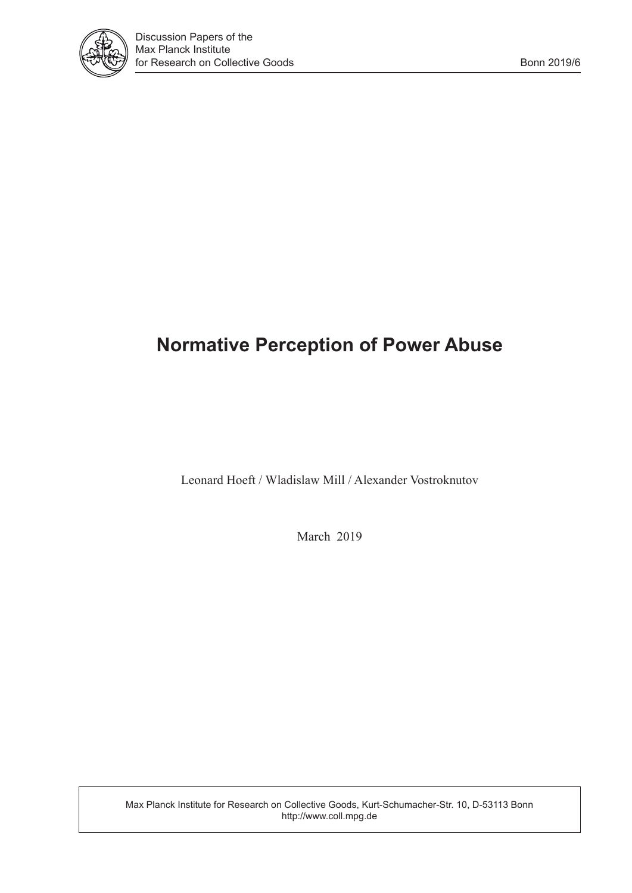# Normative Perception of Power Abuse

Leonard Hoeft / Wladislaw Mill / Alexander Vostroknutov

March 2019

Max Planck Institute for Research on Collective Goods, Kurt-Schumacher-Str. 10, D-53113 Bonn
http://www.coll.mpg.de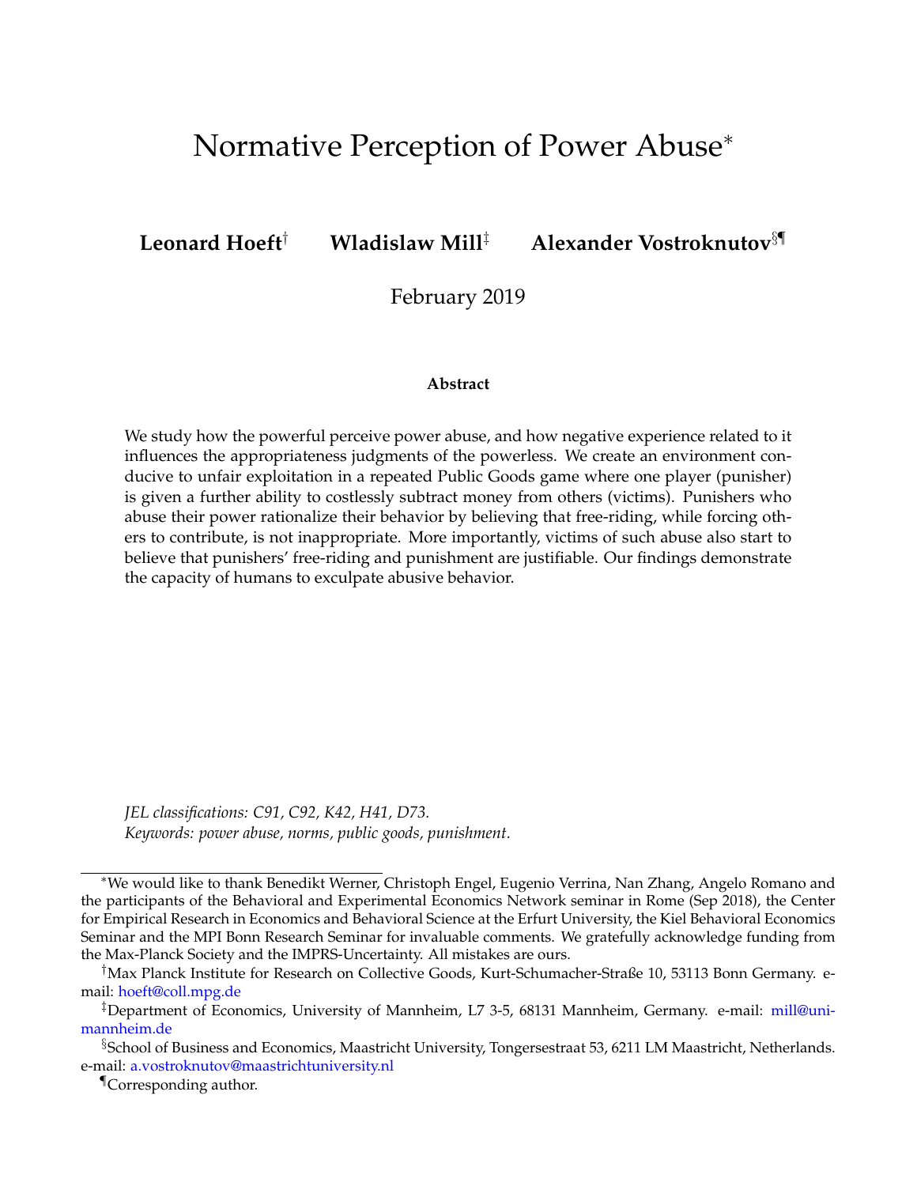# Normative Perception of Power Abuse*

**Leonard Hoeft**[†] **Wladislaw Mill**[‡] **Alexander Vostroknutov**[§¶]

February 2019

**Abstract**

We study how the powerful perceive power abuse, and how negative experience related to it influences the appropriateness judgments of the powerless. We create an environment conducive to unfair exploitation in a repeated Public Goods game where one player (punisher) is given a further ability to costlessly subtract money from others (victims). Punishers who abuse their power rationalize their behavior by believing that free-riding, while forcing others to contribute, is not inappropriate. More importantly, victims of such abuse also start to believe that punishers' free-riding and punishment are justifiable. Our findings demonstrate the capacity of humans to exculpate abusive behavior.

*JEL classifications: C91, C92, K42, H41, D73.*
*Keywords: power abuse, norms, public goods, punishment.*

---

*We would like to thank Benedikt Werner, Christoph Engel, Eugenio Verrina, Nan Zhang, Angelo Romano and the participants of the Behavioral and Experimental Economics Network seminar in Rome (Sep 2018), the Center for Empirical Research in Economics and Behavioral Science at the Erfurt University, the Kiel Behavioral Economics Seminar and the MPI Bonn Research Seminar for invaluable comments. We gratefully acknowledge funding from the Max-Planck Society and the IMPRS-Uncertainty. All mistakes are ours.

[†]Max Planck Institute for Research on Collective Goods, Kurt-Schumacher-Straße 10, 53113 Bonn Germany. e-mail: hoeft@coll.mpg.de

[‡]Department of Economics, University of Mannheim, L7 3-5, 68131 Mannheim, Germany. e-mail: mill@uni-mannheim.de

[§]School of Business and Economics, Maastricht University, Tongersestraat 53, 6211 LM Maastricht, Netherlands. e-mail: a.vostroknutov@maastrichtuniversity.nl

[¶]Corresponding author.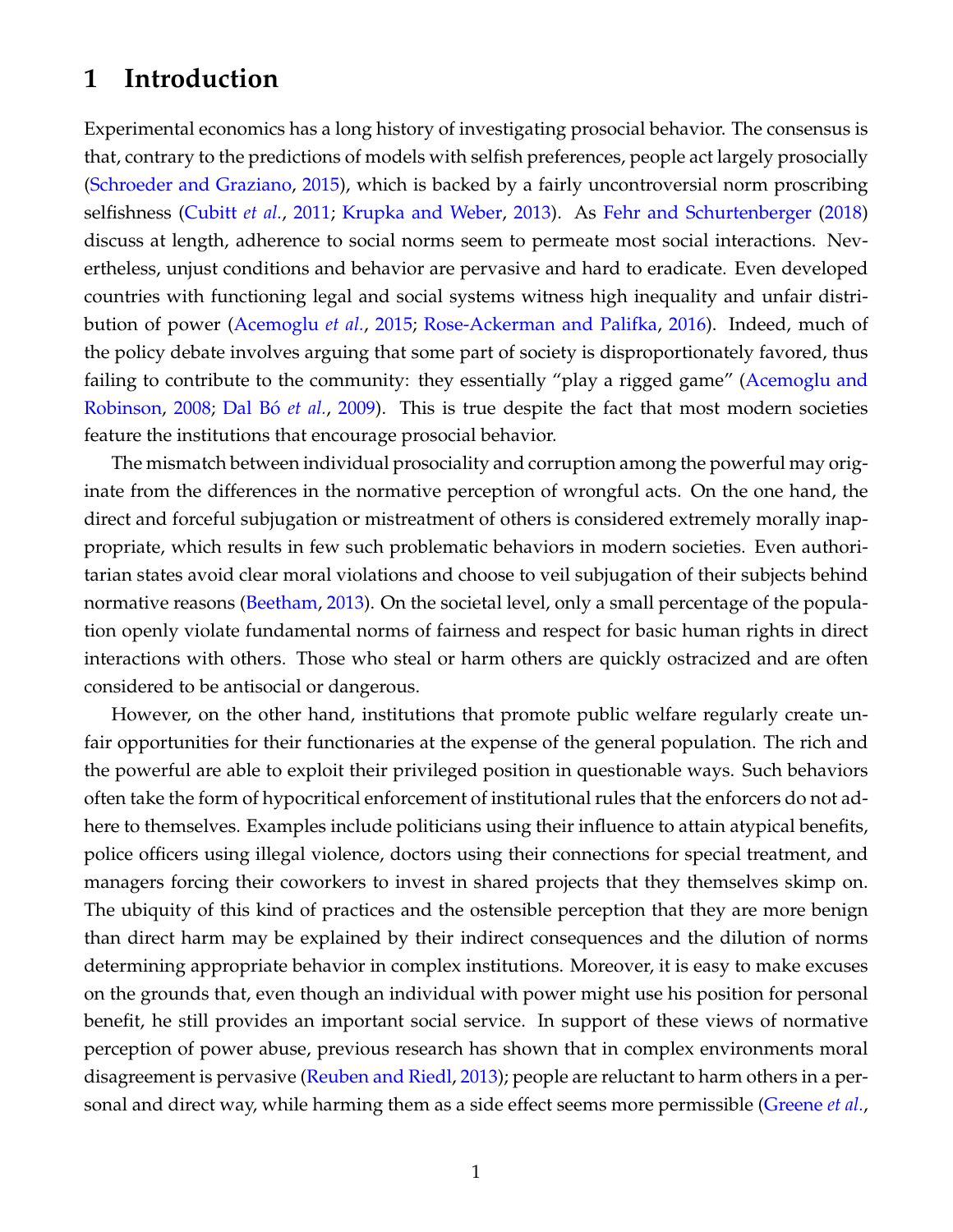# 1 Introduction

Experimental economics has a long history of investigating prosocial behavior. The consensus is that, contrary to the predictions of models with selfish preferences, people act largely prosocially (Schroeder and Graziano, 2015), which is backed by a fairly uncontroversial norm proscribing selfishness (Cubitt *et al.*, 2011; Krupka and Weber, 2013). As Fehr and Schurtenberger (2018) discuss at length, adherence to social norms seem to permeate most social interactions. Nevertheless, unjust conditions and behavior are pervasive and hard to eradicate. Even developed countries with functioning legal and social systems witness high inequality and unfair distribution of power (Acemoglu *et al.*, 2015; Rose-Ackerman and Palifka, 2016). Indeed, much of the policy debate involves arguing that some part of society is disproportionately favored, thus failing to contribute to the community: they essentially "play a rigged game" (Acemoglu and Robinson, 2008; Dal Bó *et al.*, 2009). This is true despite the fact that most modern societies feature the institutions that encourage prosocial behavior.

The mismatch between individual prosociality and corruption among the powerful may originate from the differences in the normative perception of wrongful acts. On the one hand, the direct and forceful subjugation or mistreatment of others is considered extremely morally inappropriate, which results in few such problematic behaviors in modern societies. Even authoritarian states avoid clear moral violations and choose to veil subjugation of their subjects behind normative reasons (Beetham, 2013). On the societal level, only a small percentage of the population openly violate fundamental norms of fairness and respect for basic human rights in direct interactions with others. Those who steal or harm others are quickly ostracized and are often considered to be antisocial or dangerous.

However, on the other hand, institutions that promote public welfare regularly create unfair opportunities for their functionaries at the expense of the general population. The rich and the powerful are able to exploit their privileged position in questionable ways. Such behaviors often take the form of hypocritical enforcement of institutional rules that the enforcers do not adhere to themselves. Examples include politicians using their influence to attain atypical benefits, police officers using illegal violence, doctors using their connections for special treatment, and managers forcing their coworkers to invest in shared projects that they themselves skimp on. The ubiquity of this kind of practices and the ostensible perception that they are more benign than direct harm may be explained by their indirect consequences and the dilution of norms determining appropriate behavior in complex institutions. Moreover, it is easy to make excuses on the grounds that, even though an individual with power might use his position for personal benefit, he still provides an important social service. In support of these views of normative perception of power abuse, previous research has shown that in complex environments moral disagreement is pervasive (Reuben and Riedl, 2013); people are reluctant to harm others in a personal and direct way, while harming them as a side effect seems more permissible (Greene *et al.*,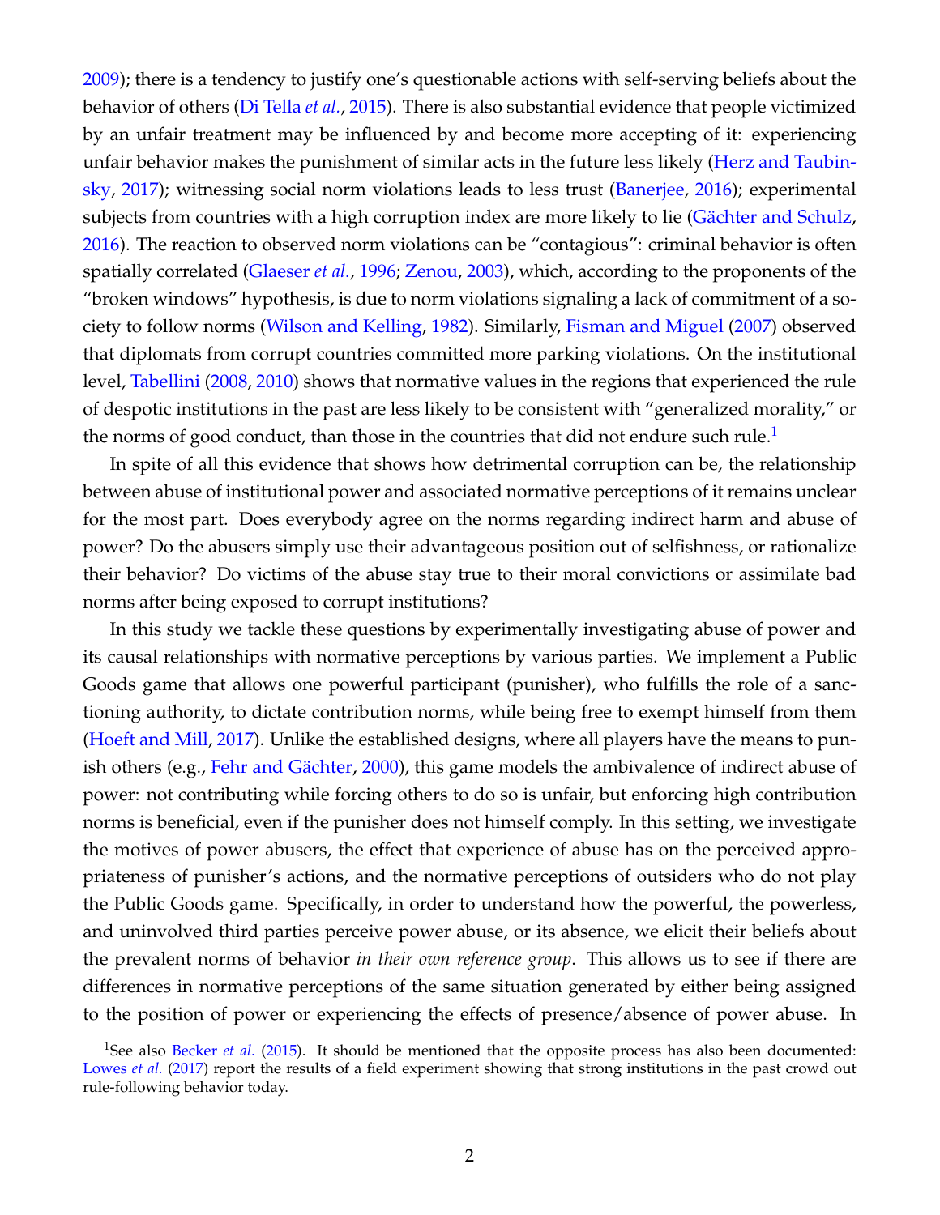2009); there is a tendency to justify one's questionable actions with self-serving beliefs about the behavior of others (Di Tella *et al.*, 2015). There is also substantial evidence that people victimized by an unfair treatment may be influenced by and become more accepting of it: experiencing unfair behavior makes the punishment of similar acts in the future less likely (Herz and Taubinsky, 2017); witnessing social norm violations leads to less trust (Banerjee, 2016); experimental subjects from countries with a high corruption index are more likely to lie (Gächter and Schulz, 2016). The reaction to observed norm violations can be "contagious": criminal behavior is often spatially correlated (Glaeser *et al.*, 1996; Zenou, 2003), which, according to the proponents of the "broken windows" hypothesis, is due to norm violations signaling a lack of commitment of a society to follow norms (Wilson and Kelling, 1982). Similarly, Fisman and Miguel (2007) observed that diplomats from corrupt countries committed more parking violations. On the institutional level, Tabellini (2008, 2010) shows that normative values in the regions that experienced the rule of despotic institutions in the past are less likely to be consistent with "generalized morality," or the norms of good conduct, than those in the countries that did not endure such rule.[1]

In spite of all this evidence that shows how detrimental corruption can be, the relationship between abuse of institutional power and associated normative perceptions of it remains unclear for the most part. Does everybody agree on the norms regarding indirect harm and abuse of power? Do the abusers simply use their advantageous position out of selfishness, or rationalize their behavior? Do victims of the abuse stay true to their moral convictions or assimilate bad norms after being exposed to corrupt institutions?

In this study we tackle these questions by experimentally investigating abuse of power and its causal relationships with normative perceptions by various parties. We implement a Public Goods game that allows one powerful participant (punisher), who fulfills the role of a sanctioning authority, to dictate contribution norms, while being free to exempt himself from them (Hoeft and Mill, 2017). Unlike the established designs, where all players have the means to punish others (e.g., Fehr and Gächter, 2000), this game models the ambivalence of indirect abuse of power: not contributing while forcing others to do so is unfair, but enforcing high contribution norms is beneficial, even if the punisher does not himself comply. In this setting, we investigate the motives of power abusers, the effect that experience of abuse has on the perceived appropriateness of punisher's actions, and the normative perceptions of outsiders who do not play the Public Goods game. Specifically, in order to understand how the powerful, the powerless, and uninvolved third parties perceive power abuse, or its absence, we elicit their beliefs about the prevalent norms of behavior *in their own reference group*. This allows us to see if there are differences in normative perceptions of the same situation generated by either being assigned to the position of power or experiencing the effects of presence/absence of power abuse. In

[1] See also Becker *et al.* (2015). It should be mentioned that the opposite process has also been documented: Lowes *et al.* (2017) report the results of a field experiment showing that strong institutions in the past crowd out rule-following behavior today.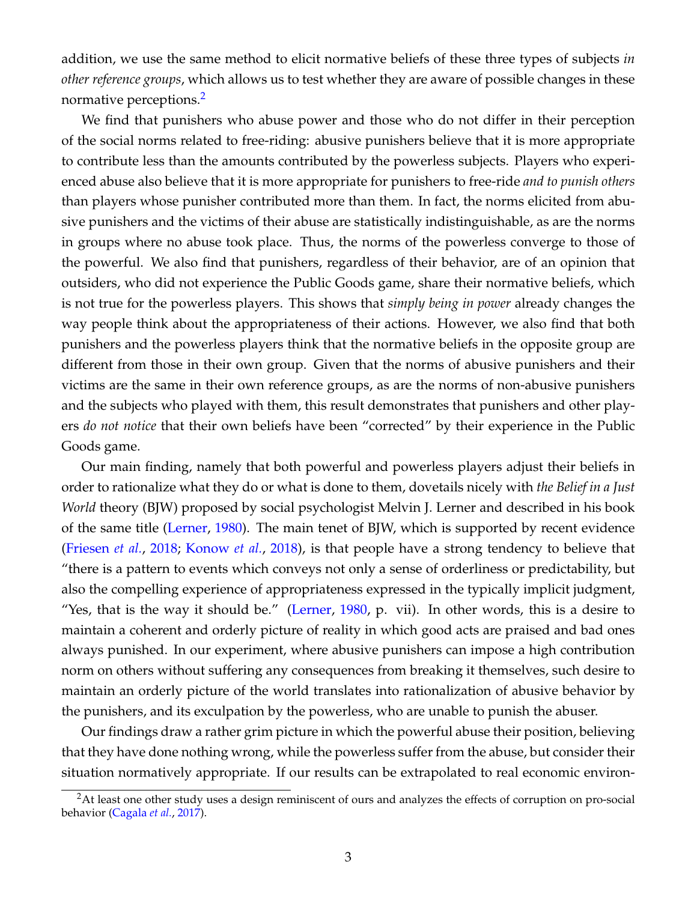addition, we use the same method to elicit normative beliefs of these three types of subjects *in other reference groups*, which allows us to test whether they are aware of possible changes in these normative perceptions.[2]

We find that punishers who abuse power and those who do not differ in their perception of the social norms related to free-riding: abusive punishers believe that it is more appropriate to contribute less than the amounts contributed by the powerless subjects. Players who experienced abuse also believe that it is more appropriate for punishers to free-ride *and to punish others* than players whose punisher contributed more than them. In fact, the norms elicited from abusive punishers and the victims of their abuse are statistically indistinguishable, as are the norms in groups where no abuse took place. Thus, the norms of the powerless converge to those of the powerful. We also find that punishers, regardless of their behavior, are of an opinion that outsiders, who did not experience the Public Goods game, share their normative beliefs, which is not true for the powerless players. This shows that *simply being in power* already changes the way people think about the appropriateness of their actions. However, we also find that both punishers and the powerless players think that the normative beliefs in the opposite group are different from those in their own group. Given that the norms of abusive punishers and their victims are the same in their own reference groups, as are the norms of non-abusive punishers and the subjects who played with them, this result demonstrates that punishers and other players *do not notice* that their own beliefs have been "corrected" by their experience in the Public Goods game.

Our main finding, namely that both powerful and powerless players adjust their beliefs in order to rationalize what they do or what is done to them, dovetails nicely with *the Belief in a Just World* theory (BJW) proposed by social psychologist Melvin J. Lerner and described in his book of the same title (Lerner, 1980). The main tenet of BJW, which is supported by recent evidence (Friesen *et al.*, 2018; Konow *et al.*, 2018), is that people have a strong tendency to believe that "there is a pattern to events which conveys not only a sense of orderliness or predictability, but also the compelling experience of appropriateness expressed in the typically implicit judgment, "Yes, that is the way it should be." (Lerner, 1980, p. vii). In other words, this is a desire to maintain a coherent and orderly picture of reality in which good acts are praised and bad ones always punished. In our experiment, where abusive punishers can impose a high contribution norm on others without suffering any consequences from breaking it themselves, such desire to maintain an orderly picture of the world translates into rationalization of abusive behavior by the punishers, and its exculpation by the powerless, who are unable to punish the abuser.

Our findings draw a rather grim picture in which the powerful abuse their position, believing that they have done nothing wrong, while the powerless suffer from the abuse, but consider their situation normatively appropriate. If our results can be extrapolated to real economic environ-

[2]At least one other study uses a design reminiscent of ours and analyzes the effects of corruption on pro-social behavior (Cagala *et al.*, 2017).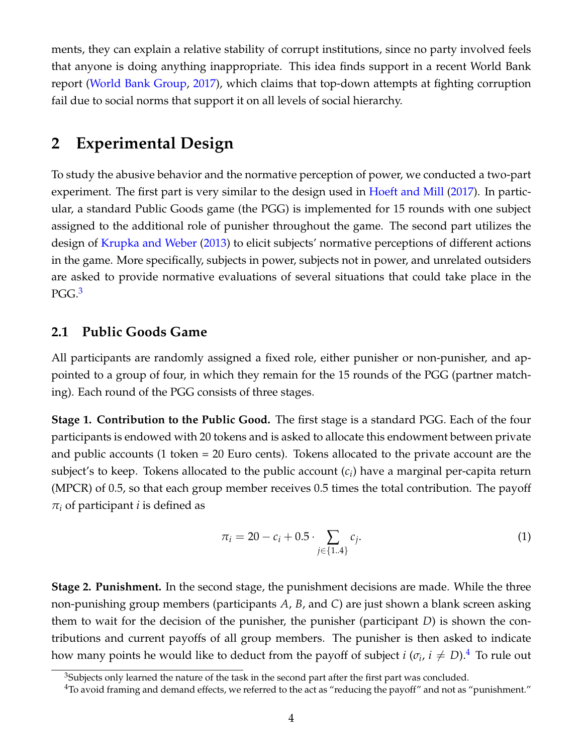ments, they can explain a relative stability of corrupt institutions, since no party involved feels that anyone is doing anything inappropriate. This idea finds support in a recent World Bank report (World Bank Group, 2017), which claims that top-down attempts at fighting corruption fail due to social norms that support it on all levels of social hierarchy.

# 2 Experimental Design

To study the abusive behavior and the normative perception of power, we conducted a two-part experiment. The first part is very similar to the design used in Hoeft and Mill (2017). In particular, a standard Public Goods game (the PGG) is implemented for 15 rounds with one subject assigned to the additional role of punisher throughout the game. The second part utilizes the design of Krupka and Weber (2013) to elicit subjects' normative perceptions of different actions in the game. More specifically, subjects in power, subjects not in power, and unrelated outsiders are asked to provide normative evaluations of several situations that could take place in the PGG.[3]

## 2.1 Public Goods Game

All participants are randomly assigned a fixed role, either punisher or non-punisher, and appointed to a group of four, in which they remain for the 15 rounds of the PGG (partner matching). Each round of the PGG consists of three stages.

**Stage 1. Contribution to the Public Good.** The first stage is a standard PGG. Each of the four participants is endowed with 20 tokens and is asked to allocate this endowment between private and public accounts (1 token = 20 Euro cents). Tokens allocated to the private account are the subject's to keep. Tokens allocated to the public account ($c_i$) have a marginal per-capita return (MPCR) of 0.5, so that each group member receives 0.5 times the total contribution. The payoff $\pi_i$ of participant $i$ is defined as

$$\pi_i = 20 - c_i + 0.5 \cdot \sum_{j \in \{1..4\}} c_j. \tag{1}$$

**Stage 2. Punishment.** In the second stage, the punishment decisions are made. While the three non-punishing group members (participants $A$, $B$, and $C$) are just shown a blank screen asking them to wait for the decision of the punisher, the punisher (participant $D$) is shown the contributions and current payoffs of all group members. The punisher is then asked to indicate how many points he would like to deduct from the payoff of subject $i$ ($\sigma_i$, $i \neq D$).[4] To rule out

[3] Subjects only learned the nature of the task in the second part after the first part was concluded.

[4] To avoid framing and demand effects, we referred to the act as "reducing the payoff" and not as "punishment."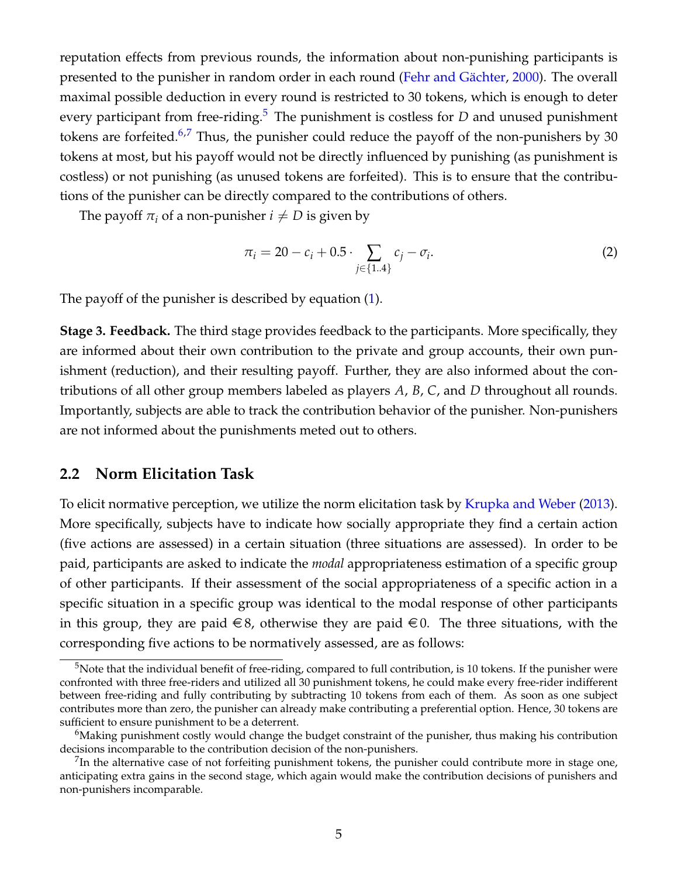reputation effects from previous rounds, the information about non-punishing participants is presented to the punisher in random order in each round (Fehr and Gächter, 2000). The overall maximal possible deduction in every round is restricted to 30 tokens, which is enough to deter every participant from free-riding.[5] The punishment is costless for $D$ and unused punishment tokens are forfeited.[6,7] Thus, the punisher could reduce the payoff of the non-punishers by 30 tokens at most, but his payoff would not be directly influenced by punishing (as punishment is costless) or not punishing (as unused tokens are forfeited). This is to ensure that the contributions of the punisher can be directly compared to the contributions of others.

The payoff $\pi_i$ of a non-punisher $i \neq D$ is given by

$$\pi_i = 20 - c_i + 0.5 \cdot \sum_{j \in \{1..4\}} c_j - \sigma_i. \tag{2}$$

The payoff of the punisher is described by equation (1).

**Stage 3. Feedback.** The third stage provides feedback to the participants. More specifically, they are informed about their own contribution to the private and group accounts, their own punishment (reduction), and their resulting payoff. Further, they are also informed about the contributions of all other group members labeled as players $A$, $B$, $C$, and $D$ throughout all rounds. Importantly, subjects are able to track the contribution behavior of the punisher. Non-punishers are not informed about the punishments meted out to others.

## 2.2 Norm Elicitation Task

To elicit normative perception, we utilize the norm elicitation task by Krupka and Weber (2013). More specifically, subjects have to indicate how socially appropriate they find a certain action (five actions are assessed) in a certain situation (three situations are assessed). In order to be paid, participants are asked to indicate the *modal* appropriateness estimation of a specific group of other participants. If their assessment of the social appropriateness of a specific action in a specific situation in a specific group was identical to the modal response of other participants in this group, they are paid €8, otherwise they are paid €0. The three situations, with the corresponding five actions to be normatively assessed, are as follows:

[5] Note that the individual benefit of free-riding, compared to full contribution, is 10 tokens. If the punisher were confronted with three free-riders and utilized all 30 punishment tokens, he could make every free-rider indifferent between free-riding and fully contributing by subtracting 10 tokens from each of them. As soon as one subject contributes more than zero, the punisher can already make contributing a preferential option. Hence, 30 tokens are sufficient to ensure punishment to be a deterrent.

[6] Making punishment costly would change the budget constraint of the punisher, thus making his contribution decisions incomparable to the contribution decision of the non-punishers.

[7] In the alternative case of not forfeiting punishment tokens, the punisher could contribute more in stage one, anticipating extra gains in the second stage, which again would make the contribution decisions of punishers and non-punishers incomparable.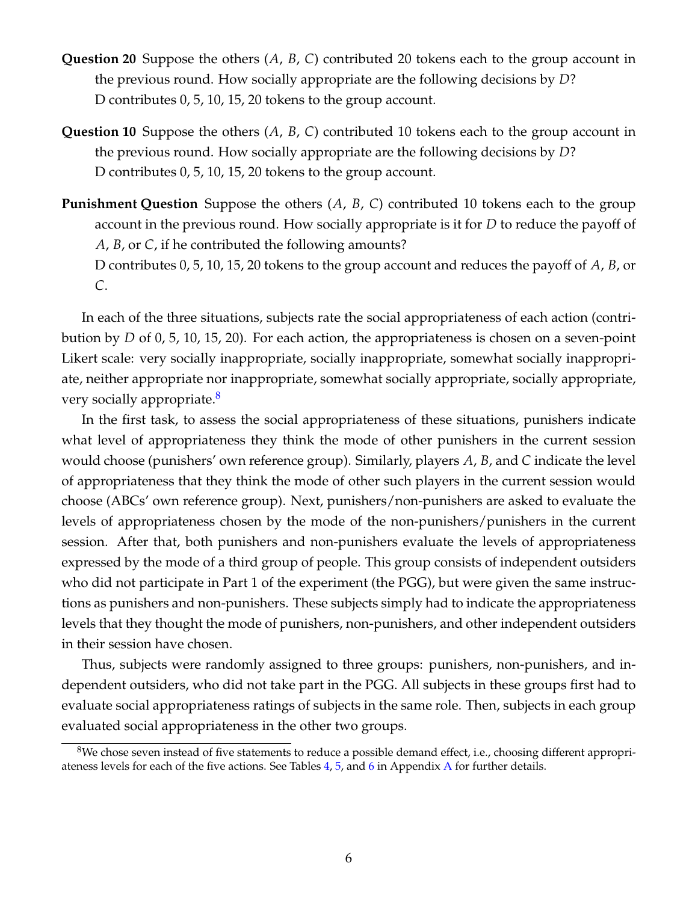**Question 20** Suppose the others ($A$, $B$, $C$) contributed 20 tokens each to the group account in the previous round. How socially appropriate are the following decisions by $D$?
D contributes 0, 5, 10, 15, 20 tokens to the group account.

**Question 10** Suppose the others ($A$, $B$, $C$) contributed 10 tokens each to the group account in the previous round. How socially appropriate are the following decisions by $D$?
D contributes 0, 5, 10, 15, 20 tokens to the group account.

**Punishment Question** Suppose the others ($A$, $B$, $C$) contributed 10 tokens each to the group account in the previous round. How socially appropriate is it for $D$ to reduce the payoff of $A$, $B$, or $C$, if he contributed the following amounts?
D contributes 0, 5, 10, 15, 20 tokens to the group account and reduces the payoff of $A$, $B$, or $C$.

In each of the three situations, subjects rate the social appropriateness of each action (contribution by $D$ of 0, 5, 10, 15, 20). For each action, the appropriateness is chosen on a seven-point Likert scale: very socially inappropriate, socially inappropriate, somewhat socially inappropriate, neither appropriate nor inappropriate, somewhat socially appropriate, socially appropriate, very socially appropriate.[8]

In the first task, to assess the social appropriateness of these situations, punishers indicate what level of appropriateness they think the mode of other punishers in the current session would choose (punishers' own reference group). Similarly, players $A$, $B$, and $C$ indicate the level of appropriateness that they think the mode of other such players in the current session would choose (ABCs' own reference group). Next, punishers/non-punishers are asked to evaluate the levels of appropriateness chosen by the mode of the non-punishers/punishers in the current session. After that, both punishers and non-punishers evaluate the levels of appropriateness expressed by the mode of a third group of people. This group consists of independent outsiders who did not participate in Part 1 of the experiment (the PGG), but were given the same instructions as punishers and non-punishers. These subjects simply had to indicate the appropriateness levels that they thought the mode of punishers, non-punishers, and other independent outsiders in their session have chosen.

Thus, subjects were randomly assigned to three groups: punishers, non-punishers, and independent outsiders, who did not take part in the PGG. All subjects in these groups first had to evaluate social appropriateness ratings of subjects in the same role. Then, subjects in each group evaluated social appropriateness in the other two groups.

[8]We chose seven instead of five statements to reduce a possible demand effect, i.e., choosing different appropriateness levels for each of the five actions. See Tables 4, 5, and 6 in Appendix A for further details.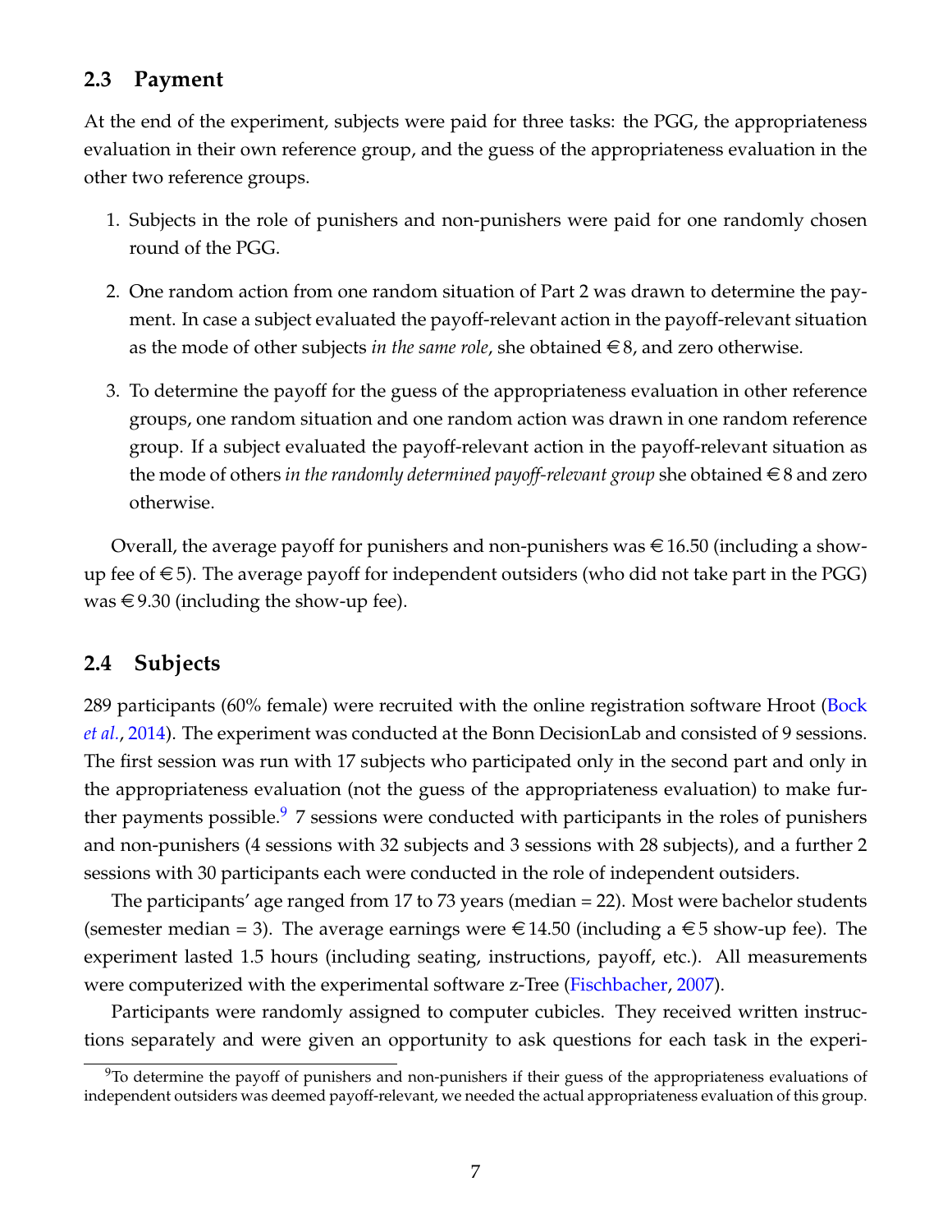### 2.3 Payment

At the end of the experiment, subjects were paid for three tasks: the PGG, the appropriateness evaluation in their own reference group, and the guess of the appropriateness evaluation in the other two reference groups.

1. Subjects in the role of punishers and non-punishers were paid for one randomly chosen round of the PGG.
2. One random action from one random situation of Part 2 was drawn to determine the payment. In case a subject evaluated the payoff-relevant action in the payoff-relevant situation as the mode of other subjects *in the same role*, she obtained €8, and zero otherwise.
3. To determine the payoff for the guess of the appropriateness evaluation in other reference groups, one random situation and one random action was drawn in one random reference group. If a subject evaluated the payoff-relevant action in the payoff-relevant situation as the mode of others *in the randomly determined payoff-relevant group* she obtained €8 and zero otherwise.

Overall, the average payoff for punishers and non-punishers was €16.50 (including a show-up fee of €5). The average payoff for independent outsiders (who did not take part in the PGG) was €9.30 (including the show-up fee).

### 2.4 Subjects

289 participants (60% female) were recruited with the online registration software Hroot (Bock *et al.*, 2014). The experiment was conducted at the Bonn DecisionLab and consisted of 9 sessions. The first session was run with 17 subjects who participated only in the second part and only in the appropriateness evaluation (not the guess of the appropriateness evaluation) to make further payments possible.[9] 7 sessions were conducted with participants in the roles of punishers and non-punishers (4 sessions with 32 subjects and 3 sessions with 28 subjects), and a further 2 sessions with 30 participants each were conducted in the role of independent outsiders.

The participants' age ranged from 17 to 73 years (median = 22). Most were bachelor students (semester median = 3). The average earnings were €14.50 (including a €5 show-up fee). The experiment lasted 1.5 hours (including seating, instructions, payoff, etc.). All measurements were computerized with the experimental software z-Tree (Fischbacher, 2007).

Participants were randomly assigned to computer cubicles. They received written instructions separately and were given an opportunity to ask questions for each task in the experi-

[9] To determine the payoff of punishers and non-punishers if their guess of the appropriateness evaluations of independent outsiders was deemed payoff-relevant, we needed the actual appropriateness evaluation of this group.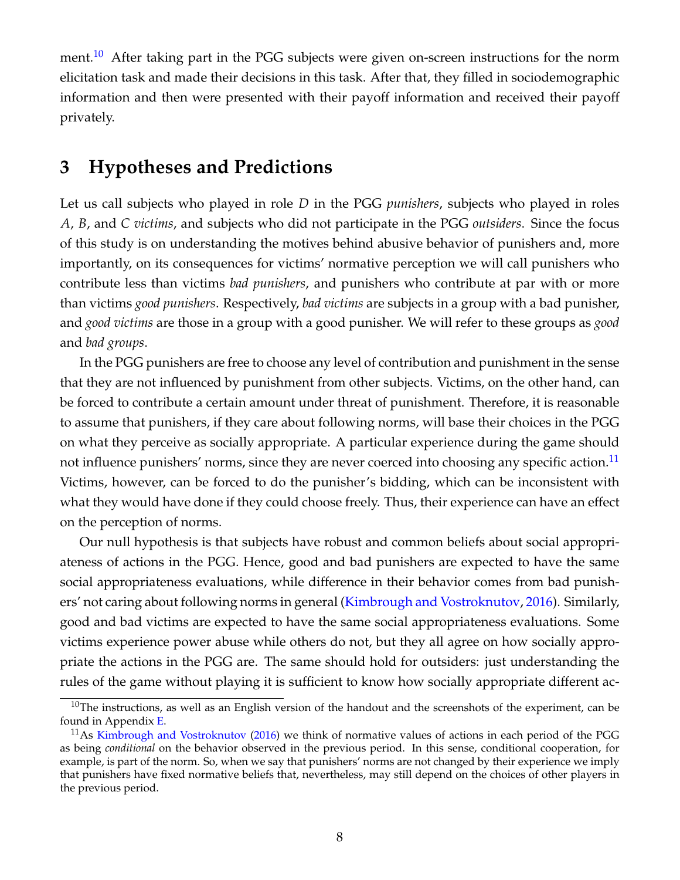ment.[10] After taking part in the PGG subjects were given on-screen instructions for the norm elicitation task and made their decisions in this task. After that, they filled in sociodemographic information and then were presented with their payoff information and received their payoff privately.

# 3 Hypotheses and Predictions

Let us call subjects who played in role *D* in the PGG *punishers*, subjects who played in roles *A*, *B*, and *C* *victims*, and subjects who did not participate in the PGG *outsiders*. Since the focus of this study is on understanding the motives behind abusive behavior of punishers and, more importantly, on its consequences for victims' normative perception we will call punishers who contribute less than victims *bad punishers*, and punishers who contribute at par with or more than victims *good punishers*. Respectively, *bad victims* are subjects in a group with a bad punisher, and *good victims* are those in a group with a good punisher. We will refer to these groups as *good* and *bad groups*.

In the PGG punishers are free to choose any level of contribution and punishment in the sense that they are not influenced by punishment from other subjects. Victims, on the other hand, can be forced to contribute a certain amount under threat of punishment. Therefore, it is reasonable to assume that punishers, if they care about following norms, will base their choices in the PGG on what they perceive as socially appropriate. A particular experience during the game should not influence punishers' norms, since they are never coerced into choosing any specific action.[11] Victims, however, can be forced to do the punisher's bidding, which can be inconsistent with what they would have done if they could choose freely. Thus, their experience can have an effect on the perception of norms.

Our null hypothesis is that subjects have robust and common beliefs about social appropriateness of actions in the PGG. Hence, good and bad punishers are expected to have the same social appropriateness evaluations, while difference in their behavior comes from bad punishers' not caring about following norms in general (Kimbrough and Vostroknutov, 2016). Similarly, good and bad victims are expected to have the same social appropriateness evaluations. Some victims experience power abuse while others do not, but they all agree on how socially appropriate the actions in the PGG are. The same should hold for outsiders: just understanding the rules of the game without playing it is sufficient to know how socially appropriate different ac-

[10] The instructions, as well as an English version of the handout and the screenshots of the experiment, can be found in Appendix E.

[11] As Kimbrough and Vostroknutov (2016) we think of normative values of actions in each period of the PGG as being *conditional* on the behavior observed in the previous period. In this sense, conditional cooperation, for example, is part of the norm. So, when we say that punishers' norms are not changed by their experience we imply that punishers have fixed normative beliefs that, nevertheless, may still depend on the choices of other players in the previous period.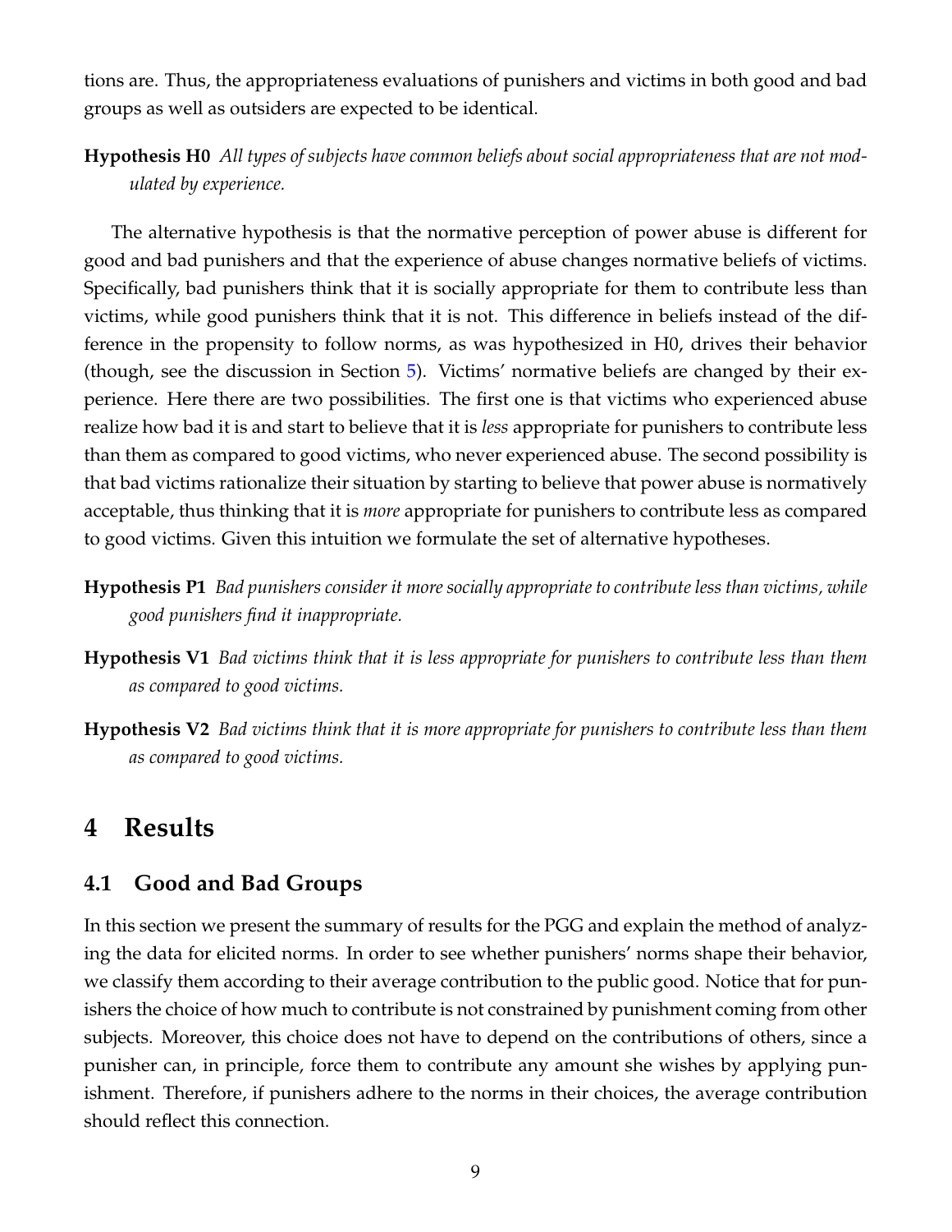tions are. Thus, the appropriateness evaluations of punishers and victims in both good and bad groups as well as outsiders are expected to be identical.

**Hypothesis H0** *All types of subjects have common beliefs about social appropriateness that are not modulated by experience.*

The alternative hypothesis is that the normative perception of power abuse is different for good and bad punishers and that the experience of abuse changes normative beliefs of victims. Specifically, bad punishers think that it is socially appropriate for them to contribute less than victims, while good punishers think that it is not. This difference in beliefs instead of the difference in the propensity to follow norms, as was hypothesized in H0, drives their behavior (though, see the discussion in Section 5). Victims' normative beliefs are changed by their experience. Here there are two possibilities. The first one is that victims who experienced abuse realize how bad it is and start to believe that it is *less* appropriate for punishers to contribute less than them as compared to good victims, who never experienced abuse. The second possibility is that bad victims rationalize their situation by starting to believe that power abuse is normatively acceptable, thus thinking that it is *more* appropriate for punishers to contribute less as compared to good victims. Given this intuition we formulate the set of alternative hypotheses.

**Hypothesis P1** *Bad punishers consider it more socially appropriate to contribute less than victims, while good punishers find it inappropriate.*

**Hypothesis V1** *Bad victims think that it is less appropriate for punishers to contribute less than them as compared to good victims.*

**Hypothesis V2** *Bad victims think that it is more appropriate for punishers to contribute less than them as compared to good victims.*

# 4 Results

## 4.1 Good and Bad Groups

In this section we present the summary of results for the PGG and explain the method of analyzing the data for elicited norms. In order to see whether punishers' norms shape their behavior, we classify them according to their average contribution to the public good. Notice that for punishers the choice of how much to contribute is not constrained by punishment coming from other subjects. Moreover, this choice does not have to depend on the contributions of others, since a punisher can, in principle, force them to contribute any amount she wishes by applying punishment. Therefore, if punishers adhere to the norms in their choices, the average contribution should reflect this connection.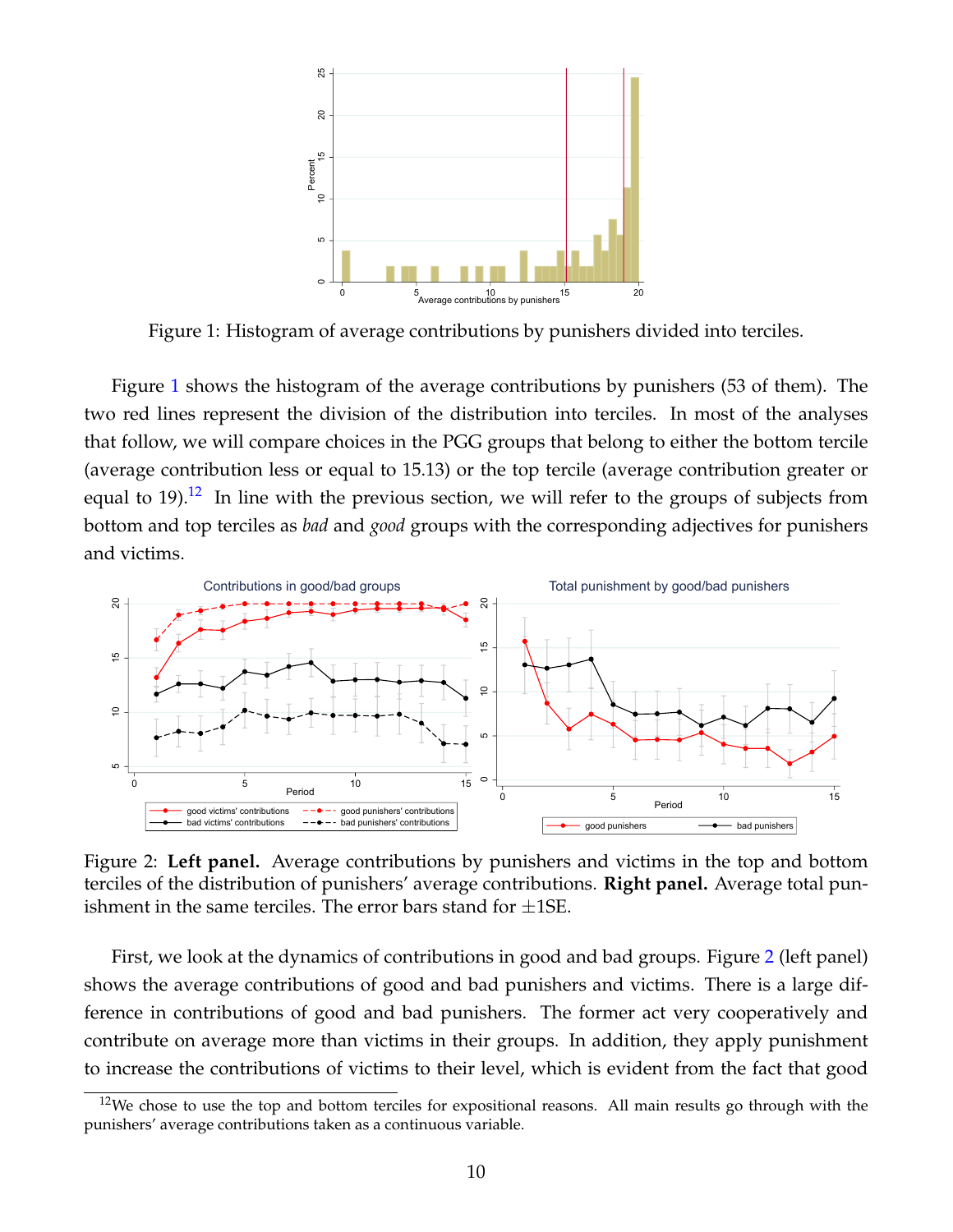Figure 1: Histogram of average contributions by punishers divided into terciles.

Figure 1 shows the histogram of the average contributions by punishers (53 of them). The two red lines represent the division of the distribution into terciles. In most of the analyses that follow, we will compare choices in the PGG groups that belong to either the bottom tercile (average contribution less or equal to 15.13) or the top tercile (average contribution greater or equal to 19).[12] In line with the previous section, we will refer to the groups of subjects from bottom and top terciles as *bad* and *good* groups with the corresponding adjectives for punishers and victims.

Figure 2: **Left panel.** Average contributions by punishers and victims in the top and bottom terciles of the distribution of punishers' average contributions. **Right panel.** Average total punishment in the same terciles. The error bars stand for $\pm$1SE.

First, we look at the dynamics of contributions in good and bad groups. Figure 2 (left panel) shows the average contributions of good and bad punishers and victims. There is a large difference in contributions of good and bad punishers. The former act very cooperatively and contribute on average more than victims in their groups. In addition, they apply punishment to increase the contributions of victims to their level, which is evident from the fact that good

[12] We chose to use the top and bottom terciles for expositional reasons. All main results go through with the punishers' average contributions taken as a continuous variable.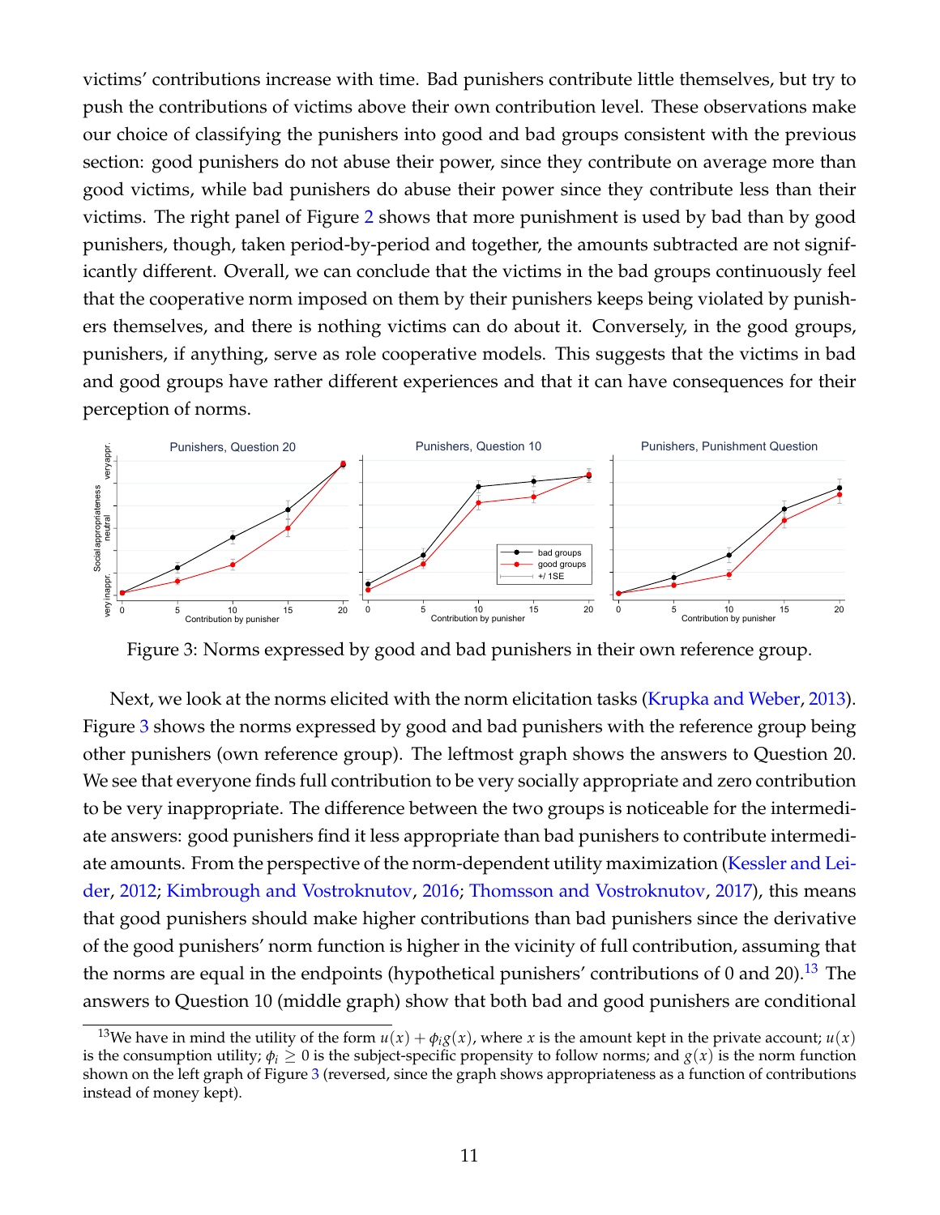victims' contributions increase with time. Bad punishers contribute little themselves, but try to push the contributions of victims above their own contribution level. These observations make our choice of classifying the punishers into good and bad groups consistent with the previous section: good punishers do not abuse their power, since they contribute on average more than good victims, while bad punishers do abuse their power since they contribute less than their victims. The right panel of Figure 2 shows that more punishment is used by bad than by good punishers, though, taken period-by-period and together, the amounts subtracted are not significantly different. Overall, we can conclude that the victims in the bad groups continuously feel that the cooperative norm imposed on them by their punishers keeps being violated by punishers themselves, and there is nothing victims can do about it. Conversely, in the good groups, punishers, if anything, serve as role cooperative models. This suggests that the victims in bad and good groups have rather different experiences and that it can have consequences for their perception of norms.

Figure 3: Norms expressed by good and bad punishers in their own reference group.

Next, we look at the norms elicited with the norm elicitation tasks (Krupka and Weber, 2013). Figure 3 shows the norms expressed by good and bad punishers with the reference group being other punishers (own reference group). The leftmost graph shows the answers to Question 20. We see that everyone finds full contribution to be very socially appropriate and zero contribution to be very inappropriate. The difference between the two groups is noticeable for the intermediate answers: good punishers find it less appropriate than bad punishers to contribute intermediate amounts. From the perspective of the norm-dependent utility maximization (Kessler and Leider, 2012; Kimbrough and Vostroknutov, 2016; Thomsson and Vostroknutov, 2017), this means that good punishers should make higher contributions than bad punishers since the derivative of the good punishers' norm function is higher in the vicinity of full contribution, assuming that the norms are equal in the endpoints (hypothetical punishers' contributions of 0 and 20).[13] The answers to Question 10 (middle graph) show that both bad and good punishers are conditional

[13] We have in mind the utility of the form $u(x) + \phi_i g(x)$, where $x$ is the amount kept in the private account; $u(x)$ is the consumption utility; $\phi_i \geq 0$ is the subject-specific propensity to follow norms; and $g(x)$ is the norm function shown on the left graph of Figure 3 (reversed, since the graph shows appropriateness as a function of contributions instead of money kept).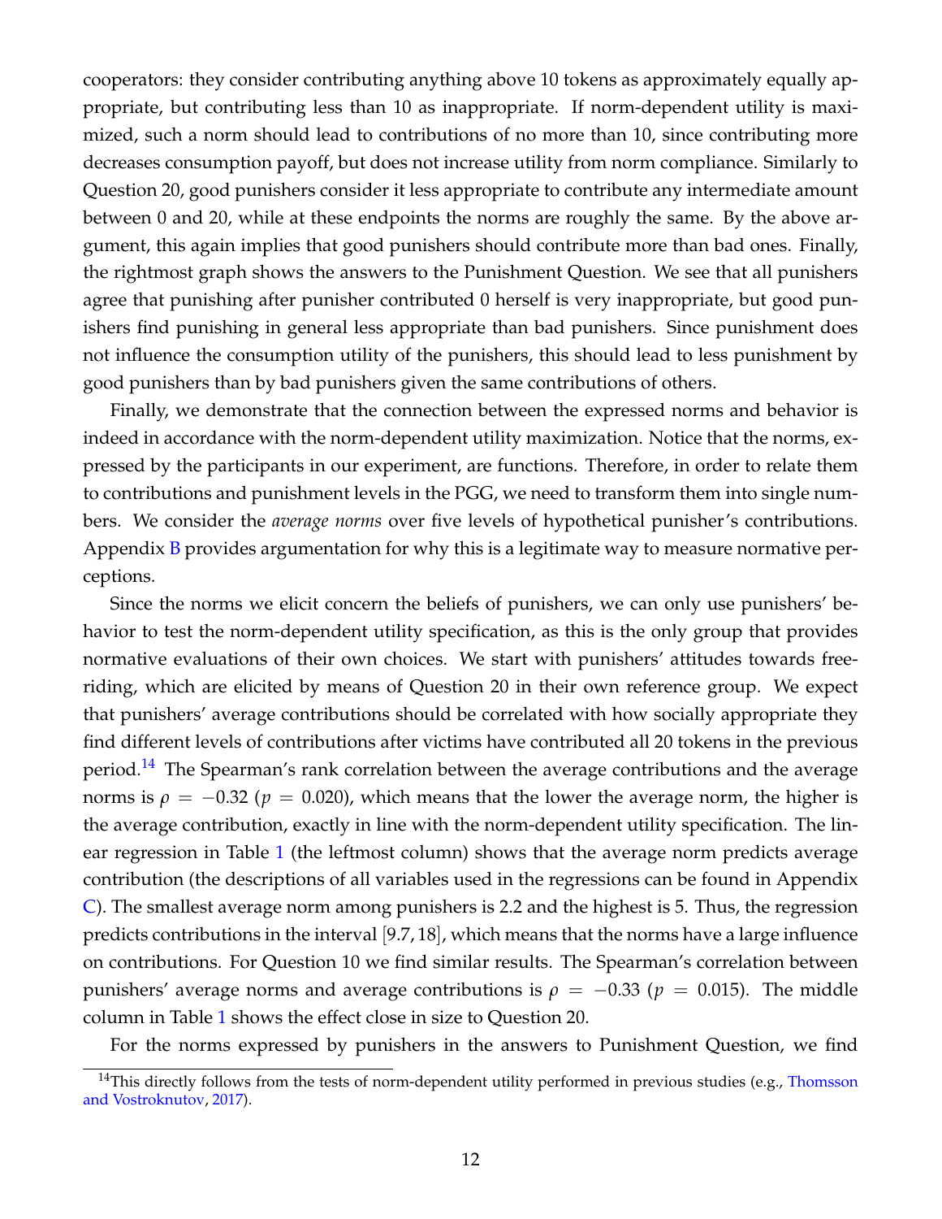cooperators: they consider contributing anything above 10 tokens as approximately equally appropriate, but contributing less than 10 as inappropriate. If norm-dependent utility is maximized, such a norm should lead to contributions of no more than 10, since contributing more decreases consumption payoff, but does not increase utility from norm compliance. Similarly to Question 20, good punishers consider it less appropriate to contribute any intermediate amount between 0 and 20, while at these endpoints the norms are roughly the same. By the above argument, this again implies that good punishers should contribute more than bad ones. Finally, the rightmost graph shows the answers to the Punishment Question. We see that all punishers agree that punishing after punisher contributed 0 herself is very inappropriate, but good punishers find punishing in general less appropriate than bad punishers. Since punishment does not influence the consumption utility of the punishers, this should lead to less punishment by good punishers than by bad punishers given the same contributions of others.

Finally, we demonstrate that the connection between the expressed norms and behavior is indeed in accordance with the norm-dependent utility maximization. Notice that the norms, expressed by the participants in our experiment, are functions. Therefore, in order to relate them to contributions and punishment levels in the PGG, we need to transform them into single numbers. We consider the *average norms* over five levels of hypothetical punisher's contributions. Appendix B provides argumentation for why this is a legitimate way to measure normative perceptions.

Since the norms we elicit concern the beliefs of punishers, we can only use punishers' behavior to test the norm-dependent utility specification, as this is the only group that provides normative evaluations of their own choices. We start with punishers' attitudes towards free-riding, which are elicited by means of Question 20 in their own reference group. We expect that punishers' average contributions should be correlated with how socially appropriate they find different levels of contributions after victims have contributed all 20 tokens in the previous period.[14] The Spearman's rank correlation between the average contributions and the average norms is $\rho = -0.32$ ($p = 0.020$), which means that the lower the average norm, the higher is the average contribution, exactly in line with the norm-dependent utility specification. The linear regression in Table 1 (the leftmost column) shows that the average norm predicts average contribution (the descriptions of all variables used in the regressions can be found in Appendix C). The smallest average norm among punishers is 2.2 and the highest is 5. Thus, the regression predicts contributions in the interval $[9.7, 18]$, which means that the norms have a large influence on contributions. For Question 10 we find similar results. The Spearman's correlation between punishers' average norms and average contributions is $\rho = -0.33$ ($p = 0.015$). The middle column in Table 1 shows the effect close in size to Question 20.

For the norms expressed by punishers in the answers to Punishment Question, we find

[14] This directly follows from the tests of norm-dependent utility performed in previous studies (e.g., Thomsson and Vostroknutov, 2017).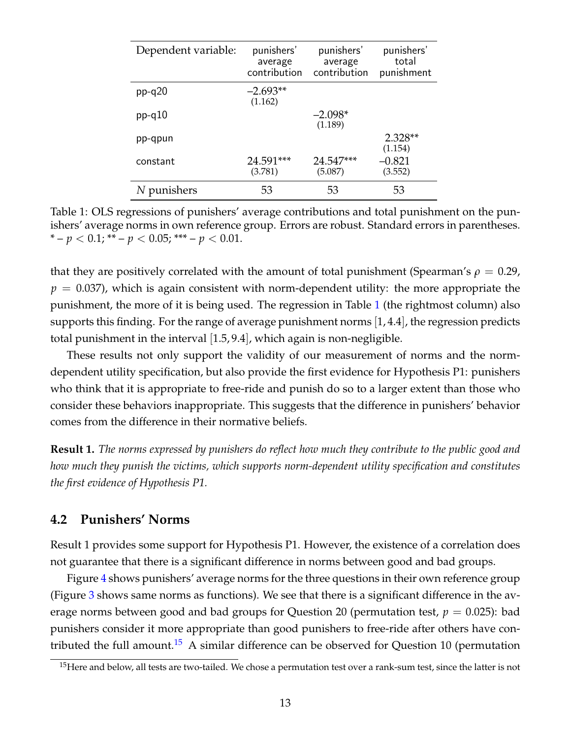| Dependent variable: | punishers' average contribution | punishers' average contribution | punishers' total punishment |
|---|---|---|---|
| pp-q20 | –2.693** (1.162) | | |
| pp-q10 | | –2.098* (1.189) | |
| pp-qpun | | | 2.328** (1.154) |
| constant | 24.591*** (3.781) | 24.547*** (5.087) | –0.821 (3.552) |
| $N$ punishers | 53 | 53 | 53 |

Table 1: OLS regressions of punishers' average contributions and total punishment on the punishers' average norms in own reference group. Errors are robust. Standard errors in parentheses. * – $p < 0.1$; ** – $p < 0.05$; *** – $p < 0.01$.

that they are positively correlated with the amount of total punishment (Spearman's $\rho = 0.29$, $p = 0.037$), which is again consistent with norm-dependent utility: the more appropriate the punishment, the more of it is being used. The regression in Table 1 (the rightmost column) also supports this finding. For the range of average punishment norms $[1, 4.4]$, the regression predicts total punishment in the interval $[1.5, 9.4]$, which again is non-negligible.

These results not only support the validity of our measurement of norms and the norm-dependent utility specification, but also provide the first evidence for Hypothesis P1: punishers who think that it is appropriate to free-ride and punish do so to a larger extent than those who consider these behaviors inappropriate. This suggests that the difference in punishers' behavior comes from the difference in their normative beliefs.

**Result 1.** *The norms expressed by punishers do reflect how much they contribute to the public good and how much they punish the victims, which supports norm-dependent utility specification and constitutes the first evidence of Hypothesis P1.*

## 4.2 Punishers' Norms

Result 1 provides some support for Hypothesis P1. However, the existence of a correlation does not guarantee that there is a significant difference in norms between good and bad groups.

Figure 4 shows punishers' average norms for the three questions in their own reference group (Figure 3 shows same norms as functions). We see that there is a significant difference in the average norms between good and bad groups for Question 20 (permutation test, $p = 0.025$): bad punishers consider it more appropriate than good punishers to free-ride after others have contributed the full amount.[15] A similar difference can be observed for Question 10 (permutation

[15] Here and below, all tests are two-tailed. We chose a permutation test over a rank-sum test, since the latter is not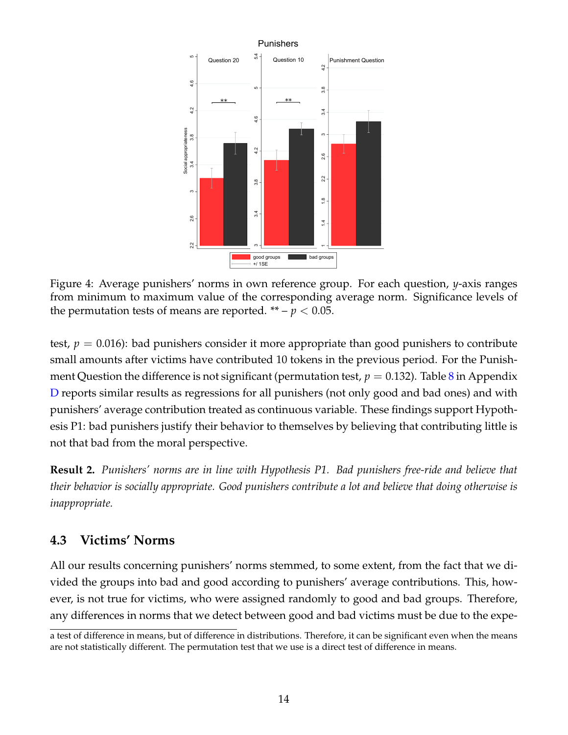Figure 4: Average punishers' norms in own reference group. For each question, $y$-axis ranges from minimum to maximum value of the corresponding average norm. Significance levels of the permutation tests of means are reported. ** – $p < 0.05$.

test, $p = 0.016$): bad punishers consider it more appropriate than good punishers to contribute small amounts after victims have contributed 10 tokens in the previous period. For the Punishment Question the difference is not significant (permutation test, $p = 0.132$). Table 8 in Appendix D reports similar results as regressions for all punishers (not only good and bad ones) and with punishers' average contribution treated as continuous variable. These findings support Hypothesis P1: bad punishers justify their behavior to themselves by believing that contributing little is not that bad from the moral perspective.

**Result 2.** *Punishers' norms are in line with Hypothesis P1. Bad punishers free-ride and believe that their behavior is socially appropriate. Good punishers contribute a lot and believe that doing otherwise is inappropriate.*

## 4.3 Victims' Norms

All our results concerning punishers' norms stemmed, to some extent, from the fact that we divided the groups into bad and good according to punishers' average contributions. This, however, is not true for victims, who were assigned randomly to good and bad groups. Therefore, any differences in norms that we detect between good and bad victims must be due to the expe-

a test of difference in means, but of difference in distributions. Therefore, it can be significant even when the means are not statistically different. The permutation test that we use is a direct test of difference in means.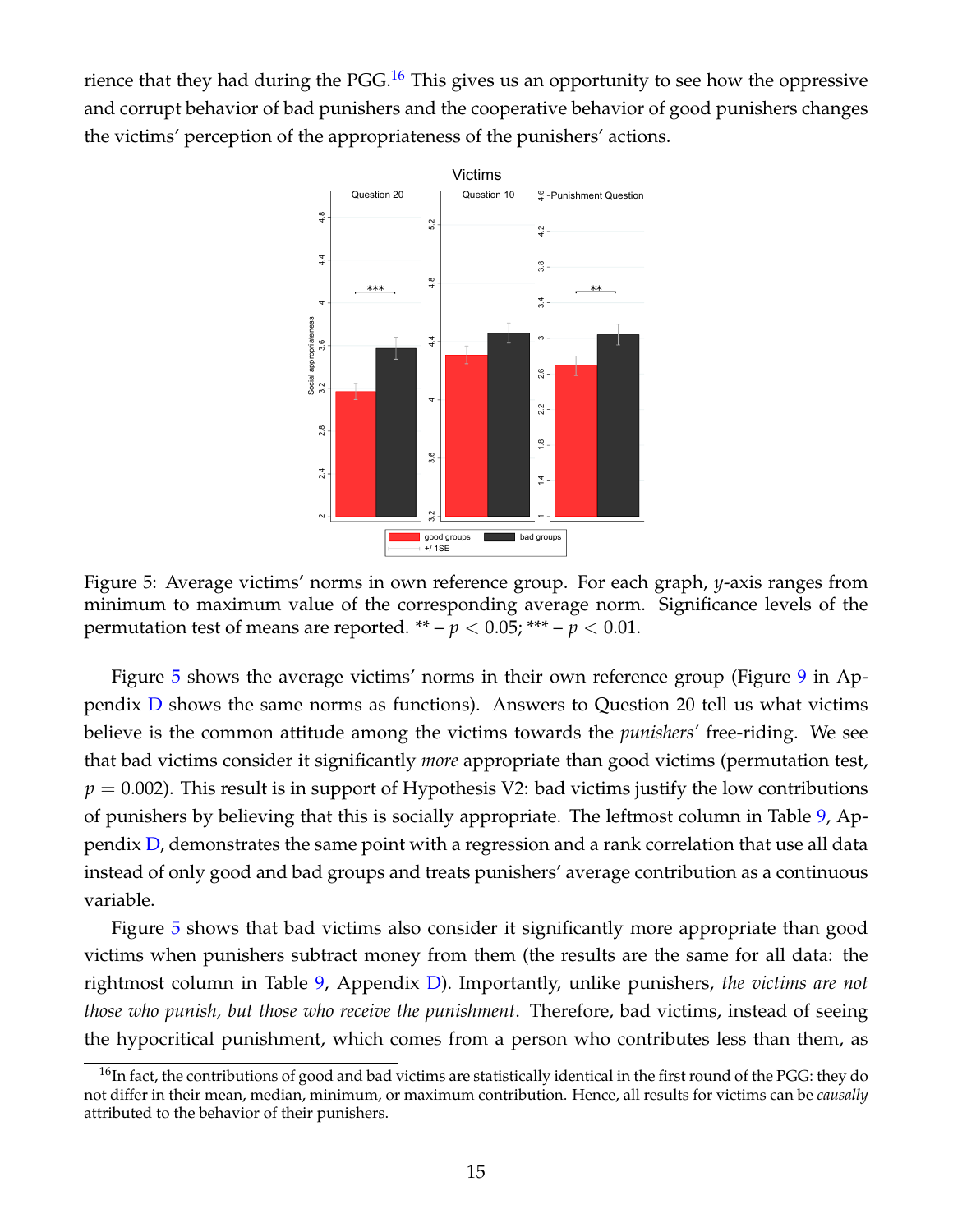rience that they had during the PGG.[16] This gives us an opportunity to see how the oppressive and corrupt behavior of bad punishers and the cooperative behavior of good punishers changes the victims' perception of the appropriateness of the punishers' actions.

Figure 5: Average victims' norms in own reference group. For each graph, $y$-axis ranges from minimum to maximum value of the corresponding average norm. Significance levels of the permutation test of means are reported. ** – $p < 0.05$; *** – $p < 0.01$.

Figure 5 shows the average victims' norms in their own reference group (Figure 9 in Appendix D shows the same norms as functions). Answers to Question 20 tell us what victims believe is the common attitude among the victims towards the *punishers'* free-riding. We see that bad victims consider it significantly *more* appropriate than good victims (permutation test, $p = 0.002$). This result is in support of Hypothesis V2: bad victims justify the low contributions of punishers by believing that this is socially appropriate. The leftmost column in Table 9, Appendix D, demonstrates the same point with a regression and a rank correlation that use all data instead of only good and bad groups and treats punishers' average contribution as a continuous variable.

Figure 5 shows that bad victims also consider it significantly more appropriate than good victims when punishers subtract money from them (the results are the same for all data: the rightmost column in Table 9, Appendix D). Importantly, unlike punishers, *the victims are not those who punish, but those who receive the punishment*. Therefore, bad victims, instead of seeing the hypocritical punishment, which comes from a person who contributes less than them, as

[16] In fact, the contributions of good and bad victims are statistically identical in the first round of the PGG: they do not differ in their mean, median, minimum, or maximum contribution. Hence, all results for victims can be *causally* attributed to the behavior of their punishers.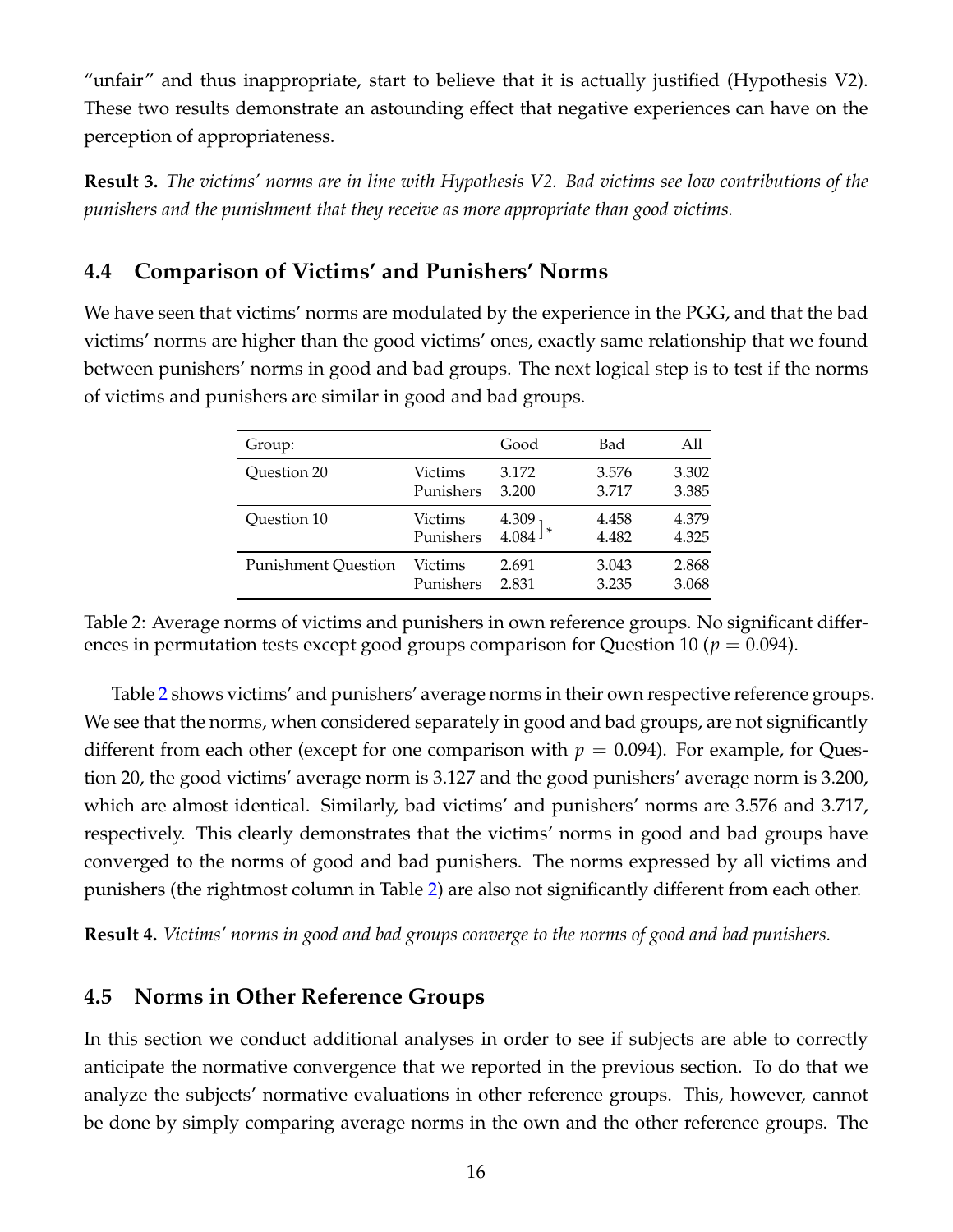"unfair" and thus inappropriate, start to believe that it is actually justified (Hypothesis V2). These two results demonstrate an astounding effect that negative experiences can have on the perception of appropriateness.

**Result 3.** *The victims' norms are in line with Hypothesis V2. Bad victims see low contributions of the punishers and the punishment that they receive as more appropriate than good victims.*

## 4.4 Comparison of Victims' and Punishers' Norms

We have seen that victims' norms are modulated by the experience in the PGG, and that the bad victims' norms are higher than the good victims' ones, exactly same relationship that we found between punishers' norms in good and bad groups. The next logical step is to test if the norms of victims and punishers are similar in good and bad groups.

| Group: | | Good | Bad | All |
|---|---|---|---|---|
| Question 20 | Victims | 3.172 | 3.576 | 3.302 |
| | Punishers | 3.200 | 3.717 | 3.385 |
| Question 10 | Victims | 4.309 ]* | 4.458 | 4.379 |
| | Punishers | 4.084 | 4.482 | 4.325 |
| Punishment Question | Victims | 2.691 | 3.043 | 2.868 |
| | Punishers | 2.831 | 3.235 | 3.068 |

Table 2: Average norms of victims and punishers in own reference groups. No significant differences in permutation tests except good groups comparison for Question 10 ($p = 0.094$).

Table 2 shows victims' and punishers' average norms in their own respective reference groups. We see that the norms, when considered separately in good and bad groups, are not significantly different from each other (except for one comparison with $p = 0.094$). For example, for Question 20, the good victims' average norm is 3.127 and the good punishers' average norm is 3.200, which are almost identical. Similarly, bad victims' and punishers' norms are 3.576 and 3.717, respectively. This clearly demonstrates that the victims' norms in good and bad groups have converged to the norms of good and bad punishers. The norms expressed by all victims and punishers (the rightmost column in Table 2) are also not significantly different from each other.

**Result 4.** *Victims' norms in good and bad groups converge to the norms of good and bad punishers.*

## 4.5 Norms in Other Reference Groups

In this section we conduct additional analyses in order to see if subjects are able to correctly anticipate the normative convergence that we reported in the previous section. To do that we analyze the subjects' normative evaluations in other reference groups. This, however, cannot be done by simply comparing average norms in the own and the other reference groups. The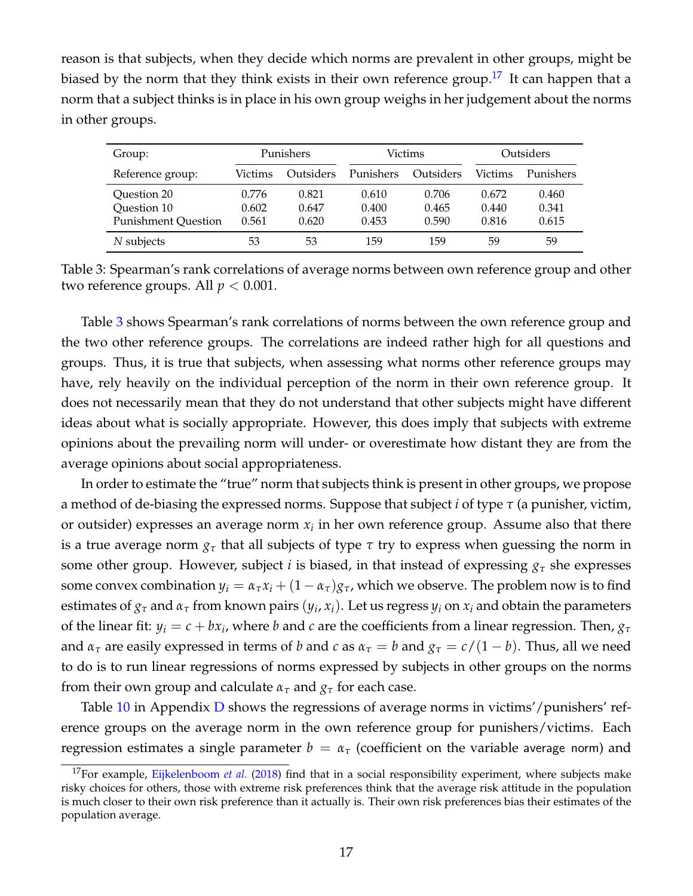reason is that subjects, when they decide which norms are prevalent in other groups, might be biased by the norm that they think exists in their own reference group.[17] It can happen that a norm that a subject thinks is in place in his own group weighs in her judgement about the norms in other groups.

| Group: | Punishers | | Victims | | Outsiders | |
|---|---|---|---|---|---|---|
| Reference group: | Victims | Outsiders | Punishers | Outsiders | Victims | Punishers |
| Question 20 | 0.776 | 0.821 | 0.610 | 0.706 | 0.672 | 0.460 |
| Question 10 | 0.602 | 0.647 | 0.400 | 0.465 | 0.440 | 0.341 |
| Punishment Question | 0.561 | 0.620 | 0.453 | 0.590 | 0.816 | 0.615 |
| $N$ subjects | 53 | 53 | 159 | 159 | 59 | 59 |

Table 3: Spearman's rank correlations of average norms between own reference group and other two reference groups. All $p < 0.001$.

Table 3 shows Spearman's rank correlations of norms between the own reference group and the two other reference groups. The correlations are indeed rather high for all questions and groups. Thus, it is true that subjects, when assessing what norms other reference groups may have, rely heavily on the individual perception of the norm in their own reference group. It does not necessarily mean that they do not understand that other subjects might have different ideas about what is socially appropriate. However, this does imply that subjects with extreme opinions about the prevailing norm will under- or overestimate how distant they are from the average opinions about social appropriateness.

In order to estimate the "true" norm that subjects think is present in other groups, we propose a method of de-biasing the expressed norms. Suppose that subject $i$ of type $\tau$ (a punisher, victim, or outsider) expresses an average norm $x_i$ in her own reference group. Assume also that there is a true average norm $g_\tau$ that all subjects of type $\tau$ try to express when guessing the norm in some other group. However, subject $i$ is biased, in that instead of expressing $g_\tau$ she expresses some convex combination $y_i = \alpha_\tau x_i + (1 - \alpha_\tau) g_\tau$, which we observe. The problem now is to find estimates of $g_\tau$ and $\alpha_\tau$ from known pairs $(y_i, x_i)$. Let us regress $y_i$ on $x_i$ and obtain the parameters of the linear fit: $y_i = c + b x_i$, where $b$ and $c$ are the coefficients from a linear regression. Then, $g_\tau$ and $\alpha_\tau$ are easily expressed in terms of $b$ and $c$ as $\alpha_\tau = b$ and $g_\tau = c/(1 - b)$. Thus, all we need to do is to run linear regressions of norms expressed by subjects in other groups on the norms from their own group and calculate $\alpha_\tau$ and $g_\tau$ for each case.

Table 10 in Appendix D shows the regressions of average norms in victims'/punishers' reference groups on the average norm in the own reference group for punishers/victims. Each regression estimates a single parameter $b = \alpha_\tau$ (coefficient on the variable `average norm`) and

[17] For example, Eijkelenboom *et al.* (2018) find that in a social responsibility experiment, where subjects make risky choices for others, those with extreme risk preferences think that the average risk attitude in the population is much closer to their own risk preference than it actually is. Their own risk preferences bias their estimates of the population average.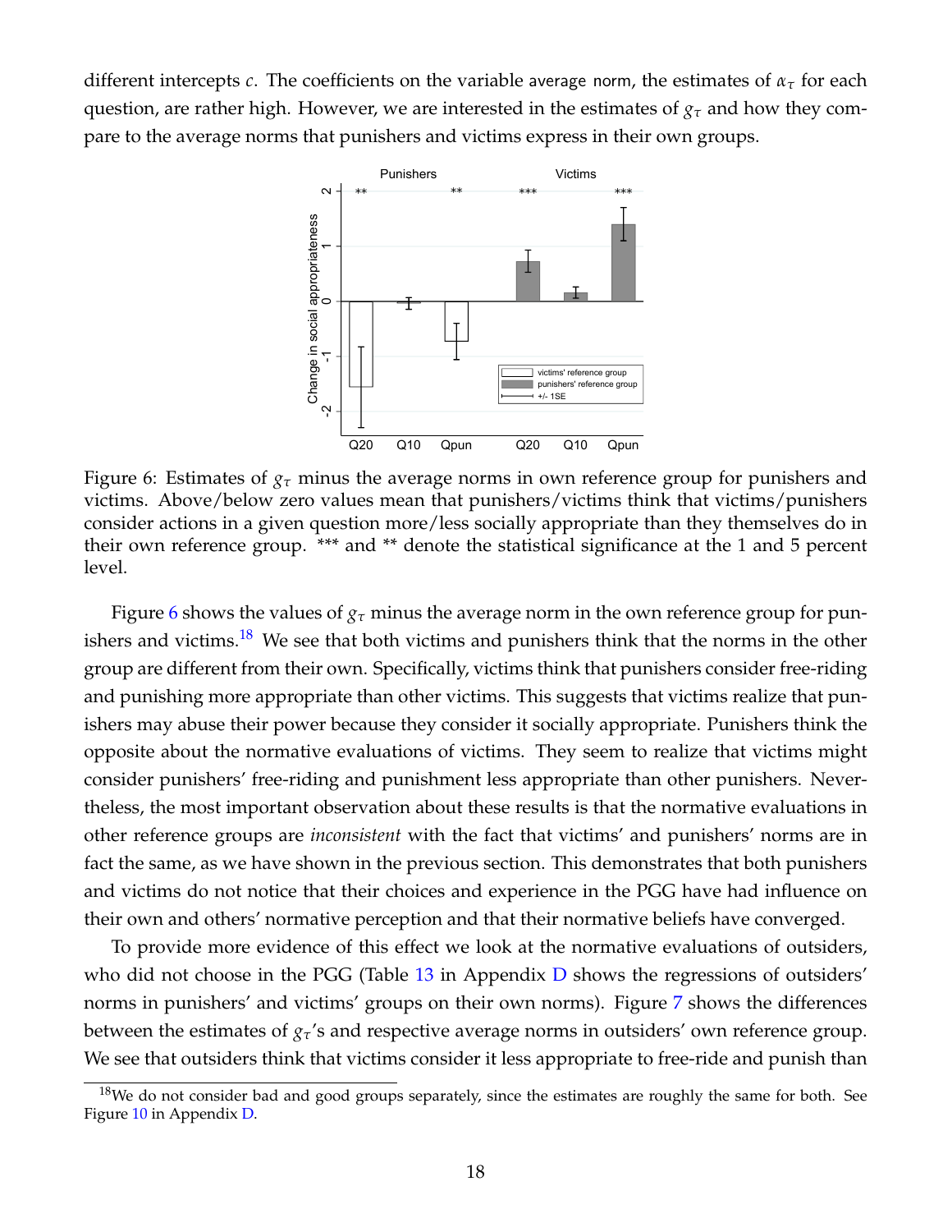different intercepts $c$. The coefficients on the variable average norm, the estimates of $\alpha_\tau$ for each question, are rather high. However, we are interested in the estimates of $g_\tau$ and how they compare to the average norms that punishers and victims express in their own groups.

Figure 6: Estimates of $g_\tau$ minus the average norms in own reference group for punishers and victims. Above/below zero values mean that punishers/victims think that victims/punishers consider actions in a given question more/less socially appropriate than they themselves do in their own reference group. *** and ** denote the statistical significance at the 1 and 5 percent level.

Figure 6 shows the values of $g_\tau$ minus the average norm in the own reference group for punishers and victims.[18] We see that both victims and punishers think that the norms in the other group are different from their own. Specifically, victims think that punishers consider free-riding and punishing more appropriate than other victims. This suggests that victims realize that punishers may abuse their power because they consider it socially appropriate. Punishers think the opposite about the normative evaluations of victims. They seem to realize that victims might consider punishers' free-riding and punishment less appropriate than other punishers. Nevertheless, the most important observation about these results is that the normative evaluations in other reference groups are *inconsistent* with the fact that victims' and punishers' norms are in fact the same, as we have shown in the previous section. This demonstrates that both punishers and victims do not notice that their choices and experience in the PGG have had influence on their own and others' normative perception and that their normative beliefs have converged.

To provide more evidence of this effect we look at the normative evaluations of outsiders, who did not choose in the PGG (Table 13 in Appendix D shows the regressions of outsiders' norms in punishers' and victims' groups on their own norms). Figure 7 shows the differences between the estimates of $g_\tau$'s and respective average norms in outsiders' own reference group. We see that outsiders think that victims consider it less appropriate to free-ride and punish than

[18]We do not consider bad and good groups separately, since the estimates are roughly the same for both. See Figure 10 in Appendix D.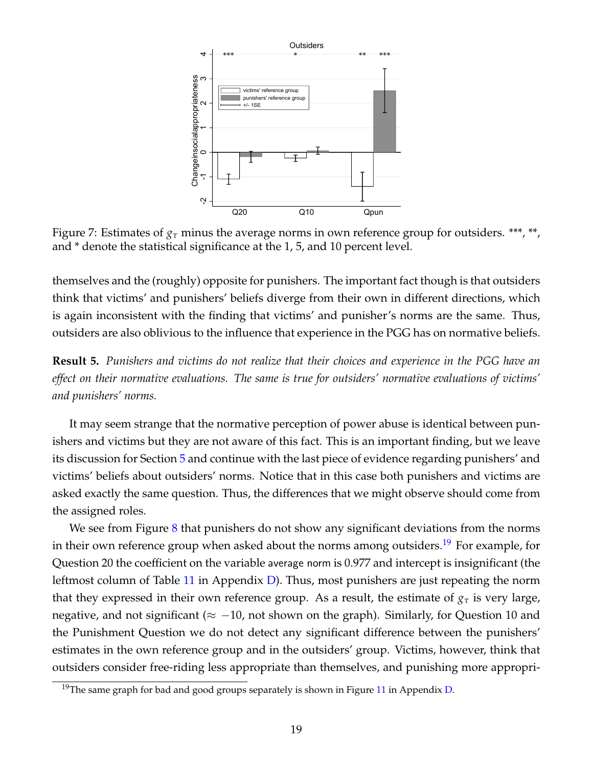Figure 7: Estimates of $g_\tau$ minus the average norms in own reference group for outsiders. ***, **, and * denote the statistical significance at the 1, 5, and 10 percent level.

themselves and the (roughly) opposite for punishers. The important fact though is that outsiders think that victims' and punishers' beliefs diverge from their own in different directions, which is again inconsistent with the finding that victims' and punisher's norms are the same. Thus, outsiders are also oblivious to the influence that experience in the PGG has on normative beliefs.

**Result 5.** *Punishers and victims do not realize that their choices and experience in the PGG have an effect on their normative evaluations. The same is true for outsiders' normative evaluations of victims' and punishers' norms.*

It may seem strange that the normative perception of power abuse is identical between punishers and victims but they are not aware of this fact. This is an important finding, but we leave its discussion for Section 5 and continue with the last piece of evidence regarding punishers' and victims' beliefs about outsiders' norms. Notice that in this case both punishers and victims are asked exactly the same question. Thus, the differences that we might observe should come from the assigned roles.

We see from Figure 8 that punishers do not show any significant deviations from the norms in their own reference group when asked about the norms among outsiders.[19] For example, for Question 20 the coefficient on the variable average norm is 0.977 and intercept is insignificant (the leftmost column of Table 11 in Appendix D). Thus, most punishers are just repeating the norm that they expressed in their own reference group. As a result, the estimate of $g_\tau$ is very large, negative, and not significant ($\approx -10$, not shown on the graph). Similarly, for Question 10 and the Punishment Question we do not detect any significant difference between the punishers' estimates in the own reference group and in the outsiders' group. Victims, however, think that outsiders consider free-riding less appropriate than themselves, and punishing more appropri-

[19] The same graph for bad and good groups separately is shown in Figure 11 in Appendix D.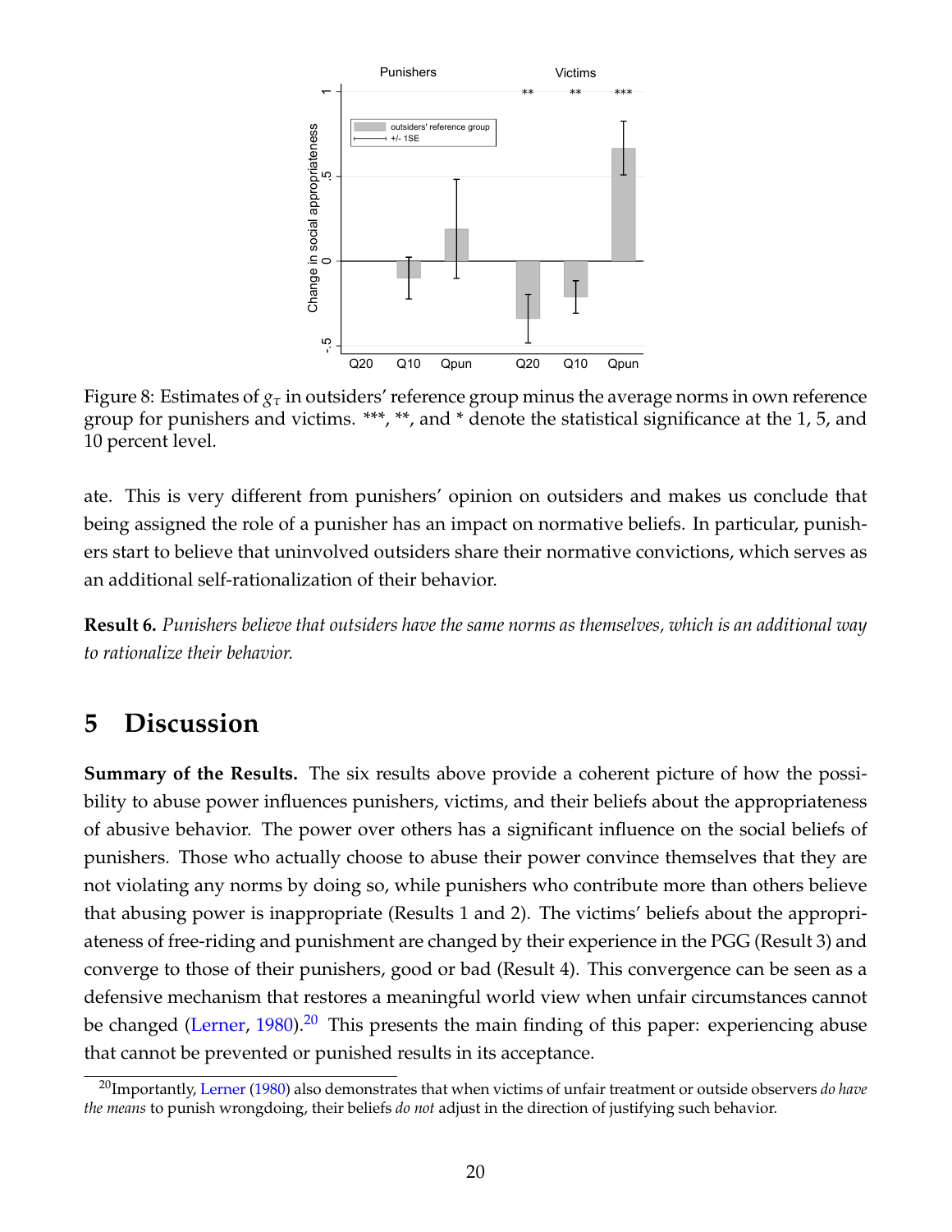Figure 8: Estimates of $g_\tau$ in outsiders' reference group minus the average norms in own reference group for punishers and victims. ***, **, and * denote the statistical significance at the 1, 5, and 10 percent level.

ate. This is very different from punishers' opinion on outsiders and makes us conclude that being assigned the role of a punisher has an impact on normative beliefs. In particular, punishers start to believe that uninvolved outsiders share their normative convictions, which serves as an additional self-rationalization of their behavior.

**Result 6.** *Punishers believe that outsiders have the same norms as themselves, which is an additional way to rationalize their behavior.*

# 5 Discussion

**Summary of the Results.** The six results above provide a coherent picture of how the possibility to abuse power influences punishers, victims, and their beliefs about the appropriateness of abusive behavior. The power over others has a significant influence on the social beliefs of punishers. Those who actually choose to abuse their power convince themselves that they are not violating any norms by doing so, while punishers who contribute more than others believe that abusing power is inappropriate (Results 1 and 2). The victims' beliefs about the appropriateness of free-riding and punishment are changed by their experience in the PGG (Result 3) and converge to those of their punishers, good or bad (Result 4). This convergence can be seen as a defensive mechanism that restores a meaningful world view when unfair circumstances cannot be changed (Lerner, 1980).[20] This presents the main finding of this paper: experiencing abuse that cannot be prevented or punished results in its acceptance.

[20]Importantly, Lerner (1980) also demonstrates that when victims of unfair treatment or outside observers *do have the means* to punish wrongdoing, their beliefs *do not* adjust in the direction of justifying such behavior.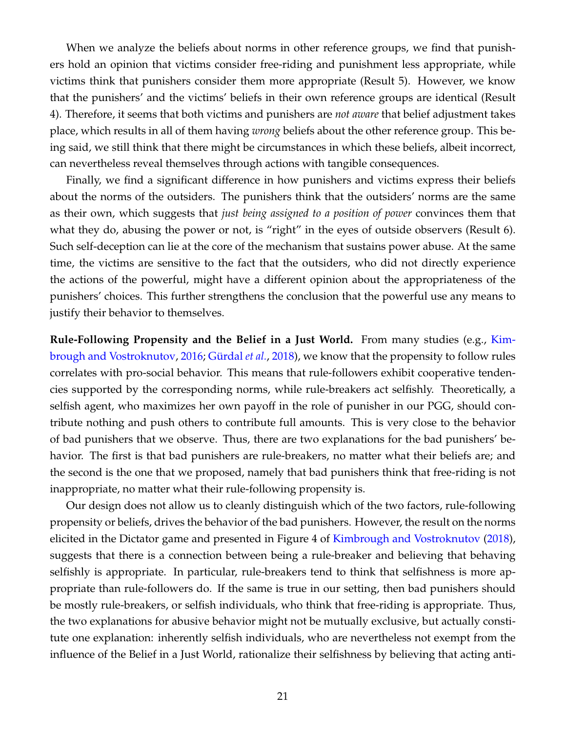When we analyze the beliefs about norms in other reference groups, we find that punishers hold an opinion that victims consider free-riding and punishment less appropriate, while victims think that punishers consider them more appropriate (Result 5). However, we know that the punishers' and the victims' beliefs in their own reference groups are identical (Result 4). Therefore, it seems that both victims and punishers are *not aware* that belief adjustment takes place, which results in all of them having *wrong* beliefs about the other reference group. This being said, we still think that there might be circumstances in which these beliefs, albeit incorrect, can nevertheless reveal themselves through actions with tangible consequences.

Finally, we find a significant difference in how punishers and victims express their beliefs about the norms of the outsiders. The punishers think that the outsiders' norms are the same as their own, which suggests that *just being assigned to a position of power* convinces them that what they do, abusing the power or not, is "right" in the eyes of outside observers (Result 6). Such self-deception can lie at the core of the mechanism that sustains power abuse. At the same time, the victims are sensitive to the fact that the outsiders, who did not directly experience the actions of the powerful, might have a different opinion about the appropriateness of the punishers' choices. This further strengthens the conclusion that the powerful use any means to justify their behavior to themselves.

**Rule-Following Propensity and the Belief in a Just World.** From many studies (e.g., Kimbrough and Vostroknutov, 2016; Gürdal *et al.*, 2018), we know that the propensity to follow rules correlates with pro-social behavior. This means that rule-followers exhibit cooperative tendencies supported by the corresponding norms, while rule-breakers act selfishly. Theoretically, a selfish agent, who maximizes her own payoff in the role of punisher in our PGG, should contribute nothing and push others to contribute full amounts. This is very close to the behavior of bad punishers that we observe. Thus, there are two explanations for the bad punishers' behavior. The first is that bad punishers are rule-breakers, no matter what their beliefs are; and the second is the one that we proposed, namely that bad punishers think that free-riding is not inappropriate, no matter what their rule-following propensity is.

Our design does not allow us to cleanly distinguish which of the two factors, rule-following propensity or beliefs, drives the behavior of the bad punishers. However, the result on the norms elicited in the Dictator game and presented in Figure 4 of Kimbrough and Vostroknutov (2018), suggests that there is a connection between being a rule-breaker and believing that behaving selfishly is appropriate. In particular, rule-breakers tend to think that selfishness is more appropriate than rule-followers do. If the same is true in our setting, then bad punishers should be mostly rule-breakers, or selfish individuals, who think that free-riding is appropriate. Thus, the two explanations for abusive behavior might not be mutually exclusive, but actually constitute one explanation: inherently selfish individuals, who are nevertheless not exempt from the influence of the Belief in a Just World, rationalize their selfishness by believing that acting anti-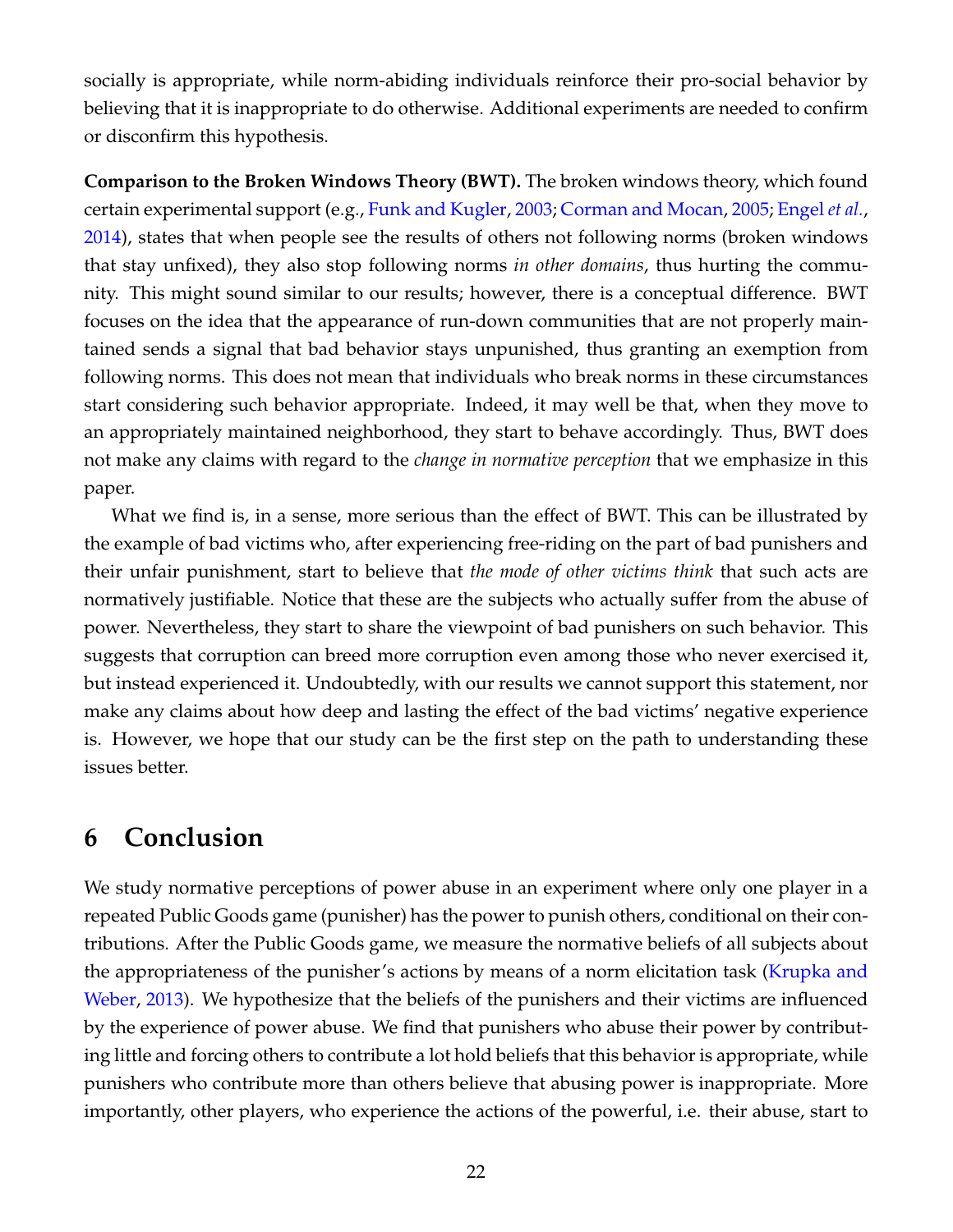socially is appropriate, while norm-abiding individuals reinforce their pro-social behavior by believing that it is inappropriate to do otherwise. Additional experiments are needed to confirm or disconfirm this hypothesis.

**Comparison to the Broken Windows Theory (BWT).** The broken windows theory, which found certain experimental support (e.g., Funk and Kugler, 2003; Corman and Mocan, 2005; Engel *et al.*, 2014), states that when people see the results of others not following norms (broken windows that stay unfixed), they also stop following norms *in other domains*, thus hurting the community. This might sound similar to our results; however, there is a conceptual difference. BWT focuses on the idea that the appearance of run-down communities that are not properly maintained sends a signal that bad behavior stays unpunished, thus granting an exemption from following norms. This does not mean that individuals who break norms in these circumstances start considering such behavior appropriate. Indeed, it may well be that, when they move to an appropriately maintained neighborhood, they start to behave accordingly. Thus, BWT does not make any claims with regard to the *change in normative perception* that we emphasize in this paper.

What we find is, in a sense, more serious than the effect of BWT. This can be illustrated by the example of bad victims who, after experiencing free-riding on the part of bad punishers and their unfair punishment, start to believe that *the mode of other victims think* that such acts are normatively justifiable. Notice that these are the subjects who actually suffer from the abuse of power. Nevertheless, they start to share the viewpoint of bad punishers on such behavior. This suggests that corruption can breed more corruption even among those who never exercised it, but instead experienced it. Undoubtedly, with our results we cannot support this statement, nor make any claims about how deep and lasting the effect of the bad victims' negative experience is. However, we hope that our study can be the first step on the path to understanding these issues better.

# 6 Conclusion

We study normative perceptions of power abuse in an experiment where only one player in a repeated Public Goods game (punisher) has the power to punish others, conditional on their contributions. After the Public Goods game, we measure the normative beliefs of all subjects about the appropriateness of the punisher's actions by means of a norm elicitation task (Krupka and Weber, 2013). We hypothesize that the beliefs of the punishers and their victims are influenced by the experience of power abuse. We find that punishers who abuse their power by contributing little and forcing others to contribute a lot hold beliefs that this behavior is appropriate, while punishers who contribute more than others believe that abusing power is inappropriate. More importantly, other players, who experience the actions of the powerful, i.e. their abuse, start to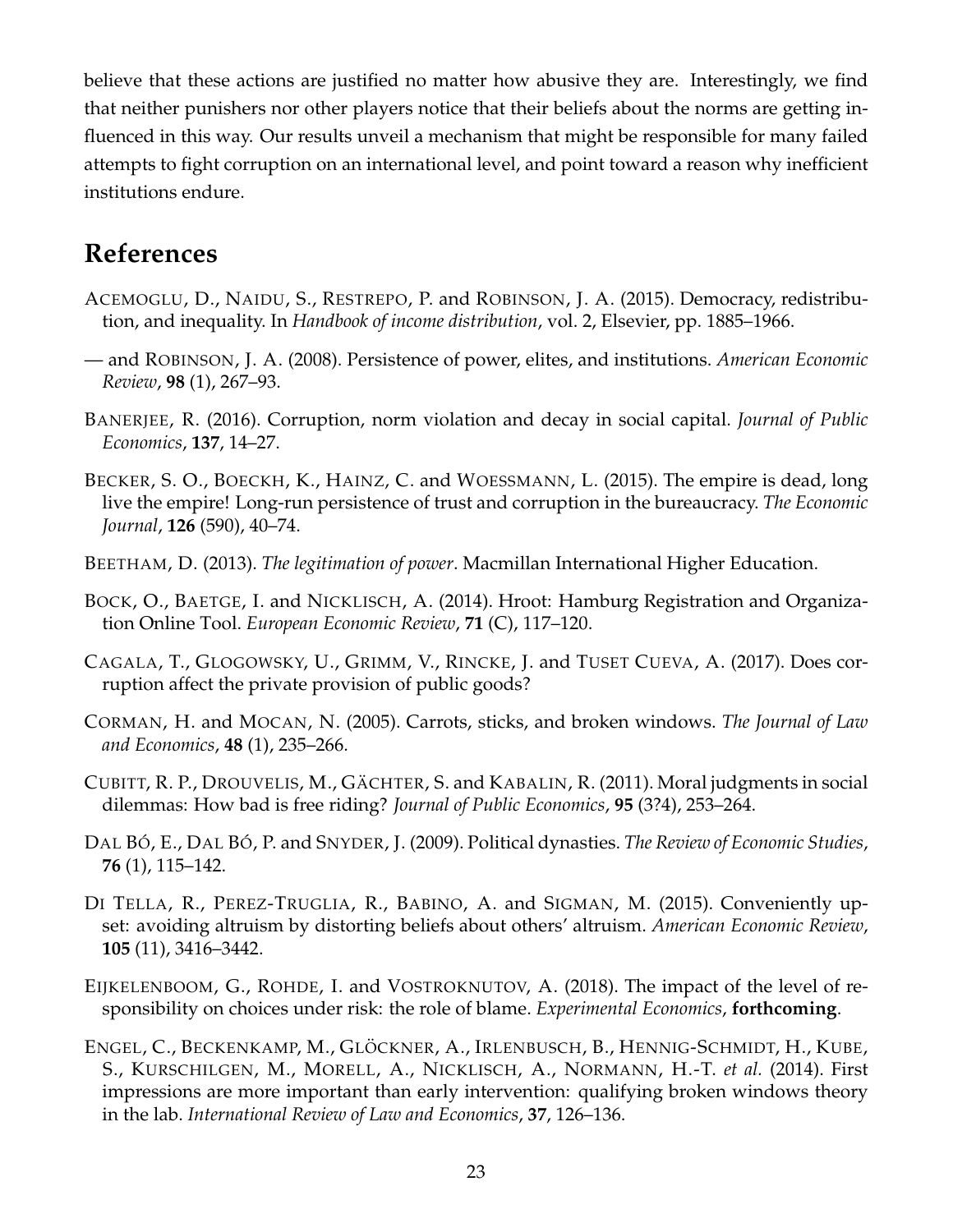believe that these actions are justified no matter how abusive they are. Interestingly, we find that neither punishers nor other players notice that their beliefs about the norms are getting influenced in this way. Our results unveil a mechanism that might be responsible for many failed attempts to fight corruption on an international level, and point toward a reason why inefficient institutions endure.

## References

ACEMOGLU, D., NAIDU, S., RESTREPO, P. and ROBINSON, J. A. (2015). Democracy, redistribution, and inequality. In *Handbook of income distribution*, vol. 2, Elsevier, pp. 1885–1966.

— and ROBINSON, J. A. (2008). Persistence of power, elites, and institutions. *American Economic Review*, **98** (1), 267–93.

BANERJEE, R. (2016). Corruption, norm violation and decay in social capital. *Journal of Public Economics*, **137**, 14–27.

BECKER, S. O., BOECKH, K., HAINZ, C. and WOESSMANN, L. (2015). The empire is dead, long live the empire! Long-run persistence of trust and corruption in the bureaucracy. *The Economic Journal*, **126** (590), 40–74.

BEETHAM, D. (2013). *The legitimation of power*. Macmillan International Higher Education.

BOCK, O., BAETGE, I. and NICKLISCH, A. (2014). Hroot: Hamburg Registration and Organization Online Tool. *European Economic Review*, **71** (C), 117–120.

CAGALA, T., GLOGOWSKY, U., GRIMM, V., RINCKE, J. and TUSET CUEVA, A. (2017). Does corruption affect the private provision of public goods?

CORMAN, H. and MOCAN, N. (2005). Carrots, sticks, and broken windows. *The Journal of Law and Economics*, **48** (1), 235–266.

CUBITT, R. P., DROUVELIS, M., GÄCHTER, S. and KABALIN, R. (2011). Moral judgments in social dilemmas: How bad is free riding? *Journal of Public Economics*, **95** (3?4), 253–264.

DAL BÓ, E., DAL BÓ, P. and SNYDER, J. (2009). Political dynasties. *The Review of Economic Studies*, **76** (1), 115–142.

DI TELLA, R., PEREZ-TRUGLIA, R., BABINO, A. and SIGMAN, M. (2015). Conveniently upset: avoiding altruism by distorting beliefs about others' altruism. *American Economic Review*, **105** (11), 3416–3442.

EIJKELENBOOM, G., ROHDE, I. and VOSTROKNUTOV, A. (2018). The impact of the level of responsibility on choices under risk: the role of blame. *Experimental Economics*, **forthcoming**.

ENGEL, C., BECKENKAMP, M., GLÖCKNER, A., IRLENBUSCH, B., HENNIG-SCHMIDT, H., KUBE, S., KURSCHILGEN, M., MORELL, A., NICKLISCH, A., NORMANN, H.-T. *et al.* (2014). First impressions are more important than early intervention: qualifying broken windows theory in the lab. *International Review of Law and Economics*, **37**, 126–136.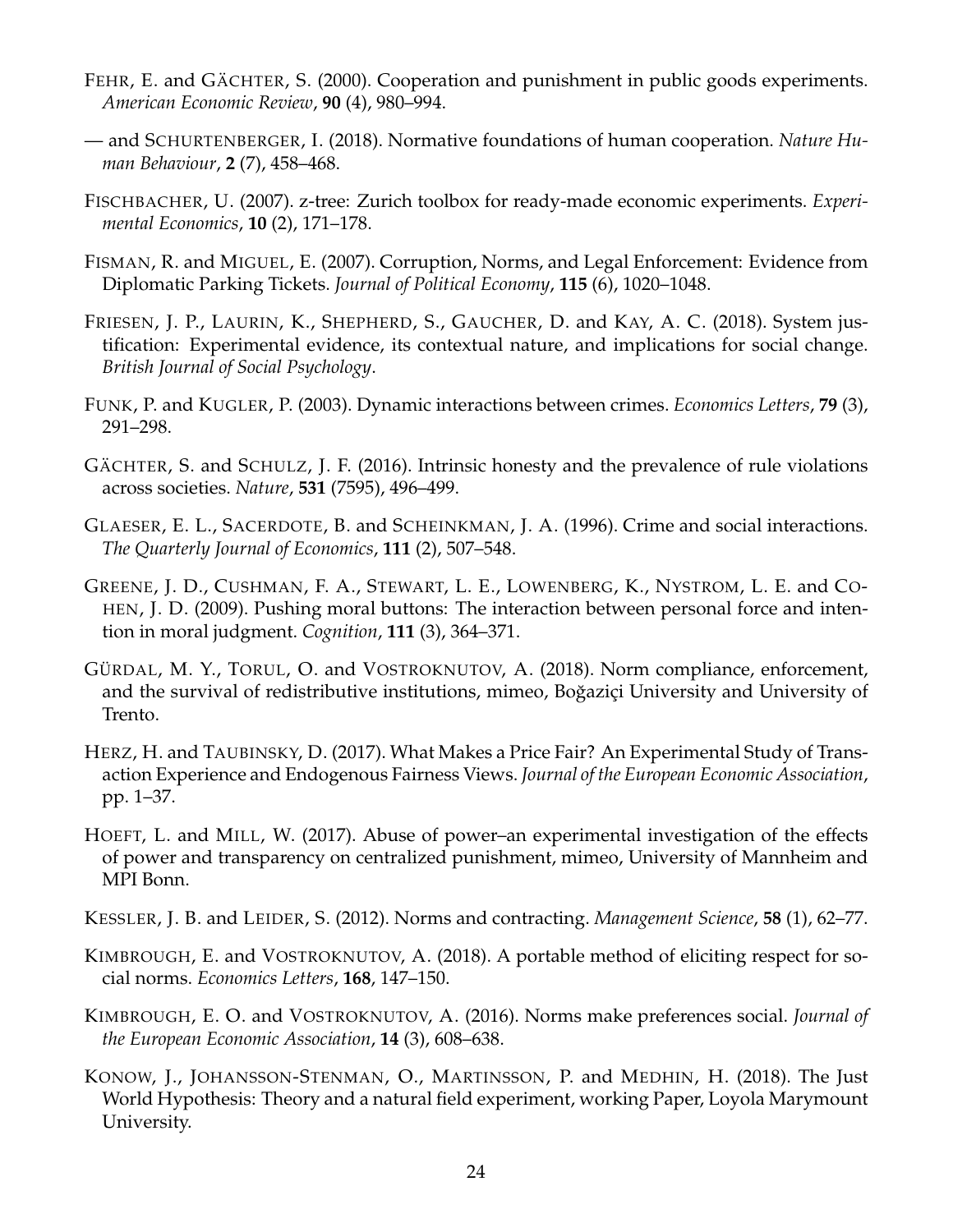FEHR, E. and GÄCHTER, S. (2000). Cooperation and punishment in public goods experiments. *American Economic Review*, **90** (4), 980–994.

— and SCHURTENBERGER, I. (2018). Normative foundations of human cooperation. *Nature Human Behaviour*, **2** (7), 458–468.

FISCHBACHER, U. (2007). z-tree: Zurich toolbox for ready-made economic experiments. *Experimental Economics*, **10** (2), 171–178.

FISMAN, R. and MIGUEL, E. (2007). Corruption, Norms, and Legal Enforcement: Evidence from Diplomatic Parking Tickets. *Journal of Political Economy*, **115** (6), 1020–1048.

FRIESEN, J. P., LAURIN, K., SHEPHERD, S., GAUCHER, D. and KAY, A. C. (2018). System justification: Experimental evidence, its contextual nature, and implications for social change. *British Journal of Social Psychology*.

FUNK, P. and KUGLER, P. (2003). Dynamic interactions between crimes. *Economics Letters*, **79** (3), 291–298.

GÄCHTER, S. and SCHULZ, J. F. (2016). Intrinsic honesty and the prevalence of rule violations across societies. *Nature*, **531** (7595), 496–499.

GLAESER, E. L., SACERDOTE, B. and SCHEINKMAN, J. A. (1996). Crime and social interactions. *The Quarterly Journal of Economics*, **111** (2), 507–548.

GREENE, J. D., CUSHMAN, F. A., STEWART, L. E., LOWENBERG, K., NYSTROM, L. E. and COHEN, J. D. (2009). Pushing moral buttons: The interaction between personal force and intention in moral judgment. *Cognition*, **111** (3), 364–371.

GÜRDAL, M. Y., TORUL, O. and VOSTROKNUTOV, A. (2018). Norm compliance, enforcement, and the survival of redistributive institutions, mimeo, Boğaziçi University and University of Trento.

HERZ, H. and TAUBINSKY, D. (2017). What Makes a Price Fair? An Experimental Study of Transaction Experience and Endogenous Fairness Views. *Journal of the European Economic Association*, pp. 1–37.

HOEFT, L. and MILL, W. (2017). Abuse of power–an experimental investigation of the effects of power and transparency on centralized punishment, mimeo, University of Mannheim and MPI Bonn.

KESSLER, J. B. and LEIDER, S. (2012). Norms and contracting. *Management Science*, **58** (1), 62–77.

KIMBROUGH, E. and VOSTROKNUTOV, A. (2018). A portable method of eliciting respect for social norms. *Economics Letters*, **168**, 147–150.

KIMBROUGH, E. O. and VOSTROKNUTOV, A. (2016). Norms make preferences social. *Journal of the European Economic Association*, **14** (3), 608–638.

KONOW, J., JOHANSSON-STENMAN, O., MARTINSSON, P. and MEDHIN, H. (2018). The Just World Hypothesis: Theory and a natural field experiment, working Paper, Loyola Marymount University.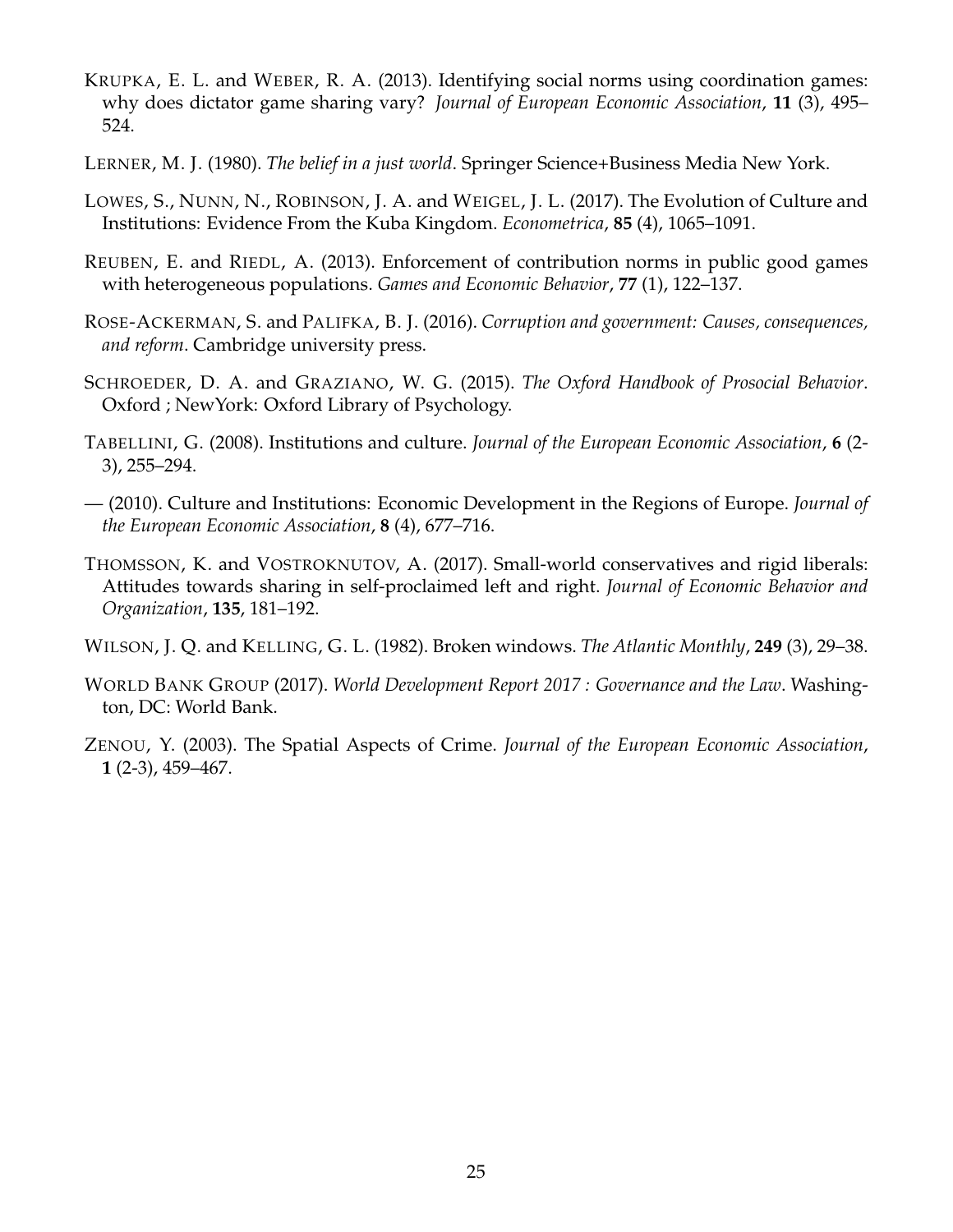KRUPKA, E. L. and WEBER, R. A. (2013). Identifying social norms using coordination games: why does dictator game sharing vary? *Journal of European Economic Association*, **11** (3), 495–524.

LERNER, M. J. (1980). *The belief in a just world*. Springer Science+Business Media New York.

LOWES, S., NUNN, N., ROBINSON, J. A. and WEIGEL, J. L. (2017). The Evolution of Culture and Institutions: Evidence From the Kuba Kingdom. *Econometrica*, **85** (4), 1065–1091.

REUBEN, E. and RIEDL, A. (2013). Enforcement of contribution norms in public good games with heterogeneous populations. *Games and Economic Behavior*, **77** (1), 122–137.

ROSE-ACKERMAN, S. and PALIFKA, B. J. (2016). *Corruption and government: Causes, consequences, and reform*. Cambridge university press.

SCHROEDER, D. A. and GRAZIANO, W. G. (2015). *The Oxford Handbook of Prosocial Behavior*. Oxford ; NewYork: Oxford Library of Psychology.

TABELLINI, G. (2008). Institutions and culture. *Journal of the European Economic Association*, **6** (2-3), 255–294.

— (2010). Culture and Institutions: Economic Development in the Regions of Europe. *Journal of the European Economic Association*, **8** (4), 677–716.

THOMSSON, K. and VOSTROKNUTOV, A. (2017). Small-world conservatives and rigid liberals: Attitudes towards sharing in self-proclaimed left and right. *Journal of Economic Behavior and Organization*, **135**, 181–192.

WILSON, J. Q. and KELLING, G. L. (1982). Broken windows. *The Atlantic Monthly*, **249** (3), 29–38.

WORLD BANK GROUP (2017). *World Development Report 2017 : Governance and the Law*. Washington, DC: World Bank.

ZENOU, Y. (2003). The Spatial Aspects of Crime. *Journal of the European Economic Association*, **1** (2-3), 459–467.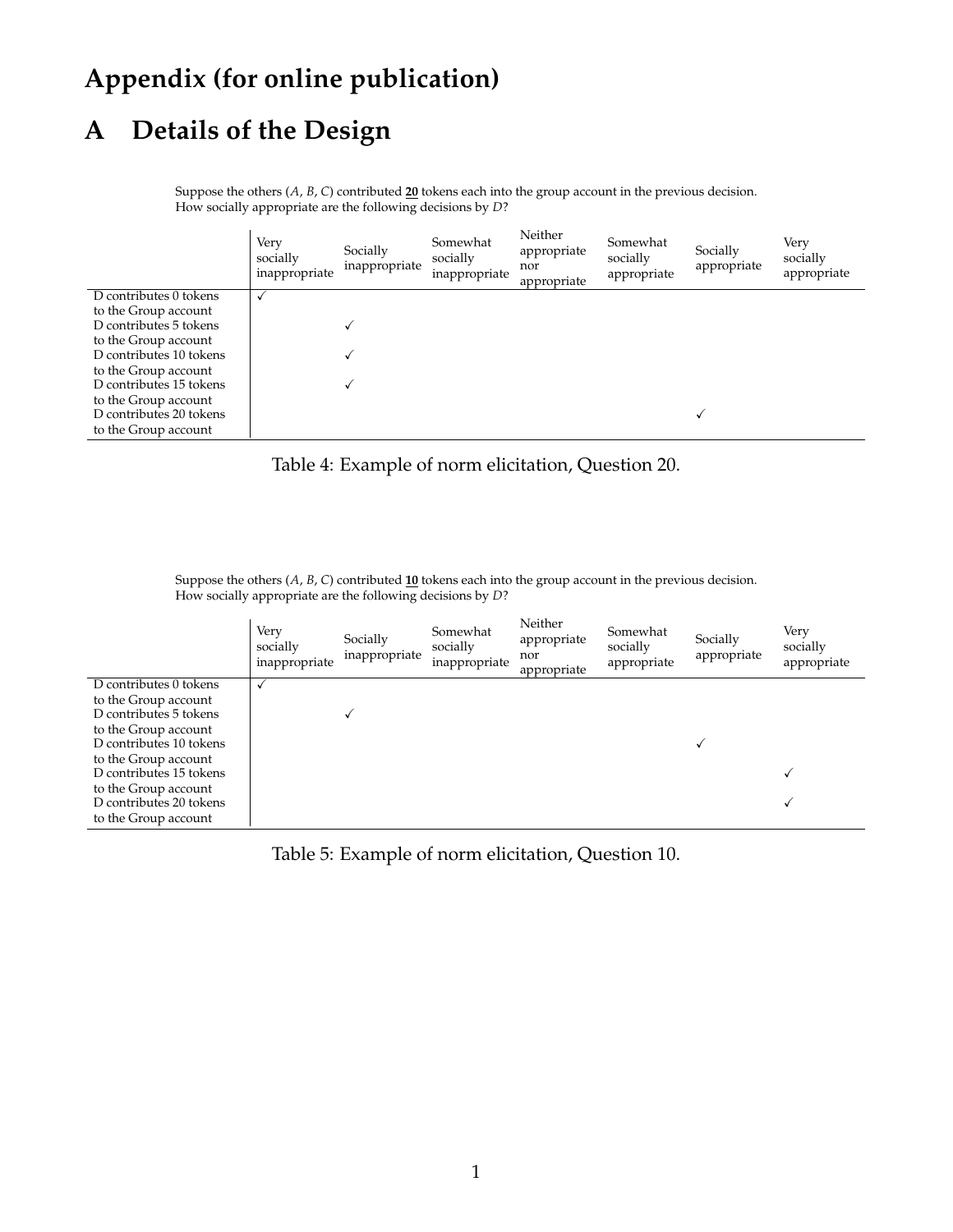# Appendix (for online publication)

# A Details of the Design

Suppose the others ($A$, $B$, $C$) contributed **20** tokens each into the group account in the previous decision.
How socially appropriate are the following decisions by $D$?

| | Very socially inappropriate | Socially inappropriate | Somewhat socially inappropriate | Neither appropriate nor appropriate | Somewhat socially appropriate | Socially appropriate | Very socially appropriate |
|---|---|---|---|---|---|---|---|
| D contributes 0 tokens to the Group account | ✓ | | | | | | |
| D contributes 5 tokens to the Group account | | ✓ | | | | | |
| D contributes 10 tokens to the Group account | | ✓ | | | | | |
| D contributes 15 tokens to the Group account | | ✓ | | | | | |
| D contributes 20 tokens to the Group account | | | | | | ✓ | |

Table 4: Example of norm elicitation, Question 20.

Suppose the others ($A$, $B$, $C$) contributed **10** tokens each into the group account in the previous decision.
How socially appropriate are the following decisions by $D$?

| | Very socially inappropriate | Socially inappropriate | Somewhat socially inappropriate | Neither appropriate nor appropriate | Somewhat socially appropriate | Socially appropriate | Very socially appropriate |
|---|---|---|---|---|---|---|---|
| D contributes 0 tokens to the Group account | ✓ | | | | | | |
| D contributes 5 tokens to the Group account | | ✓ | | | | | |
| D contributes 10 tokens to the Group account | | | | | | ✓ | |
| D contributes 15 tokens to the Group account | | | | | | | ✓ |
| D contributes 20 tokens to the Group account | | | | | | | ✓ |

Table 5: Example of norm elicitation, Question 10.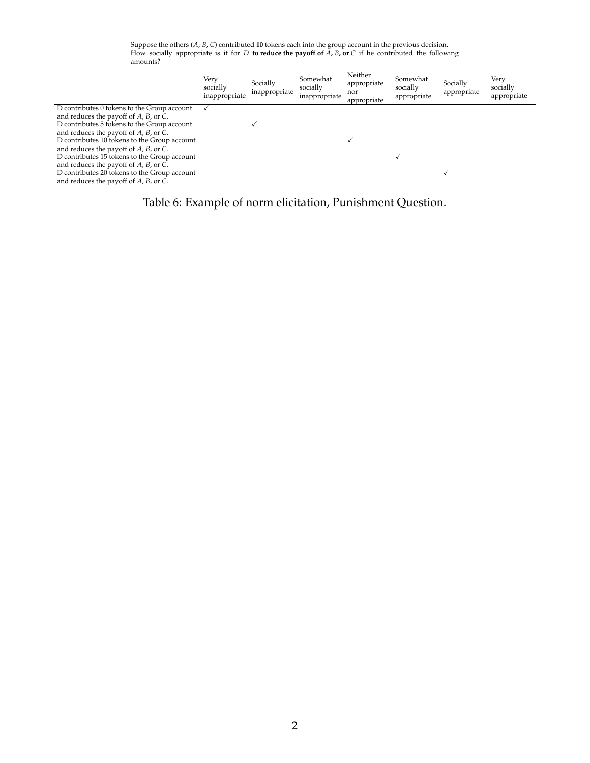Suppose the others ($A$, $B$, $C$) contributed **10** tokens each into the group account in the previous decision. How socially appropriate is it for $D$ **to reduce the payoff of $A$, $B$, or $C$** if he contributed the following amounts?

| | Very socially inappropriate | Socially inappropriate | Somewhat socially inappropriate | Neither appropriate nor appropriate | Somewhat socially appropriate | Socially appropriate | Very socially appropriate |
|---|---|---|---|---|---|---|---|
| D contributes 0 tokens to the Group account and reduces the payoff of $A$, $B$, or $C$. | ✓ | | | | | | |
| D contributes 5 tokens to the Group account and reduces the payoff of $A$, $B$, or $C$. | | ✓ | | | | | |
| D contributes 10 tokens to the Group account and reduces the payoff of $A$, $B$, or $C$. | | | | ✓ | | | |
| D contributes 15 tokens to the Group account and reduces the payoff of $A$, $B$, or $C$. | | | | | ✓ | | |
| D contributes 20 tokens to the Group account and reduces the payoff of $A$, $B$, or $C$. | | | | | | ✓ | |

Table 6: Example of norm elicitation, Punishment Question.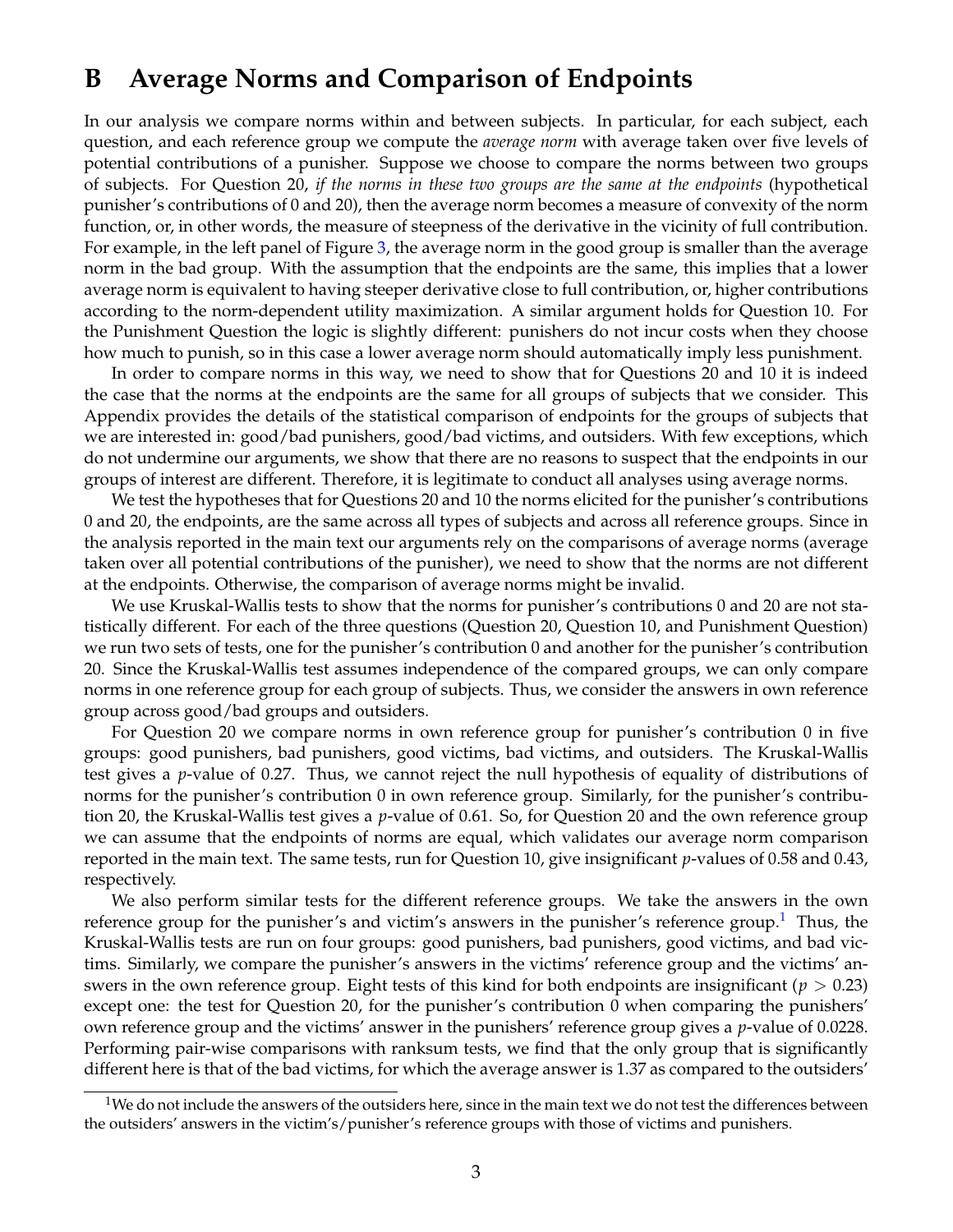# B Average Norms and Comparison of Endpoints

In our analysis we compare norms within and between subjects. In particular, for each subject, each question, and each reference group we compute the *average norm* with average taken over five levels of potential contributions of a punisher. Suppose we choose to compare the norms between two groups of subjects. For Question 20, *if the norms in these two groups are the same at the endpoints* (hypothetical punisher's contributions of 0 and 20), then the average norm becomes a measure of convexity of the norm function, or, in other words, the measure of steepness of the derivative in the vicinity of full contribution. For example, in the left panel of Figure 3, the average norm in the good group is smaller than the average norm in the bad group. With the assumption that the endpoints are the same, this implies that a lower average norm is equivalent to having steeper derivative close to full contribution, or, higher contributions according to the norm-dependent utility maximization. A similar argument holds for Question 10. For the Punishment Question the logic is slightly different: punishers do not incur costs when they choose how much to punish, so in this case a lower average norm should automatically imply less punishment.

In order to compare norms in this way, we need to show that for Questions 20 and 10 it is indeed the case that the norms at the endpoints are the same for all groups of subjects that we consider. This Appendix provides the details of the statistical comparison of endpoints for the groups of subjects that we are interested in: good/bad punishers, good/bad victims, and outsiders. With few exceptions, which do not undermine our arguments, we show that there are no reasons to suspect that the endpoints in our groups of interest are different. Therefore, it is legitimate to conduct all analyses using average norms.

We test the hypotheses that for Questions 20 and 10 the norms elicited for the punisher's contributions 0 and 20, the endpoints, are the same across all types of subjects and across all reference groups. Since in the analysis reported in the main text our arguments rely on the comparisons of average norms (average taken over all potential contributions of the punisher), we need to show that the norms are not different at the endpoints. Otherwise, the comparison of average norms might be invalid.

We use Kruskal-Wallis tests to show that the norms for punisher's contributions 0 and 20 are not statistically different. For each of the three questions (Question 20, Question 10, and Punishment Question) we run two sets of tests, one for the punisher's contribution 0 and another for the punisher's contribution 20. Since the Kruskal-Wallis test assumes independence of the compared groups, we can only compare norms in one reference group for each group of subjects. Thus, we consider the answers in own reference group across good/bad groups and outsiders.

For Question 20 we compare norms in own reference group for punisher's contribution 0 in five groups: good punishers, bad punishers, good victims, bad victims, and outsiders. The Kruskal-Wallis test gives a $p$-value of 0.27. Thus, we cannot reject the null hypothesis of equality of distributions of norms for the punisher's contribution 0 in own reference group. Similarly, for the punisher's contribution 20, the Kruskal-Wallis test gives a $p$-value of 0.61. So, for Question 20 and the own reference group we can assume that the endpoints of norms are equal, which validates our average norm comparison reported in the main text. The same tests, run for Question 10, give insignificant $p$-values of 0.58 and 0.43, respectively.

We also perform similar tests for the different reference groups. We take the answers in the own reference group for the punisher's and victim's answers in the punisher's reference group.[1] Thus, the Kruskal-Wallis tests are run on four groups: good punishers, bad punishers, good victims, and bad victims. Similarly, we compare the punisher's answers in the victims' reference group and the victims' answers in the own reference group. Eight tests of this kind for both endpoints are insignificant ($p > 0.23$) except one: the test for Question 20, for the punisher's contribution 0 when comparing the punishers' own reference group and the victims' answer in the punishers' reference group gives a $p$-value of 0.0228. Performing pair-wise comparisons with ranksum tests, we find that the only group that is significantly different here is that of the bad victims, for which the average answer is 1.37 as compared to the outsiders'

[1] We do not include the answers of the outsiders here, since in the main text we do not test the differences between the outsiders' answers in the victim's/punisher's reference groups with those of victims and punishers.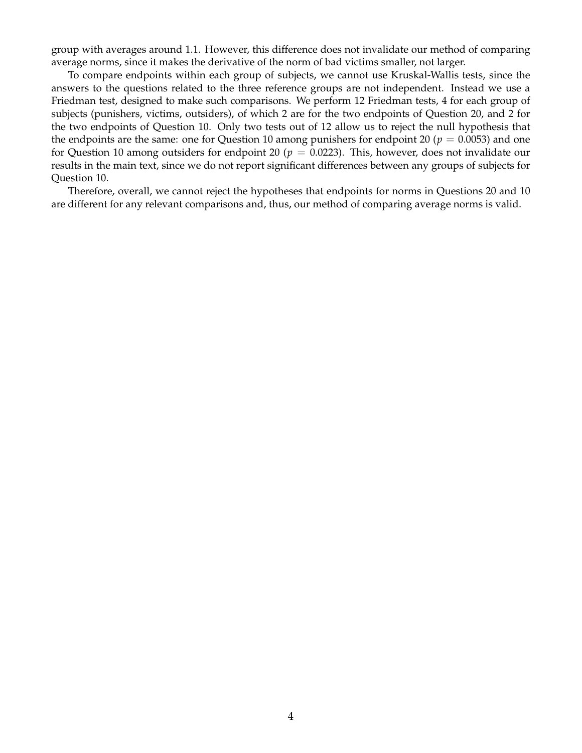group with averages around 1.1. However, this difference does not invalidate our method of comparing average norms, since it makes the derivative of the norm of bad victims smaller, not larger.

To compare endpoints within each group of subjects, we cannot use Kruskal-Wallis tests, since the answers to the questions related to the three reference groups are not independent. Instead we use a Friedman test, designed to make such comparisons. We perform 12 Friedman tests, 4 for each group of subjects (punishers, victims, outsiders), of which 2 are for the two endpoints of Question 20, and 2 for the two endpoints of Question 10. Only two tests out of 12 allow us to reject the null hypothesis that the endpoints are the same: one for Question 10 among punishers for endpoint 20 ($p = 0.0053$) and one for Question 10 among outsiders for endpoint 20 ($p = 0.0223$). This, however, does not invalidate our results in the main text, since we do not report significant differences between any groups of subjects for Question 10.

Therefore, overall, we cannot reject the hypotheses that endpoints for norms in Questions 20 and 10 are different for any relevant comparisons and, thus, our method of comparing average norms is valid.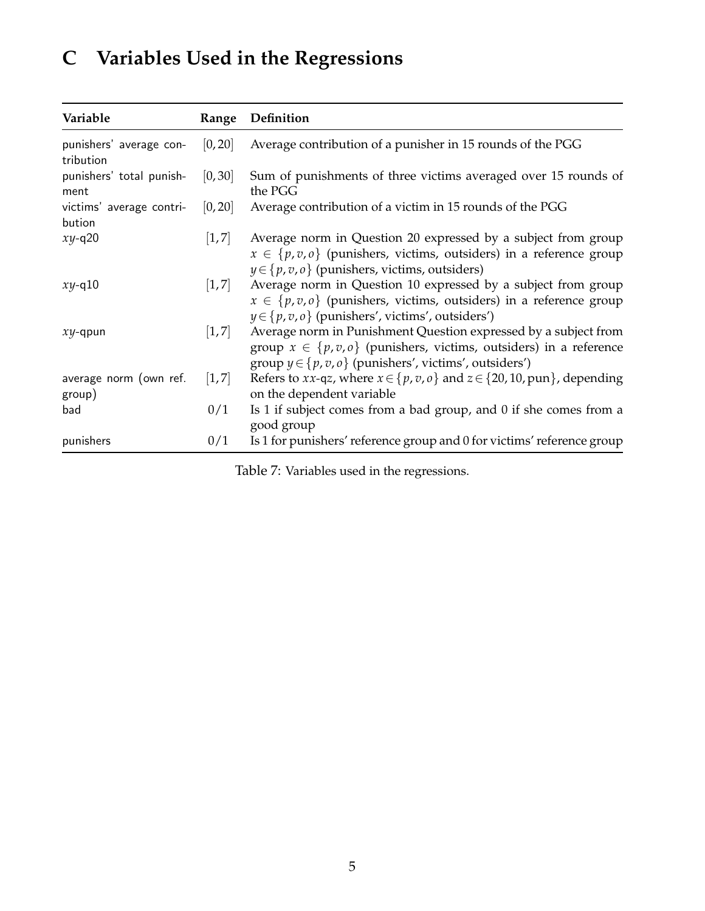# C Variables Used in the Regressions

| Variable | Range | Definition |
|---|---|---|
| punishers' average contribution | $[0, 20]$ | Average contribution of a punisher in 15 rounds of the PGG |
| punishers' total punishment | $[0, 30]$ | Sum of punishments of three victims averaged over 15 rounds of the PGG |
| victims' average contribution | $[0, 20]$ | Average contribution of a victim in 15 rounds of the PGG |
| $xy$-q20 | $[1, 7]$ | Average norm in Question 20 expressed by a subject from group $x \in \{p, v, o\}$ (punishers, victims, outsiders) in a reference group $y \in \{p, v, o\}$ (punishers, victims, outsiders) |
| $xy$-q10 | $[1, 7]$ | Average norm in Question 10 expressed by a subject from group $x \in \{p, v, o\}$ (punishers, victims, outsiders) in a reference group $y \in \{p, v, o\}$ (punishers', victims', outsiders') |
| $xy$-qpun | $[1, 7]$ | Average norm in Punishment Question expressed by a subject from group $x \in \{p, v, o\}$ (punishers, victims, outsiders) in a reference group $y \in \{p, v, o\}$ (punishers', victims', outsiders') |
| average norm (own ref. group) | $[1, 7]$ | Refers to $xx$-q$z$, where $x \in \{p, v, o\}$ and $z \in \{20, 10, \text{pun}\}$, depending on the dependent variable |
| bad | $0/1$ | Is 1 if subject comes from a bad group, and 0 if she comes from a good group |
| punishers | $0/1$ | Is 1 for punishers' reference group and 0 for victims' reference group |

Table 7: Variables used in the regressions.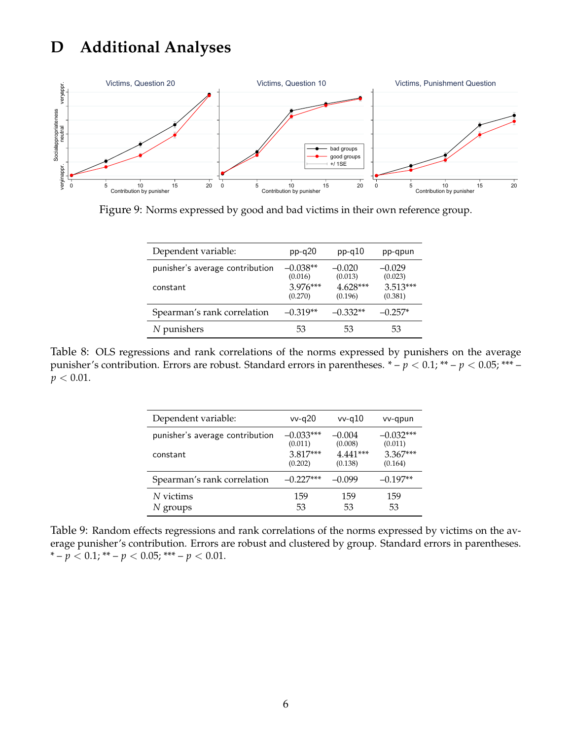# D Additional Analyses

Figure 9: Norms expressed by good and bad victims in their own reference group.

| Dependent variable: | pp-q20 | pp-q10 | pp-qpun |
|---|---|---|---|
| punisher's average contribution | –0.038** | –0.020 | –0.029 |
| | (0.016) | (0.013) | (0.023) |
| constant | 3.976*** | 4.628*** | 3.513*** |
| | (0.270) | (0.196) | (0.381) |
| Spearman's rank correlation | –0.319** | –0.332** | –0.257* |
| $N$ punishers | 53 | 53 | 53 |

Table 8: OLS regressions and rank correlations of the norms expressed by punishers on the average punisher's contribution. Errors are robust. Standard errors in parentheses. * – $p < 0.1$; ** – $p < 0.05$; *** – $p < 0.01$.

| Dependent variable: | vv-q20 | vv-q10 | vv-qpun |
|---|---|---|---|
| punisher's average contribution | –0.033*** | –0.004 | –0.032*** |
| | (0.011) | (0.008) | (0.011) |
| constant | 3.817*** | 4.441*** | 3.367*** |
| | (0.202) | (0.138) | (0.164) |
| Spearman's rank correlation | –0.227*** | –0.099 | –0.197** |
| $N$ victims | 159 | 159 | 159 |
| $N$ groups | 53 | 53 | 53 |

Table 9: Random effects regressions and rank correlations of the norms expressed by victims on the average punisher's contribution. Errors are robust and clustered by group. Standard errors in parentheses. * – $p < 0.1$; ** – $p < 0.05$; *** – $p < 0.01$.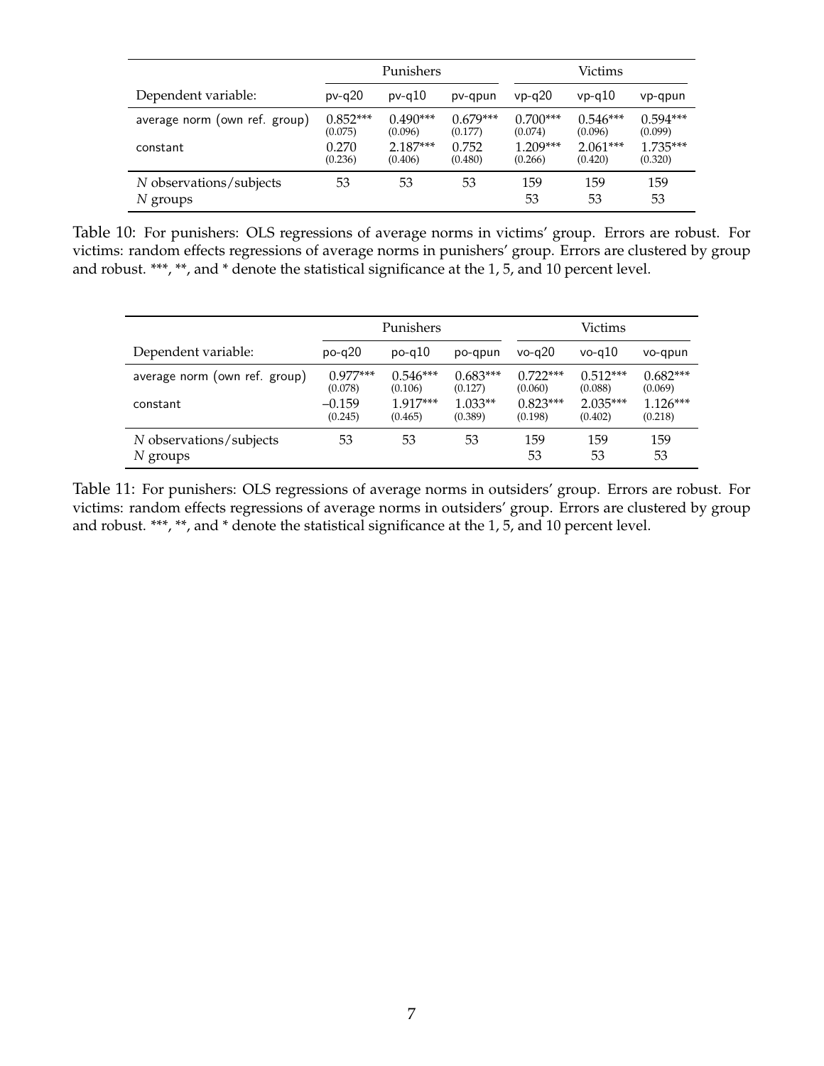| | Punishers | | | Victims | | |
|---|---|---|---|---|---|---|
| Dependent variable: | pv-q20 | pv-q10 | pv-qpun | vp-q20 | vp-q10 | vp-qpun |
| average norm (own ref. group) | 0.852*** (0.075) | 0.490*** (0.096) | 0.679*** (0.177) | 0.700*** (0.074) | 0.546*** (0.096) | 0.594*** (0.099) |
| constant | 0.270 (0.236) | 2.187*** (0.406) | 0.752 (0.480) | 1.209*** (0.266) | 2.061*** (0.420) | 1.735*** (0.320) |
| *N* observations/subjects | 53 | 53 | 53 | 159 | 159 | 159 |
| *N* groups | | | | 53 | 53 | 53 |

Table 10: For punishers: OLS regressions of average norms in victims' group. Errors are robust. For victims: random effects regressions of average norms in punishers' group. Errors are clustered by group and robust. ***, **, and * denote the statistical significance at the 1, 5, and 10 percent level.

| | Punishers | | | Victims | | |
|---|---|---|---|---|---|---|
| Dependent variable: | po-q20 | po-q10 | po-qpun | vo-q20 | vo-q10 | vo-qpun |
| average norm (own ref. group) | 0.977*** (0.078) | 0.546*** (0.106) | 0.683*** (0.127) | 0.722*** (0.060) | 0.512*** (0.088) | 0.682*** (0.069) |
| constant | −0.159 (0.245) | 1.917*** (0.465) | 1.033** (0.389) | 0.823*** (0.198) | 2.035*** (0.402) | 1.126*** (0.218) |
| *N* observations/subjects | 53 | 53 | 53 | 159 | 159 | 159 |
| *N* groups | | | | 53 | 53 | 53 |

Table 11: For punishers: OLS regressions of average norms in outsiders' group. Errors are robust. For victims: random effects regressions of average norms in outsiders' group. Errors are clustered by group and robust. ***, **, and * denote the statistical significance at the 1, 5, and 10 percent level.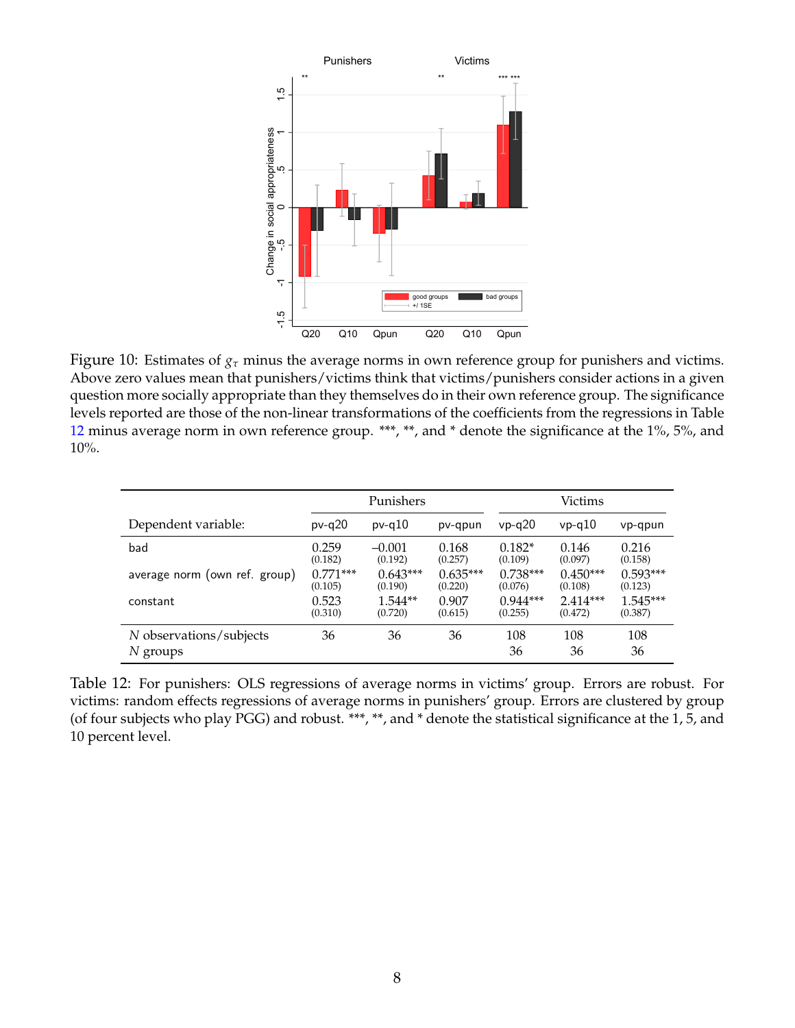Figure 10: Estimates of $g_\tau$ minus the average norms in own reference group for punishers and victims. Above zero values mean that punishers/victims think that victims/punishers consider actions in a given question more socially appropriate than they themselves do in their own reference group. The significance levels reported are those of the non-linear transformations of the coefficients from the regressions in Table 12 minus average norm in own reference group. ***, **, and * denote the significance at the 1%, 5%, and 10%.

| | Punishers | | | Victims | | |
|---|---|---|---|---|---|---|
| Dependent variable: | pv-q20 | pv-q10 | pv-qpun | vp-q20 | vp-q10 | vp-qpun |
| bad | 0.259 | −0.001 | 0.168 | 0.182* | 0.146 | 0.216 |
| | (0.182) | (0.192) | (0.257) | (0.109) | (0.097) | (0.158) |
| average norm (own ref. group) | 0.771*** | 0.643*** | 0.635*** | 0.738*** | 0.450*** | 0.593*** |
| | (0.105) | (0.190) | (0.220) | (0.076) | (0.108) | (0.123) |
| constant | 0.523 | 1.544** | 0.907 | 0.944*** | 2.414*** | 1.545*** |
| | (0.310) | (0.720) | (0.615) | (0.255) | (0.472) | (0.387) |
| *N* observations/subjects | 36 | 36 | 36 | 108 | 108 | 108 |
| *N* groups | | | | 36 | 36 | 36 |

Table 12: For punishers: OLS regressions of average norms in victims' group. Errors are robust. For victims: random effects regressions of average norms in punishers' group. Errors are clustered by group (of four subjects who play PGG) and robust. ***, **, and * denote the statistical significance at the 1, 5, and 10 percent level.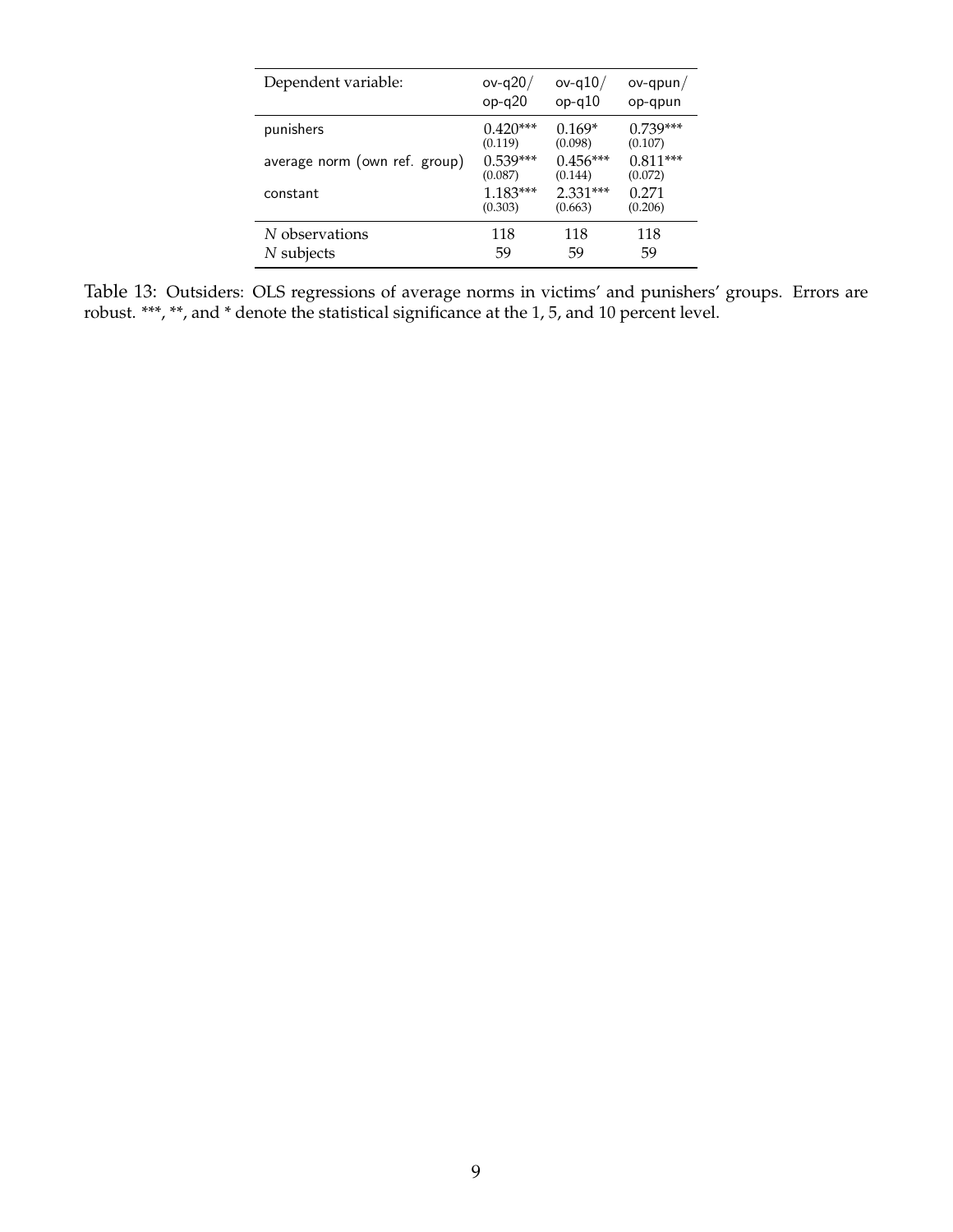| Dependent variable: | ov-q20/ op-q20 | ov-q10/ op-q10 | ov-qpun/ op-qpun |
|---|---|---|---|
| punishers | 0.420*** (0.119) | 0.169* (0.098) | 0.739*** (0.107) |
| average norm (own ref. group) | 0.539*** (0.087) | 0.456*** (0.144) | 0.811*** (0.072) |
| constant | 1.183*** (0.303) | 2.331*** (0.663) | 0.271 (0.206) |
| *N* observations | 118 | 118 | 118 |
| *N* subjects | 59 | 59 | 59 |

Table 13: Outsiders: OLS regressions of average norms in victims' and punishers' groups. Errors are robust. ***, **, and * denote the statistical significance at the 1, 5, and 10 percent level.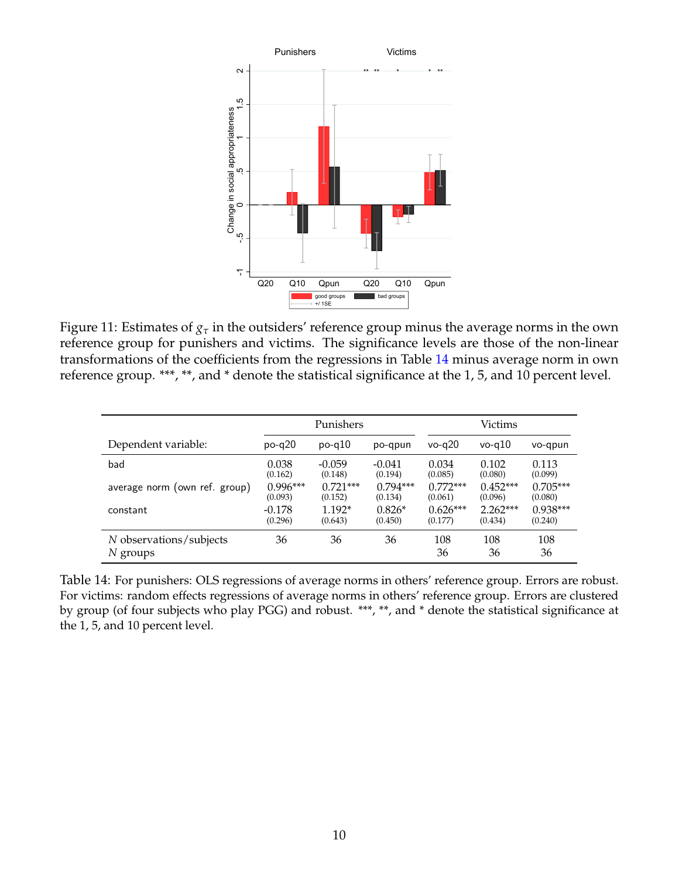Figure 11: Estimates of $g_\tau$ in the outsiders' reference group minus the average norms in the own reference group for punishers and victims. The significance levels are those of the non-linear transformations of the coefficients from the regressions in Table 14 minus average norm in own reference group. ***, **, and * denote the statistical significance at the 1, 5, and 10 percent level.

| | Punishers | | | Victims | | |
|---|---|---|---|---|---|---|
| Dependent variable: | po-q20 | po-q10 | po-qpun | vo-q20 | vo-q10 | vo-qpun |
| bad | 0.038 | -0.059 | -0.041 | 0.034 | 0.102 | 0.113 |
| | (0.162) | (0.148) | (0.194) | (0.085) | (0.080) | (0.099) |
| average norm (own ref. group) | 0.996*** | 0.721*** | 0.794*** | 0.772*** | 0.452*** | 0.705*** |
| | (0.093) | (0.152) | (0.134) | (0.061) | (0.096) | (0.080) |
| constant | -0.178 | 1.192* | 0.826* | 0.626*** | 2.262*** | 0.938*** |
| | (0.296) | (0.643) | (0.450) | (0.177) | (0.434) | (0.240) |
| *N* observations/subjects | 36 | 36 | 36 | 108 | 108 | 108 |
| *N* groups | | | | 36 | 36 | 36 |

Table 14: For punishers: OLS regressions of average norms in others' reference group. Errors are robust. For victims: random effects regressions of average norms in others' reference group. Errors are clustered by group (of four subjects who play PGG) and robust. ***, **, and * denote the statistical significance at the 1, 5, and 10 percent level.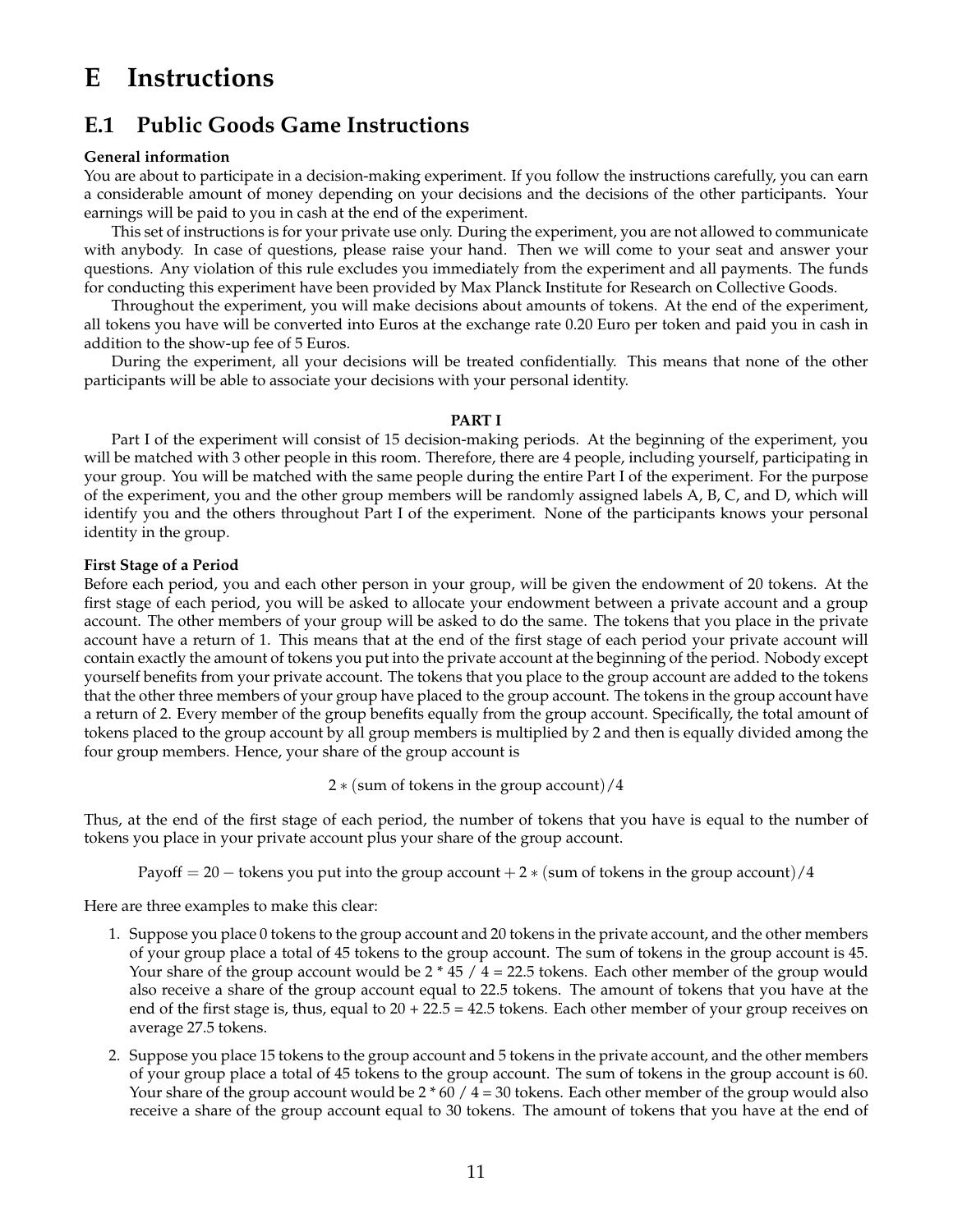# E Instructions

## E.1 Public Goods Game Instructions

**General information**

You are about to participate in a decision-making experiment. If you follow the instructions carefully, you can earn a considerable amount of money depending on your decisions and the decisions of the other participants. Your earnings will be paid to you in cash at the end of the experiment.

This set of instructions is for your private use only. During the experiment, you are not allowed to communicate with anybody. In case of questions, please raise your hand. Then we will come to your seat and answer your questions. Any violation of this rule excludes you immediately from the experiment and all payments. The funds for conducting this experiment have been provided by Max Planck Institute for Research on Collective Goods.

Throughout the experiment, you will make decisions about amounts of tokens. At the end of the experiment, all tokens you have will be converted into Euros at the exchange rate 0.20 Euro per token and paid you in cash in addition to the show-up fee of 5 Euros.

During the experiment, all your decisions will be treated confidentially. This means that none of the other participants will be able to associate your decisions with your personal identity.

**PART I**

Part I of the experiment will consist of 15 decision-making periods. At the beginning of the experiment, you will be matched with 3 other people in this room. Therefore, there are 4 people, including yourself, participating in your group. You will be matched with the same people during the entire Part I of the experiment. For the purpose of the experiment, you and the other group members will be randomly assigned labels A, B, C, and D, which will identify you and the others throughout Part I of the experiment. None of the participants knows your personal identity in the group.

**First Stage of a Period**

Before each period, you and each other person in your group, will be given the endowment of 20 tokens. At the first stage of each period, you will be asked to allocate your endowment between a private account and a group account. The other members of your group will be asked to do the same. The tokens that you place in the private account have a return of 1. This means that at the end of the first stage of each period your private account will contain exactly the amount of tokens you put into the private account at the beginning of the period. Nobody except yourself benefits from your private account. The tokens that you place to the group account are added to the tokens that the other three members of your group have placed to the group account. The tokens in the group account have a return of 2. Every member of the group benefits equally from the group account. Specifically, the total amount of tokens placed to the group account by all group members is multiplied by 2 and then is equally divided among the four group members. Hence, your share of the group account is

$$2 * (\text{sum of tokens in the group account})/4$$

Thus, at the end of the first stage of each period, the number of tokens that you have is equal to the number of tokens you place in your private account plus your share of the group account.

$$\text{Payoff} = 20 - \text{tokens you put into the group account} + 2 * (\text{sum of tokens in the group account})/4$$

Here are three examples to make this clear:

1. Suppose you place 0 tokens to the group account and 20 tokens in the private account, and the other members of your group place a total of 45 tokens to the group account. The sum of tokens in the group account is 45. Your share of the group account would be 2 * 45 / 4 = 22.5 tokens. Each other member of the group would also receive a share of the group account equal to 22.5 tokens. The amount of tokens that you have at the end of the first stage is, thus, equal to 20 + 22.5 = 42.5 tokens. Each other member of your group receives on average 27.5 tokens.
2. Suppose you place 15 tokens to the group account and 5 tokens in the private account, and the other members of your group place a total of 45 tokens to the group account. The sum of tokens in the group account is 60. Your share of the group account would be 2 * 60 / 4 = 30 tokens. Each other member of the group would also receive a share of the group account equal to 30 tokens. The amount of tokens that you have at the end of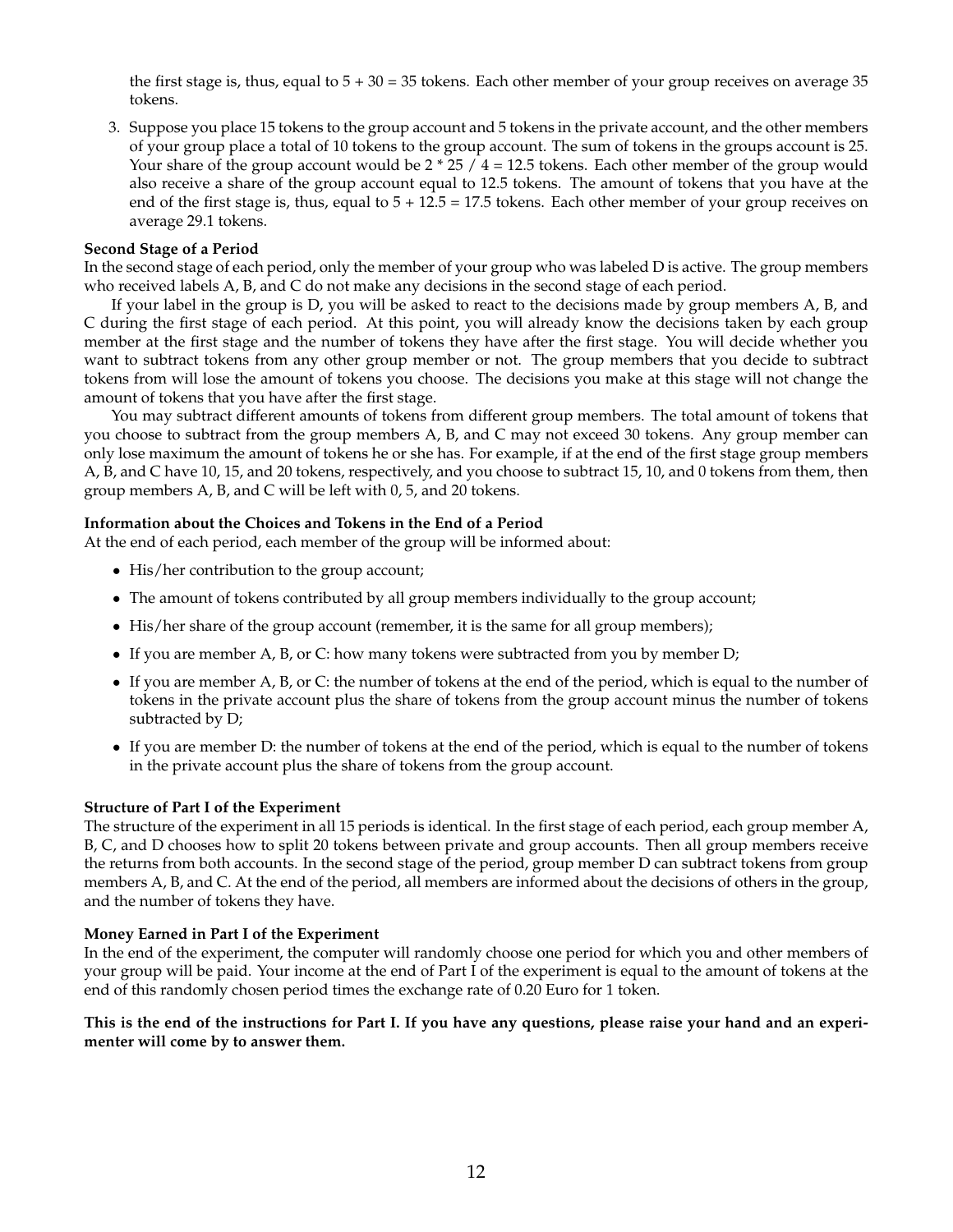the first stage is, thus, equal to 5 + 30 = 35 tokens. Each other member of your group receives on average 35 tokens.

3. Suppose you place 15 tokens to the group account and 5 tokens in the private account, and the other members of your group place a total of 10 tokens to the group account. The sum of tokens in the groups account is 25. Your share of the group account would be 2 * 25 / 4 = 12.5 tokens. Each other member of the group would also receive a share of the group account equal to 12.5 tokens. The amount of tokens that you have at the end of the first stage is, thus, equal to 5 + 12.5 = 17.5 tokens. Each other member of your group receives on average 29.1 tokens.

**Second Stage of a Period**

In the second stage of each period, only the member of your group who was labeled D is active. The group members who received labels A, B, and C do not make any decisions in the second stage of each period.

If your label in the group is D, you will be asked to react to the decisions made by group members A, B, and C during the first stage of each period. At this point, you will already know the decisions taken by each group member at the first stage and the number of tokens they have after the first stage. You will decide whether you want to subtract tokens from any other group member or not. The group members that you decide to subtract tokens from will lose the amount of tokens you choose. The decisions you make at this stage will not change the amount of tokens that you have after the first stage.

You may subtract different amounts of tokens from different group members. The total amount of tokens that you choose to subtract from the group members A, B, and C may not exceed 30 tokens. Any group member can only lose maximum the amount of tokens he or she has. For example, if at the end of the first stage group members A, B, and C have 10, 15, and 20 tokens, respectively, and you choose to subtract 15, 10, and 0 tokens from them, then group members A, B, and C will be left with 0, 5, and 20 tokens.

**Information about the Choices and Tokens in the End of a Period**

At the end of each period, each member of the group will be informed about:

- His/her contribution to the group account;
- The amount of tokens contributed by all group members individually to the group account;
- His/her share of the group account (remember, it is the same for all group members);
- If you are member A, B, or C: how many tokens were subtracted from you by member D;
- If you are member A, B, or C: the number of tokens at the end of the period, which is equal to the number of tokens in the private account plus the share of tokens from the group account minus the number of tokens subtracted by D;
- If you are member D: the number of tokens at the end of the period, which is equal to the number of tokens in the private account plus the share of tokens from the group account.

**Structure of Part I of the Experiment**

The structure of the experiment in all 15 periods is identical. In the first stage of each period, each group member A, B, C, and D chooses how to split 20 tokens between private and group accounts. Then all group members receive the returns from both accounts. In the second stage of the period, group member D can subtract tokens from group members A, B, and C. At the end of the period, all members are informed about the decisions of others in the group, and the number of tokens they have.

**Money Earned in Part I of the Experiment**

In the end of the experiment, the computer will randomly choose one period for which you and other members of your group will be paid. Your income at the end of Part I of the experiment is equal to the amount of tokens at the end of this randomly chosen period times the exchange rate of 0.20 Euro for 1 token.

**This is the end of the instructions for Part I. If you have any questions, please raise your hand and an experimenter will come by to answer them.**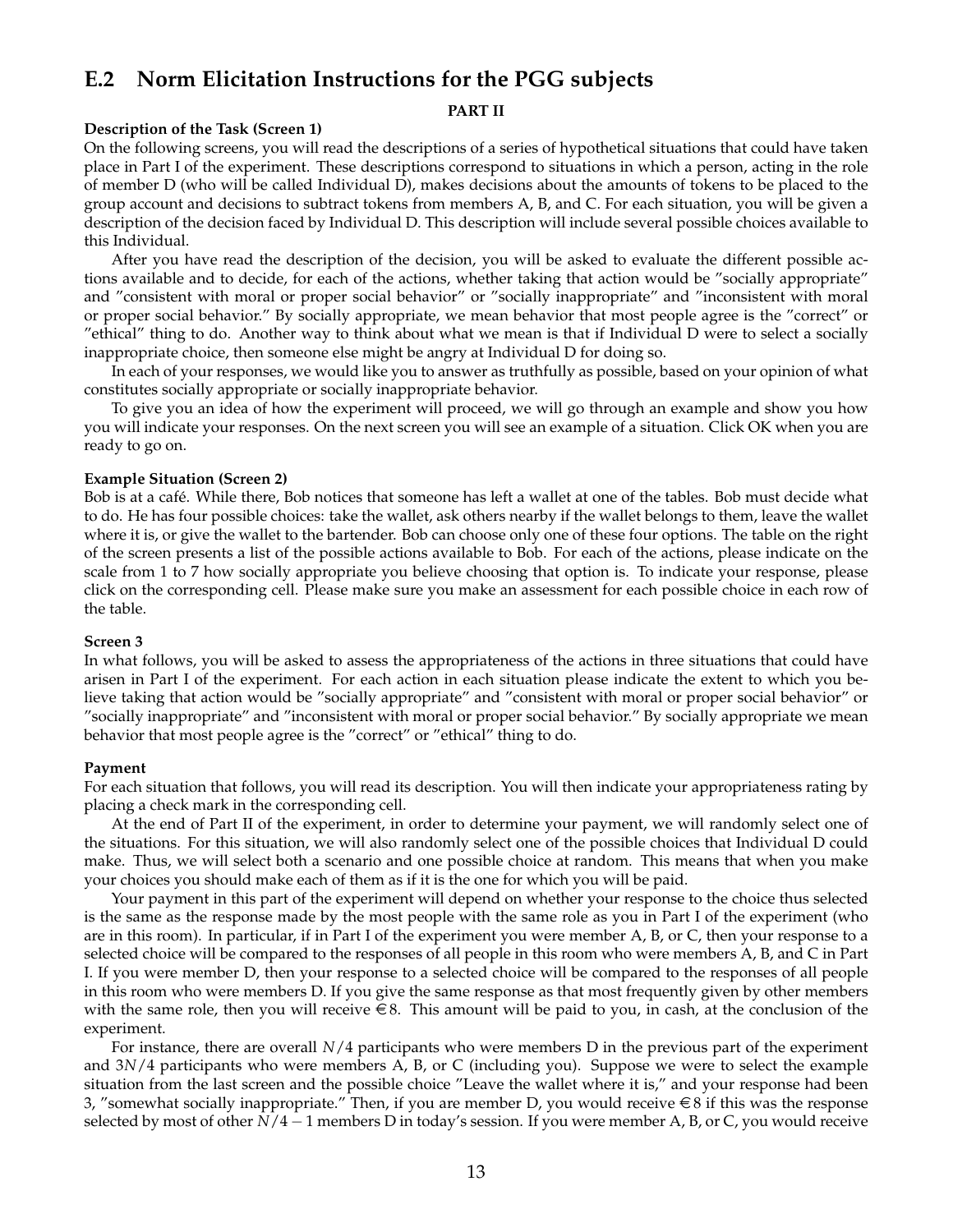## E.2 Norm Elicitation Instructions for the PGG subjects

**PART II**

**Description of the Task (Screen 1)**

On the following screens, you will read the descriptions of a series of hypothetical situations that could have taken place in Part I of the experiment. These descriptions correspond to situations in which a person, acting in the role of member D (who will be called Individual D), makes decisions about the amounts of tokens to be placed to the group account and decisions to subtract tokens from members A, B, and C. For each situation, you will be given a description of the decision faced by Individual D. This description will include several possible choices available to this Individual.

After you have read the description of the decision, you will be asked to evaluate the different possible actions available and to decide, for each of the actions, whether taking that action would be "socially appropriate" and "consistent with moral or proper social behavior" or "socially inappropriate" and "inconsistent with moral or proper social behavior." By socially appropriate, we mean behavior that most people agree is the "correct" or "ethical" thing to do. Another way to think about what we mean is that if Individual D were to select a socially inappropriate choice, then someone else might be angry at Individual D for doing so.

In each of your responses, we would like you to answer as truthfully as possible, based on your opinion of what constitutes socially appropriate or socially inappropriate behavior.

To give you an idea of how the experiment will proceed, we will go through an example and show you how you will indicate your responses. On the next screen you will see an example of a situation. Click OK when you are ready to go on.

**Example Situation (Screen 2)**

Bob is at a café. While there, Bob notices that someone has left a wallet at one of the tables. Bob must decide what to do. He has four possible choices: take the wallet, ask others nearby if the wallet belongs to them, leave the wallet where it is, or give the wallet to the bartender. Bob can choose only one of these four options. The table on the right of the screen presents a list of the possible actions available to Bob. For each of the actions, please indicate on the scale from 1 to 7 how socially appropriate you believe choosing that option is. To indicate your response, please click on the corresponding cell. Please make sure you make an assessment for each possible choice in each row of the table.

**Screen 3**

In what follows, you will be asked to assess the appropriateness of the actions in three situations that could have arisen in Part I of the experiment. For each action in each situation please indicate the extent to which you believe taking that action would be "socially appropriate" and "consistent with moral or proper social behavior" or "socially inappropriate" and "inconsistent with moral or proper social behavior." By socially appropriate we mean behavior that most people agree is the "correct" or "ethical" thing to do.

**Payment**

For each situation that follows, you will read its description. You will then indicate your appropriateness rating by placing a check mark in the corresponding cell.

At the end of Part II of the experiment, in order to determine your payment, we will randomly select one of the situations. For this situation, we will also randomly select one of the possible choices that Individual D could make. Thus, we will select both a scenario and one possible choice at random. This means that when you make your choices you should make each of them as if it is the one for which you will be paid.

Your payment in this part of the experiment will depend on whether your response to the choice thus selected is the same as the response made by the most people with the same role as you in Part I of the experiment (who are in this room). In particular, if in Part I of the experiment you were member A, B, or C, then your response to a selected choice will be compared to the responses of all people in this room who were members A, B, and C in Part I. If you were member D, then your response to a selected choice will be compared to the responses of all people in this room who were members D. If you give the same response as that most frequently given by other members with the same role, then you will receive €8. This amount will be paid to you, in cash, at the conclusion of the experiment.

For instance, there are overall $N/4$ participants who were members D in the previous part of the experiment and $3N/4$ participants who were members A, B, or C (including you). Suppose we were to select the example situation from the last screen and the possible choice "Leave the wallet where it is," and your response had been 3, "somewhat socially inappropriate." Then, if you are member D, you would receive €8 if this was the response selected by most of other $N/4 - 1$ members D in today's session. If you were member A, B, or C, you would receive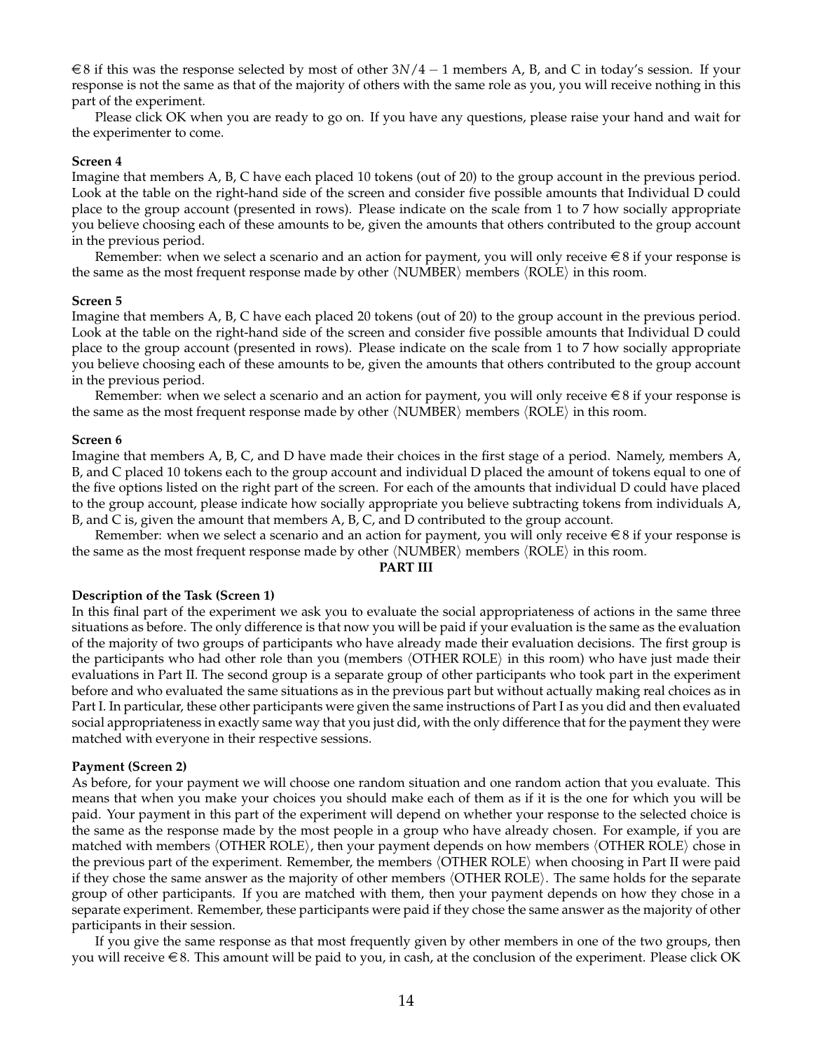€8 if this was the response selected by most of other $3N/4 - 1$ members A, B, and C in today's session. If your response is not the same as that of the majority of others with the same role as you, you will receive nothing in this part of the experiment.

Please click OK when you are ready to go on. If you have any questions, please raise your hand and wait for the experimenter to come.

**Screen 4**

Imagine that members A, B, C have each placed 10 tokens (out of 20) to the group account in the previous period. Look at the table on the right-hand side of the screen and consider five possible amounts that Individual D could place to the group account (presented in rows). Please indicate on the scale from 1 to 7 how socially appropriate you believe choosing each of these amounts to be, given the amounts that others contributed to the group account in the previous period.

Remember: when we select a scenario and an action for payment, you will only receive €8 if your response is the same as the most frequent response made by other ⟨NUMBER⟩ members ⟨ROLE⟩ in this room.

**Screen 5**

Imagine that members A, B, C have each placed 20 tokens (out of 20) to the group account in the previous period. Look at the table on the right-hand side of the screen and consider five possible amounts that Individual D could place to the group account (presented in rows). Please indicate on the scale from 1 to 7 how socially appropriate you believe choosing each of these amounts to be, given the amounts that others contributed to the group account in the previous period.

Remember: when we select a scenario and an action for payment, you will only receive €8 if your response is the same as the most frequent response made by other ⟨NUMBER⟩ members ⟨ROLE⟩ in this room.

**Screen 6**

Imagine that members A, B, C, and D have made their choices in the first stage of a period. Namely, members A, B, and C placed 10 tokens each to the group account and individual D placed the amount of tokens equal to one of the five options listed on the right part of the screen. For each of the amounts that individual D could have placed to the group account, please indicate how socially appropriate you believe subtracting tokens from individuals A, B, and C is, given the amount that members A, B, C, and D contributed to the group account.

Remember: when we select a scenario and an action for payment, you will only receive €8 if your response is the same as the most frequent response made by other ⟨NUMBER⟩ members ⟨ROLE⟩ in this room.

**PART III**

**Description of the Task (Screen 1)**

In this final part of the experiment we ask you to evaluate the social appropriateness of actions in the same three situations as before. The only difference is that now you will be paid if your evaluation is the same as the evaluation of the majority of two groups of participants who have already made their evaluation decisions. The first group is the participants who had other role than you (members ⟨OTHER ROLE⟩ in this room) who have just made their evaluations in Part II. The second group is a separate group of other participants who took part in the experiment before and who evaluated the same situations as in the previous part but without actually making real choices as in Part I. In particular, these other participants were given the same instructions of Part I as you did and then evaluated social appropriateness in exactly same way that you just did, with the only difference that for the payment they were matched with everyone in their respective sessions.

**Payment (Screen 2)**

As before, for your payment we will choose one random situation and one random action that you evaluate. This means that when you make your choices you should make each of them as if it is the one for which you will be paid. Your payment in this part of the experiment will depend on whether your response to the selected choice is the same as the response made by the most people in a group who have already chosen. For example, if you are matched with members ⟨OTHER ROLE⟩, then your payment depends on how members ⟨OTHER ROLE⟩ chose in the previous part of the experiment. Remember, the members ⟨OTHER ROLE⟩ when choosing in Part II were paid if they chose the same answer as the majority of other members ⟨OTHER ROLE⟩. The same holds for the separate group of other participants. If you are matched with them, then your payment depends on how they chose in a separate experiment. Remember, these participants were paid if they chose the same answer as the majority of other participants in their session.

If you give the same response as that most frequently given by other members in one of the two groups, then you will receive €8. This amount will be paid to you, in cash, at the conclusion of the experiment. Please click OK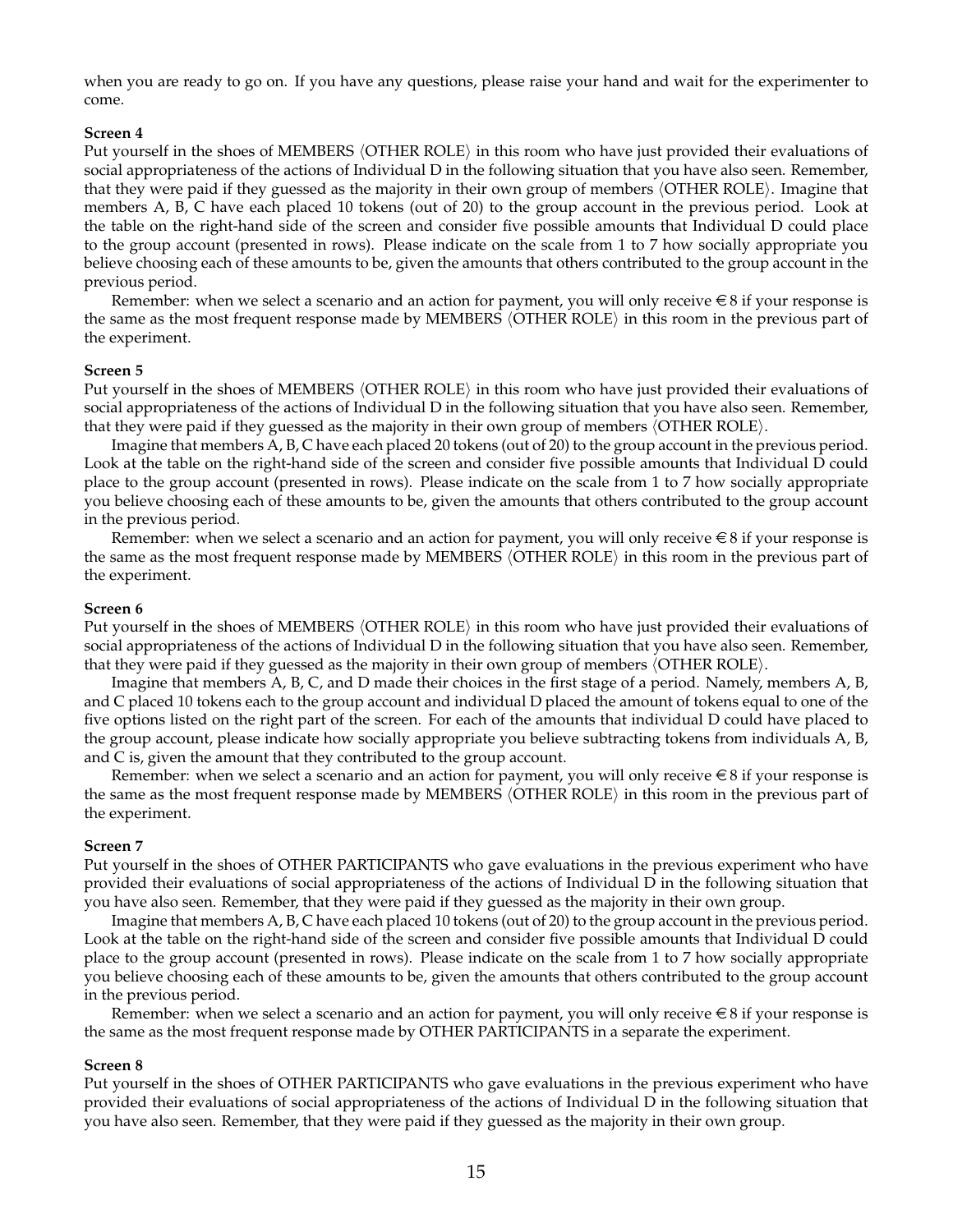when you are ready to go on. If you have any questions, please raise your hand and wait for the experimenter to come.

**Screen 4**

Put yourself in the shoes of MEMBERS ⟨OTHER ROLE⟩ in this room who have just provided their evaluations of social appropriateness of the actions of Individual D in the following situation that you have also seen. Remember, that they were paid if they guessed as the majority in their own group of members ⟨OTHER ROLE⟩. Imagine that members A, B, C have each placed 10 tokens (out of 20) to the group account in the previous period. Look at the table on the right-hand side of the screen and consider five possible amounts that Individual D could place to the group account (presented in rows). Please indicate on the scale from 1 to 7 how socially appropriate you believe choosing each of these amounts to be, given the amounts that others contributed to the group account in the previous period.

Remember: when we select a scenario and an action for payment, you will only receive €8 if your response is the same as the most frequent response made by MEMBERS ⟨OTHER ROLE⟩ in this room in the previous part of the experiment.

**Screen 5**

Put yourself in the shoes of MEMBERS ⟨OTHER ROLE⟩ in this room who have just provided their evaluations of social appropriateness of the actions of Individual D in the following situation that you have also seen. Remember, that they were paid if they guessed as the majority in their own group of members ⟨OTHER ROLE⟩.

Imagine that members A, B, C have each placed 20 tokens (out of 20) to the group account in the previous period. Look at the table on the right-hand side of the screen and consider five possible amounts that Individual D could place to the group account (presented in rows). Please indicate on the scale from 1 to 7 how socially appropriate you believe choosing each of these amounts to be, given the amounts that others contributed to the group account in the previous period.

Remember: when we select a scenario and an action for payment, you will only receive €8 if your response is the same as the most frequent response made by MEMBERS ⟨OTHER ROLE⟩ in this room in the previous part of the experiment.

**Screen 6**

Put yourself in the shoes of MEMBERS ⟨OTHER ROLE⟩ in this room who have just provided their evaluations of social appropriateness of the actions of Individual D in the following situation that you have also seen. Remember, that they were paid if they guessed as the majority in their own group of members ⟨OTHER ROLE⟩.

Imagine that members A, B, C, and D made their choices in the first stage of a period. Namely, members A, B, and C placed 10 tokens each to the group account and individual D placed the amount of tokens equal to one of the five options listed on the right part of the screen. For each of the amounts that individual D could have placed to the group account, please indicate how socially appropriate you believe subtracting tokens from individuals A, B, and C is, given the amount that they contributed to the group account.

Remember: when we select a scenario and an action for payment, you will only receive €8 if your response is the same as the most frequent response made by MEMBERS ⟨OTHER ROLE⟩ in this room in the previous part of the experiment.

**Screen 7**

Put yourself in the shoes of OTHER PARTICIPANTS who gave evaluations in the previous experiment who have provided their evaluations of social appropriateness of the actions of Individual D in the following situation that you have also seen. Remember, that they were paid if they guessed as the majority in their own group.

Imagine that members A, B, C have each placed 10 tokens (out of 20) to the group account in the previous period. Look at the table on the right-hand side of the screen and consider five possible amounts that Individual D could place to the group account (presented in rows). Please indicate on the scale from 1 to 7 how socially appropriate you believe choosing each of these amounts to be, given the amounts that others contributed to the group account in the previous period.

Remember: when we select a scenario and an action for payment, you will only receive €8 if your response is the same as the most frequent response made by OTHER PARTICIPANTS in a separate the experiment.

**Screen 8**

Put yourself in the shoes of OTHER PARTICIPANTS who gave evaluations in the previous experiment who have provided their evaluations of social appropriateness of the actions of Individual D in the following situation that you have also seen. Remember, that they were paid if they guessed as the majority in their own group.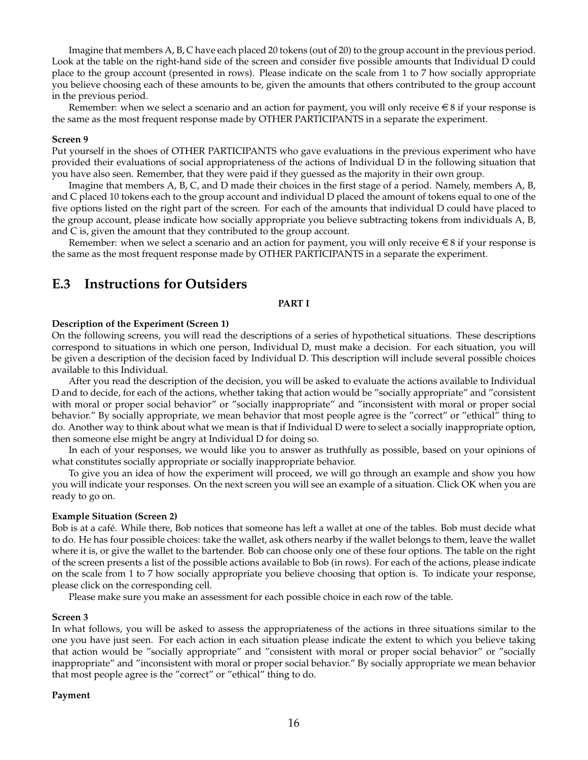Imagine that members A, B, C have each placed 20 tokens (out of 20) to the group account in the previous period. Look at the table on the right-hand side of the screen and consider five possible amounts that Individual D could place to the group account (presented in rows). Please indicate on the scale from 1 to 7 how socially appropriate you believe choosing each of these amounts to be, given the amounts that others contributed to the group account in the previous period.

Remember: when we select a scenario and an action for payment, you will only receive €8 if your response is the same as the most frequent response made by OTHER PARTICIPANTS in a separate the experiment.

**Screen 9**

Put yourself in the shoes of OTHER PARTICIPANTS who gave evaluations in the previous experiment who have provided their evaluations of social appropriateness of the actions of Individual D in the following situation that you have also seen. Remember, that they were paid if they guessed as the majority in their own group.

Imagine that members A, B, C, and D made their choices in the first stage of a period. Namely, members A, B, and C placed 10 tokens each to the group account and individual D placed the amount of tokens equal to one of the five options listed on the right part of the screen. For each of the amounts that individual D could have placed to the group account, please indicate how socially appropriate you believe subtracting tokens from individuals A, B, and C is, given the amount that they contributed to the group account.

Remember: when we select a scenario and an action for payment, you will only receive €8 if your response is the same as the most frequent response made by OTHER PARTICIPANTS in a separate the experiment.

## E.3 Instructions for Outsiders

**PART I**

**Description of the Experiment (Screen 1)**

On the following screens, you will read the descriptions of a series of hypothetical situations. These descriptions correspond to situations in which one person, Individual D, must make a decision. For each situation, you will be given a description of the decision faced by Individual D. This description will include several possible choices available to this Individual.

After you read the description of the decision, you will be asked to evaluate the actions available to Individual D and to decide, for each of the actions, whether taking that action would be "socially appropriate" and "consistent with moral or proper social behavior" or "socially inappropriate" and "inconsistent with moral or proper social behavior." By socially appropriate, we mean behavior that most people agree is the "correct" or "ethical" thing to do. Another way to think about what we mean is that if Individual D were to select a socially inappropriate option, then someone else might be angry at Individual D for doing so.

In each of your responses, we would like you to answer as truthfully as possible, based on your opinions of what constitutes socially appropriate or socially inappropriate behavior.

To give you an idea of how the experiment will proceed, we will go through an example and show you how you will indicate your responses. On the next screen you will see an example of a situation. Click OK when you are ready to go on.

**Example Situation (Screen 2)**

Bob is at a café. While there, Bob notices that someone has left a wallet at one of the tables. Bob must decide what to do. He has four possible choices: take the wallet, ask others nearby if the wallet belongs to them, leave the wallet where it is, or give the wallet to the bartender. Bob can choose only one of these four options. The table on the right of the screen presents a list of the possible actions available to Bob (in rows). For each of the actions, please indicate on the scale from 1 to 7 how socially appropriate you believe choosing that option is. To indicate your response, please click on the corresponding cell.

Please make sure you make an assessment for each possible choice in each row of the table.

**Screen 3**

In what follows, you will be asked to assess the appropriateness of the actions in three situations similar to the one you have just seen. For each action in each situation please indicate the extent to which you believe taking that action would be "socially appropriate" and "consistent with moral or proper social behavior" or "socially inappropriate" and "inconsistent with moral or proper social behavior." By socially appropriate we mean behavior that most people agree is the "correct" or "ethical" thing to do.

**Payment**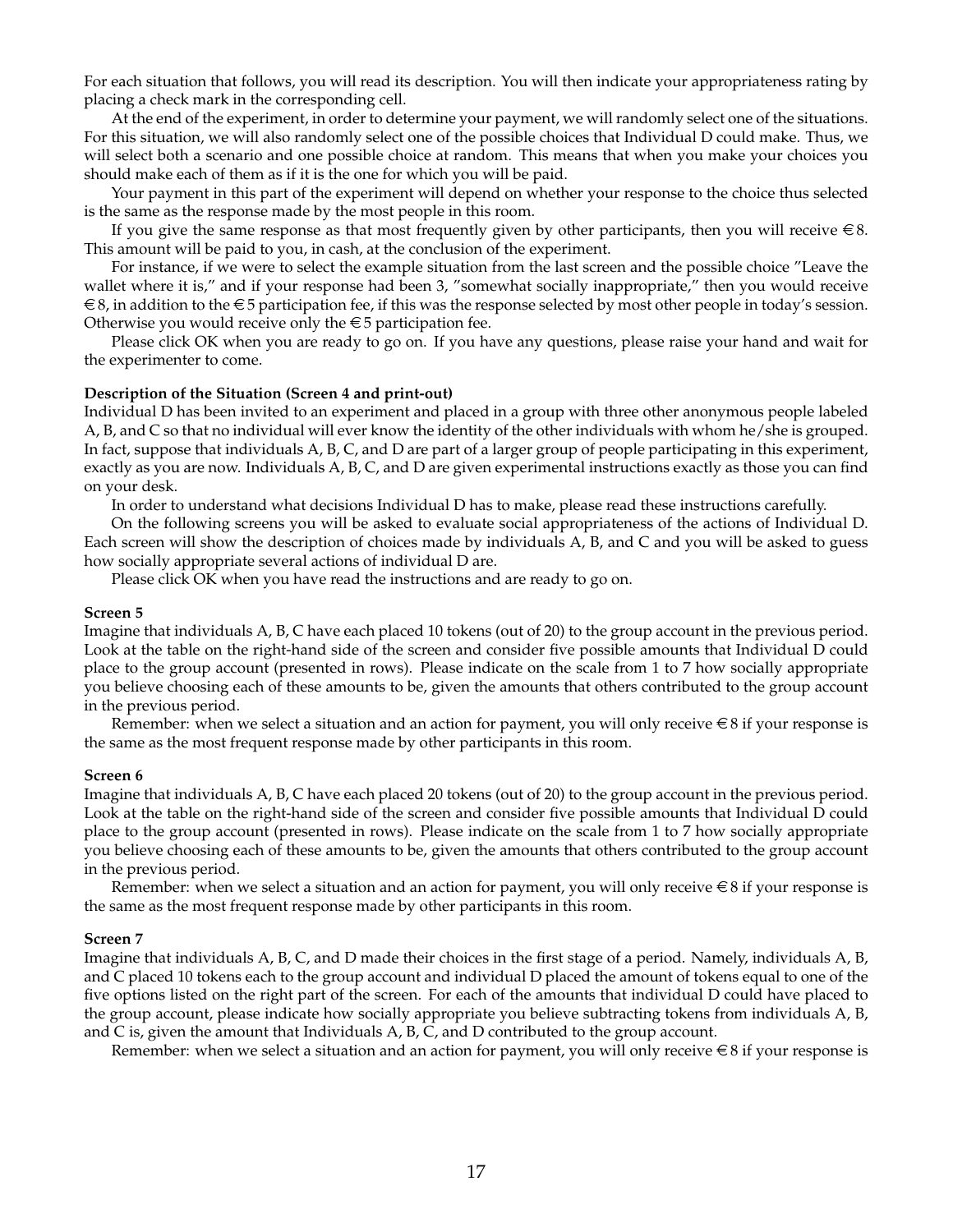For each situation that follows, you will read its description. You will then indicate your appropriateness rating by placing a check mark in the corresponding cell.

At the end of the experiment, in order to determine your payment, we will randomly select one of the situations. For this situation, we will also randomly select one of the possible choices that Individual D could make. Thus, we will select both a scenario and one possible choice at random. This means that when you make your choices you should make each of them as if it is the one for which you will be paid.

Your payment in this part of the experiment will depend on whether your response to the choice thus selected is the same as the response made by the most people in this room.

If you give the same response as that most frequently given by other participants, then you will receive €8. This amount will be paid to you, in cash, at the conclusion of the experiment.

For instance, if we were to select the example situation from the last screen and the possible choice "Leave the wallet where it is," and if your response had been 3, "somewhat socially inappropriate," then you would receive €8, in addition to the €5 participation fee, if this was the response selected by most other people in today's session. Otherwise you would receive only the €5 participation fee.

Please click OK when you are ready to go on. If you have any questions, please raise your hand and wait for the experimenter to come.

**Description of the Situation (Screen 4 and print-out)**

Individual D has been invited to an experiment and placed in a group with three other anonymous people labeled A, B, and C so that no individual will ever know the identity of the other individuals with whom he/she is grouped. In fact, suppose that individuals A, B, C, and D are part of a larger group of people participating in this experiment, exactly as you are now. Individuals A, B, C, and D are given experimental instructions exactly as those you can find on your desk.

In order to understand what decisions Individual D has to make, please read these instructions carefully.

On the following screens you will be asked to evaluate social appropriateness of the actions of Individual D. Each screen will show the description of choices made by individuals A, B, and C and you will be asked to guess how socially appropriate several actions of individual D are.

Please click OK when you have read the instructions and are ready to go on.

**Screen 5**

Imagine that individuals A, B, C have each placed 10 tokens (out of 20) to the group account in the previous period. Look at the table on the right-hand side of the screen and consider five possible amounts that Individual D could place to the group account (presented in rows). Please indicate on the scale from 1 to 7 how socially appropriate you believe choosing each of these amounts to be, given the amounts that others contributed to the group account in the previous period.

Remember: when we select a situation and an action for payment, you will only receive €8 if your response is the same as the most frequent response made by other participants in this room.

**Screen 6**

Imagine that individuals A, B, C have each placed 20 tokens (out of 20) to the group account in the previous period. Look at the table on the right-hand side of the screen and consider five possible amounts that Individual D could place to the group account (presented in rows). Please indicate on the scale from 1 to 7 how socially appropriate you believe choosing each of these amounts to be, given the amounts that others contributed to the group account in the previous period.

Remember: when we select a situation and an action for payment, you will only receive €8 if your response is the same as the most frequent response made by other participants in this room.

**Screen 7**

Imagine that individuals A, B, C, and D made their choices in the first stage of a period. Namely, individuals A, B, and C placed 10 tokens each to the group account and individual D placed the amount of tokens equal to one of the five options listed on the right part of the screen. For each of the amounts that individual D could have placed to the group account, please indicate how socially appropriate you believe subtracting tokens from individuals A, B, and C is, given the amount that Individuals A, B, C, and D contributed to the group account.

Remember: when we select a situation and an action for payment, you will only receive €8 if your response is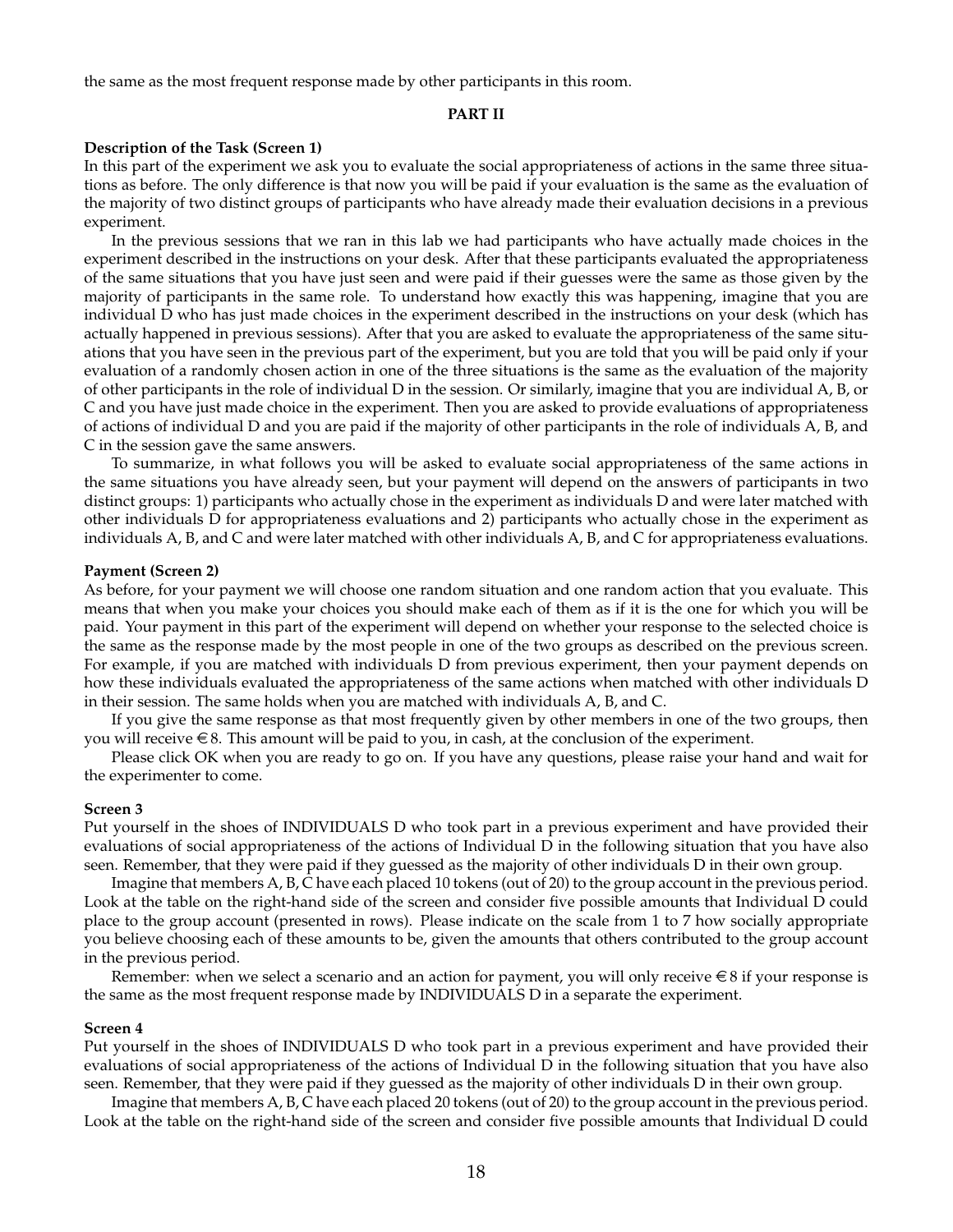the same as the most frequent response made by other participants in this room.

### PART II

**Description of the Task (Screen 1)**

In this part of the experiment we ask you to evaluate the social appropriateness of actions in the same three situations as before. The only difference is that now you will be paid if your evaluation is the same as the evaluation of the majority of two distinct groups of participants who have already made their evaluation decisions in a previous experiment.

In the previous sessions that we ran in this lab we had participants who have actually made choices in the experiment described in the instructions on your desk. After that these participants evaluated the appropriateness of the same situations that you have just seen and were paid if their guesses were the same as those given by the majority of participants in the same role. To understand how exactly this was happening, imagine that you are individual D who has just made choices in the experiment described in the instructions on your desk (which has actually happened in previous sessions). After that you are asked to evaluate the appropriateness of the same situations that you have seen in the previous part of the experiment, but you are told that you will be paid only if your evaluation of a randomly chosen action in one of the three situations is the same as the evaluation of the majority of other participants in the role of individual D in the session. Or similarly, imagine that you are individual A, B, or C and you have just made choice in the experiment. Then you are asked to provide evaluations of appropriateness of actions of individual D and you are paid if the majority of other participants in the role of individuals A, B, and C in the session gave the same answers.

To summarize, in what follows you will be asked to evaluate social appropriateness of the same actions in the same situations you have already seen, but your payment will depend on the answers of participants in two distinct groups: 1) participants who actually chose in the experiment as individuals D and were later matched with other individuals D for appropriateness evaluations and 2) participants who actually chose in the experiment as individuals A, B, and C and were later matched with other individuals A, B, and C for appropriateness evaluations.

**Payment (Screen 2)**

As before, for your payment we will choose one random situation and one random action that you evaluate. This means that when you make your choices you should make each of them as if it is the one for which you will be paid. Your payment in this part of the experiment will depend on whether your response to the selected choice is the same as the response made by the most people in one of the two groups as described on the previous screen. For example, if you are matched with individuals D from previous experiment, then your payment depends on how these individuals evaluated the appropriateness of the same actions when matched with other individuals D in their session. The same holds when you are matched with individuals A, B, and C.

If you give the same response as that most frequently given by other members in one of the two groups, then you will receive €8. This amount will be paid to you, in cash, at the conclusion of the experiment.

Please click OK when you are ready to go on. If you have any questions, please raise your hand and wait for the experimenter to come.

**Screen 3**

Put yourself in the shoes of INDIVIDUALS D who took part in a previous experiment and have provided their evaluations of social appropriateness of the actions of Individual D in the following situation that you have also seen. Remember, that they were paid if they guessed as the majority of other individuals D in their own group.

Imagine that members A, B, C have each placed 10 tokens (out of 20) to the group account in the previous period. Look at the table on the right-hand side of the screen and consider five possible amounts that Individual D could place to the group account (presented in rows). Please indicate on the scale from 1 to 7 how socially appropriate you believe choosing each of these amounts to be, given the amounts that others contributed to the group account in the previous period.

Remember: when we select a scenario and an action for payment, you will only receive €8 if your response is the same as the most frequent response made by INDIVIDUALS D in a separate the experiment.

**Screen 4**

Put yourself in the shoes of INDIVIDUALS D who took part in a previous experiment and have provided their evaluations of social appropriateness of the actions of Individual D in the following situation that you have also seen. Remember, that they were paid if they guessed as the majority of other individuals D in their own group.

Imagine that members A, B, C have each placed 20 tokens (out of 20) to the group account in the previous period. Look at the table on the right-hand side of the screen and consider five possible amounts that Individual D could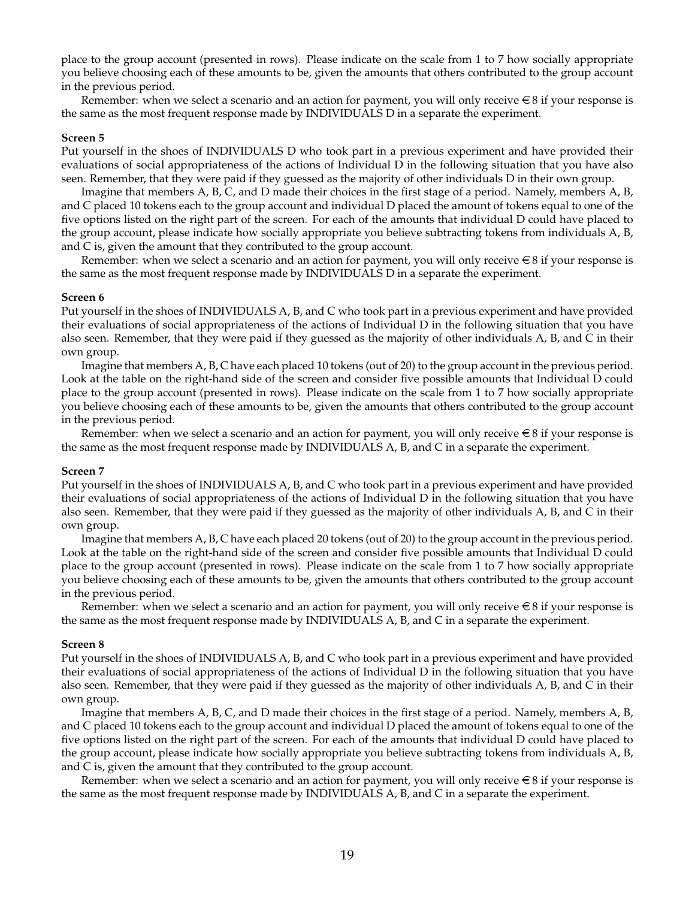place to the group account (presented in rows). Please indicate on the scale from 1 to 7 how socially appropriate you believe choosing each of these amounts to be, given the amounts that others contributed to the group account in the previous period.

Remember: when we select a scenario and an action for payment, you will only receive €8 if your response is the same as the most frequent response made by INDIVIDUALS D in a separate the experiment.

**Screen 5**

Put yourself in the shoes of INDIVIDUALS D who took part in a previous experiment and have provided their evaluations of social appropriateness of the actions of Individual D in the following situation that you have also seen. Remember, that they were paid if they guessed as the majority of other individuals D in their own group.

Imagine that members A, B, C, and D made their choices in the first stage of a period. Namely, members A, B, and C placed 10 tokens each to the group account and individual D placed the amount of tokens equal to one of the five options listed on the right part of the screen. For each of the amounts that individual D could have placed to the group account, please indicate how socially appropriate you believe subtracting tokens from individuals A, B, and C is, given the amount that they contributed to the group account.

Remember: when we select a scenario and an action for payment, you will only receive €8 if your response is the same as the most frequent response made by INDIVIDUALS D in a separate the experiment.

**Screen 6**

Put yourself in the shoes of INDIVIDUALS A, B, and C who took part in a previous experiment and have provided their evaluations of social appropriateness of the actions of Individual D in the following situation that you have also seen. Remember, that they were paid if they guessed as the majority of other individuals A, B, and C in their own group.

Imagine that members A, B, C have each placed 10 tokens (out of 20) to the group account in the previous period. Look at the table on the right-hand side of the screen and consider five possible amounts that Individual D could place to the group account (presented in rows). Please indicate on the scale from 1 to 7 how socially appropriate you believe choosing each of these amounts to be, given the amounts that others contributed to the group account in the previous period.

Remember: when we select a scenario and an action for payment, you will only receive €8 if your response is the same as the most frequent response made by INDIVIDUALS A, B, and C in a separate the experiment.

**Screen 7**

Put yourself in the shoes of INDIVIDUALS A, B, and C who took part in a previous experiment and have provided their evaluations of social appropriateness of the actions of Individual D in the following situation that you have also seen. Remember, that they were paid if they guessed as the majority of other individuals A, B, and C in their own group.

Imagine that members A, B, C have each placed 20 tokens (out of 20) to the group account in the previous period. Look at the table on the right-hand side of the screen and consider five possible amounts that Individual D could place to the group account (presented in rows). Please indicate on the scale from 1 to 7 how socially appropriate you believe choosing each of these amounts to be, given the amounts that others contributed to the group account in the previous period.

Remember: when we select a scenario and an action for payment, you will only receive €8 if your response is the same as the most frequent response made by INDIVIDUALS A, B, and C in a separate the experiment.

**Screen 8**

Put yourself in the shoes of INDIVIDUALS A, B, and C who took part in a previous experiment and have provided their evaluations of social appropriateness of the actions of Individual D in the following situation that you have also seen. Remember, that they were paid if they guessed as the majority of other individuals A, B, and C in their own group.

Imagine that members A, B, C, and D made their choices in the first stage of a period. Namely, members A, B, and C placed 10 tokens each to the group account and individual D placed the amount of tokens equal to one of the five options listed on the right part of the screen. For each of the amounts that individual D could have placed to the group account, please indicate how socially appropriate you believe subtracting tokens from individuals A, B, and C is, given the amount that they contributed to the group account.

Remember: when we select a scenario and an action for payment, you will only receive €8 if your response is the same as the most frequent response made by INDIVIDUALS A, B, and C in a separate the experiment.